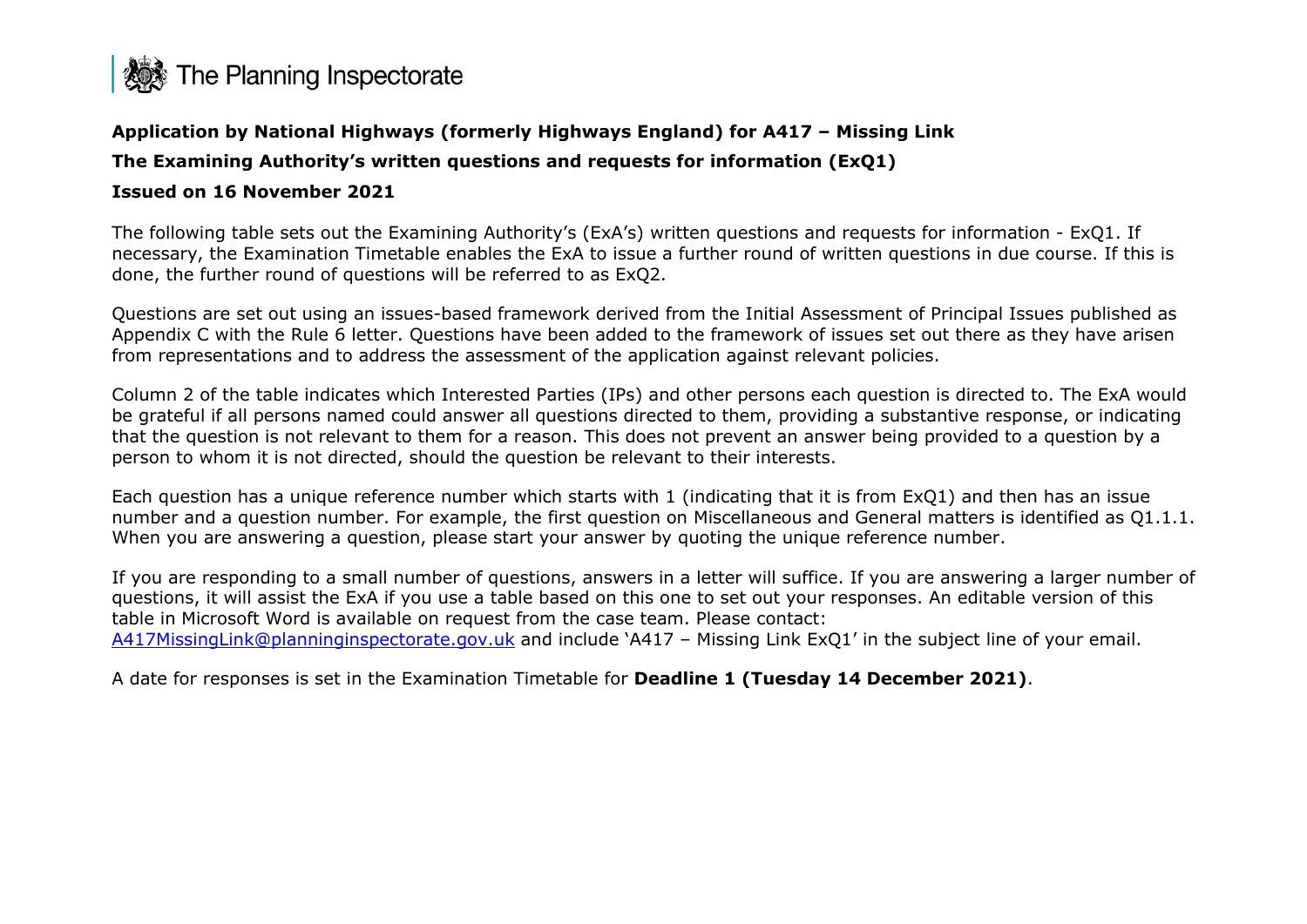The Planning Inspectorate

**Application by National Highways (formerly Highways England) for A417 – Missing Link**

**The Examining Authority's written questions and requests for information (ExQ1)**

**Issued on 16 November 2021**

The following table sets out the Examining Authority's (ExA's) written questions and requests for information - ExQ1. If necessary, the Examination Timetable enables the ExA to issue a further round of written questions in due course. If this is done, the further round of questions will be referred to as ExQ2.

Questions are set out using an issues-based framework derived from the Initial Assessment of Principal Issues published as Appendix C with the Rule 6 letter. Questions have been added to the framework of issues set out there as they have arisen from representations and to address the assessment of the application against relevant policies.

Column 2 of the table indicates which Interested Parties (IPs) and other persons each question is directed to. The ExA would be grateful if all persons named could answer all questions directed to them, providing a substantive response, or indicating that the question is not relevant to them for a reason. This does not prevent an answer being provided to a question by a person to whom it is not directed, should the question be relevant to their interests.

Each question has a unique reference number which starts with 1 (indicating that it is from ExQ1) and then has an issue number and a question number. For example, the first question on Miscellaneous and General matters is identified as Q1.1.1. When you are answering a question, please start your answer by quoting the unique reference number.

If you are responding to a small number of questions, answers in a letter will suffice. If you are answering a larger number of questions, it will assist the ExA if you use a table based on this one to set out your responses. An editable version of this table in Microsoft Word is available on request from the case team. Please contact: A417MissingLink@planninginspectorate.gov.uk and include 'A417 – Missing Link ExQ1' in the subject line of your email.

A date for responses is set in the Examination Timetable for **Deadline 1 (Tuesday 14 December 2021)**.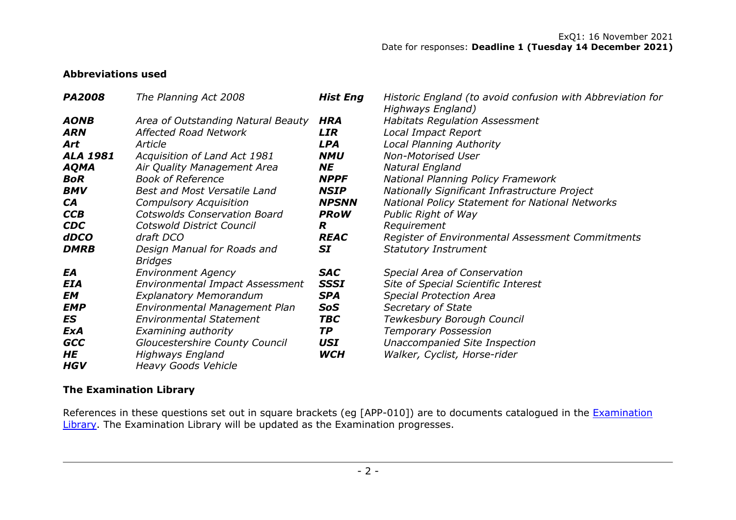ExQ1: 16 November 2021
Date for responses: **Deadline 1 (Tuesday 14 December 2021)**

## Abbreviations used

| | | | |
|---|---|---|---|
| ***PA2008*** | *The Planning Act 2008* | ***Hist Eng*** | *Historic England (to avoid confusion with Abbreviation for Highways England)* |
| ***AONB*** | *Area of Outstanding Natural Beauty* | ***HRA*** | *Habitats Regulation Assessment* |
| ***ARN*** | *Affected Road Network* | ***LIR*** | *Local Impact Report* |
| ***Art*** | *Article* | ***LPA*** | *Local Planning Authority* |
| ***ALA 1981*** | *Acquisition of Land Act 1981* | ***NMU*** | *Non-Motorised User* |
| ***AQMA*** | *Air Quality Management Area* | ***NE*** | *Natural England* |
| ***BoR*** | *Book of Reference* | ***NPPF*** | *National Planning Policy Framework* |
| ***BMV*** | *Best and Most Versatile Land* | ***NSIP*** | *Nationally Significant Infrastructure Project* |
| ***CA*** | *Compulsory Acquisition* | ***NPSNN*** | *National Policy Statement for National Networks* |
| ***CCB*** | *Cotswolds Conservation Board* | ***PRoW*** | *Public Right of Way* |
| ***CDC*** | *Cotswold District Council* | ***R*** | *Requirement* |
| ***dDCO*** | *draft DCO* | ***REAC*** | *Register of Environmental Assessment Commitments* |
| ***DMRB*** | *Design Manual for Roads and Bridges* | ***SI*** | *Statutory Instrument* |
| ***EA*** | *Environment Agency* | ***SAC*** | *Special Area of Conservation* |
| ***EIA*** | *Environmental Impact Assessment* | ***SSSI*** | *Site of Special Scientific Interest* |
| ***EM*** | *Explanatory Memorandum* | ***SPA*** | *Special Protection Area* |
| ***EMP*** | *Environmental Management Plan* | ***SoS*** | *Secretary of State* |
| ***ES*** | *Environmental Statement* | ***TBC*** | *Tewkesbury Borough Council* |
| ***ExA*** | *Examining authority* | ***TP*** | *Temporary Possession* |
| ***GCC*** | *Gloucestershire County Council* | ***USI*** | *Unaccompanied Site Inspection* |
| ***HE*** | *Highways England* | ***WCH*** | *Walker, Cyclist, Horse-rider* |
| ***HGV*** | *Heavy Goods Vehicle* | | |

## The Examination Library

References in these questions set out in square brackets (eg [APP-010]) are to documents catalogued in the Examination Library. The Examination Library will be updated as the Examination progresses.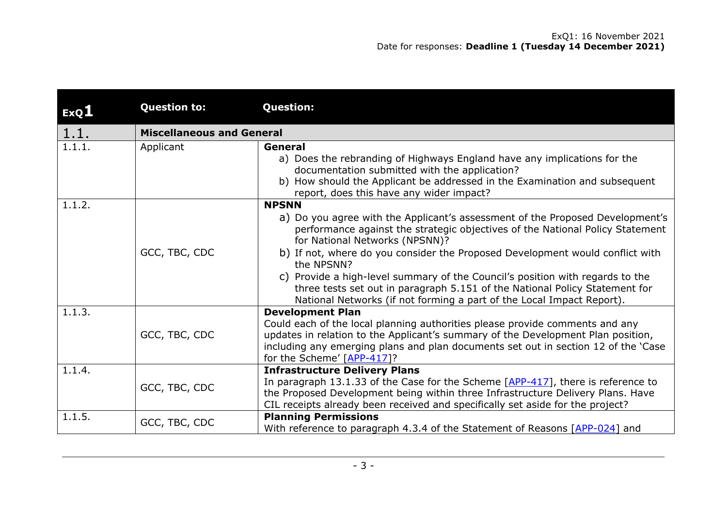ExQ1: 16 November 2021
Date for responses: **Deadline 1 (Tuesday 14 December 2021)**

| ExQ1 | Question to: | Question: |
|---|---|---|
| 1.1. | **Miscellaneous and General** | |
| 1.1.1. | Applicant | **General**<br>a) Does the rebranding of Highways England have any implications for the documentation submitted with the application?<br>b) How should the Applicant be addressed in the Examination and subsequent report, does this have any wider impact? |
| 1.1.2. | GCC, TBC, CDC | **NPSNN**<br>a) Do you agree with the Applicant's assessment of the Proposed Development's performance against the strategic objectives of the National Policy Statement for National Networks (NPSNN)?<br>b) If not, where do you consider the Proposed Development would conflict with the NPSNN?<br>c) Provide a high-level summary of the Council's position with regards to the three tests set out in paragraph 5.151 of the National Policy Statement for National Networks (if not forming a part of the Local Impact Report). |
| 1.1.3. | GCC, TBC, CDC | **Development Plan**<br>Could each of the local planning authorities please provide comments and any updates in relation to the Applicant's summary of the Development Plan position, including any emerging plans and plan documents set out in section 12 of the 'Case for the Scheme' [APP-417]? |
| 1.1.4. | GCC, TBC, CDC | **Infrastructure Delivery Plans**<br>In paragraph 13.1.33 of the Case for the Scheme [APP-417], there is reference to the Proposed Development being within three Infrastructure Delivery Plans. Have CIL receipts already been received and specifically set aside for the project? |
| 1.1.5. | GCC, TBC, CDC | **Planning Permissions**<br>With reference to paragraph 4.3.4 of the Statement of Reasons [APP-024] and |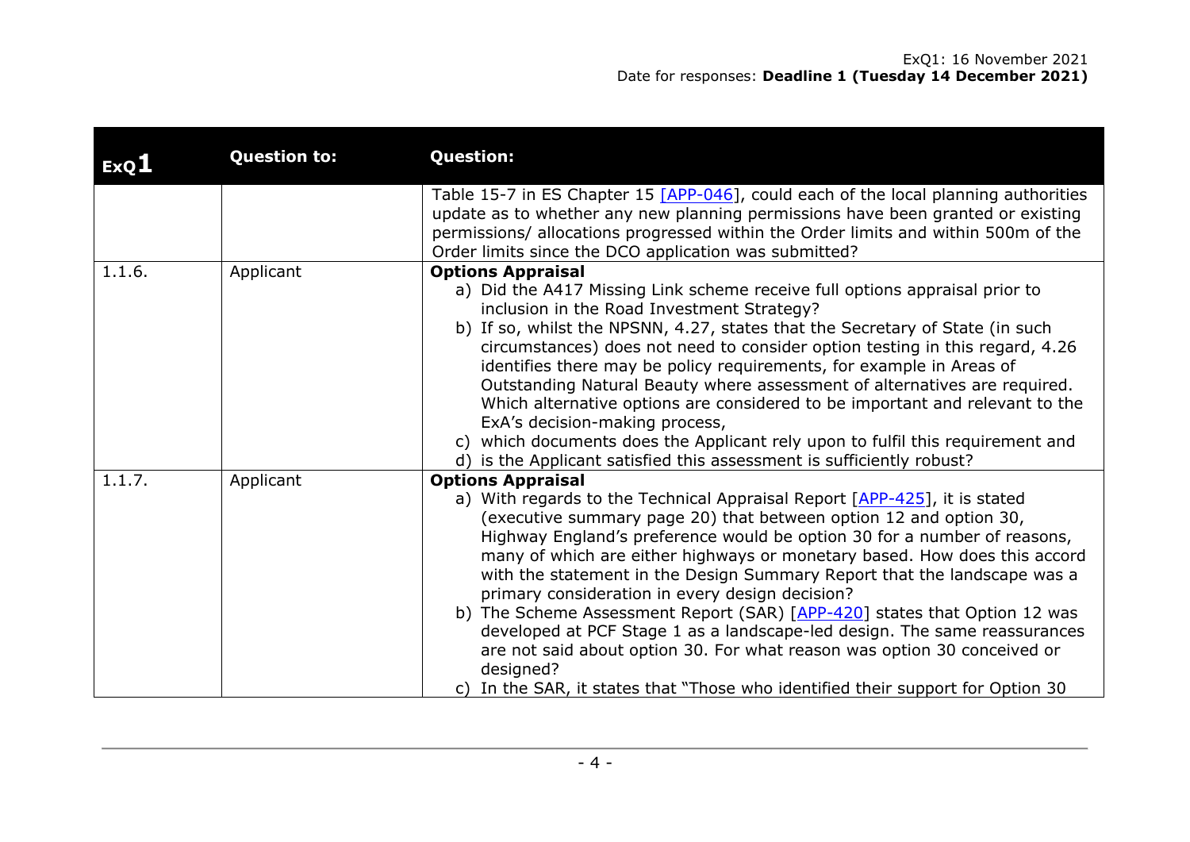| ExQ1 | Question to: | Question: |
|---|---|---|
| | | Table 15-7 in ES Chapter 15 [APP-046], could each of the local planning authorities update as to whether any new planning permissions have been granted or existing permissions/ allocations progressed within the Order limits and within 500m of the Order limits since the DCO application was submitted? |
| 1.1.6. | Applicant | **Options Appraisal**<br>a) Did the A417 Missing Link scheme receive full options appraisal prior to inclusion in the Road Investment Strategy?<br>b) If so, whilst the NPSNN, 4.27, states that the Secretary of State (in such circumstances) does not need to consider option testing in this regard, 4.26 identifies there may be policy requirements, for example in Areas of Outstanding Natural Beauty where assessment of alternatives are required. Which alternative options are considered to be important and relevant to the ExA's decision-making process,<br>c) which documents does the Applicant rely upon to fulfil this requirement and<br>d) is the Applicant satisfied this assessment is sufficiently robust? |
| 1.1.7. | Applicant | **Options Appraisal**<br>a) With regards to the Technical Appraisal Report [APP-425], it is stated (executive summary page 20) that between option 12 and option 30, Highway England's preference would be option 30 for a number of reasons, many of which are either highways or monetary based. How does this accord with the statement in the Design Summary Report that the landscape was a primary consideration in every design decision?<br>b) The Scheme Assessment Report (SAR) [APP-420] states that Option 12 was developed at PCF Stage 1 as a landscape-led design. The same reassurances are not said about option 30. For what reason was option 30 conceived or designed?<br>c) In the SAR, it states that "Those who identified their support for Option 30 |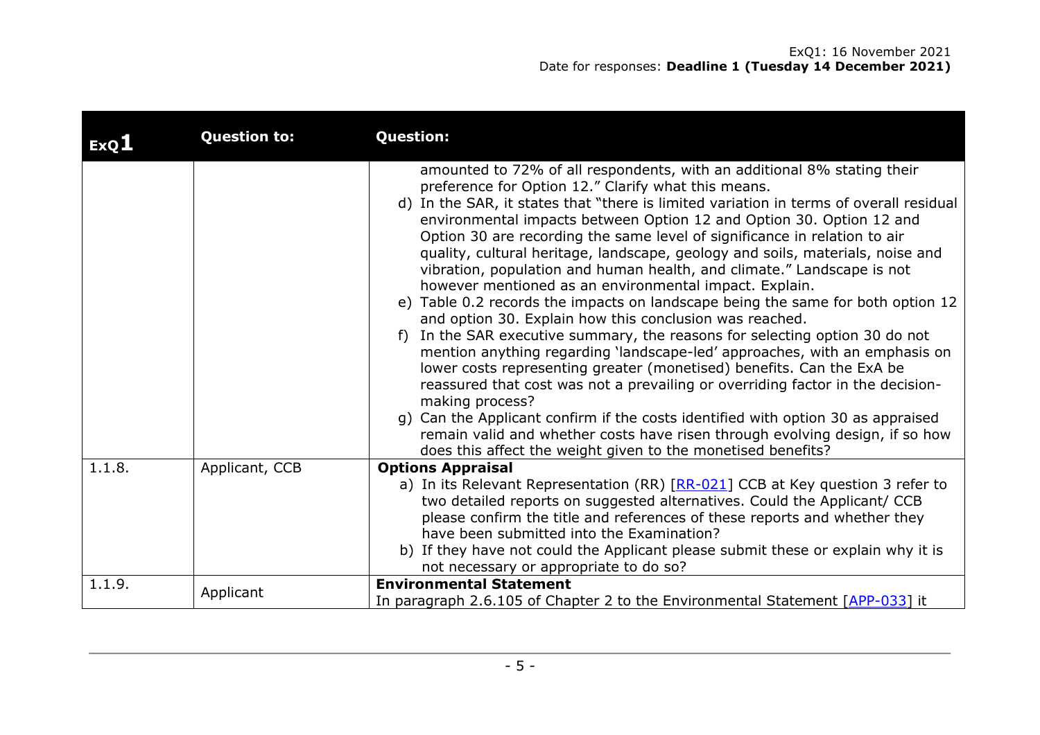| ExQ1 | Question to: | Question: |
|---|---|---|
| | | amounted to 72% of all respondents, with an additional 8% stating their preference for Option 12." Clarify what this means.<br>d) In the SAR, it states that "there is limited variation in terms of overall residual environmental impacts between Option 12 and Option 30. Option 12 and Option 30 are recording the same level of significance in relation to air quality, cultural heritage, landscape, geology and soils, materials, noise and vibration, population and human health, and climate." Landscape is not however mentioned as an environmental impact. Explain.<br>e) Table 0.2 records the impacts on landscape being the same for both option 12 and option 30. Explain how this conclusion was reached.<br>f) In the SAR executive summary, the reasons for selecting option 30 do not mention anything regarding 'landscape-led' approaches, with an emphasis on lower costs representing greater (monetised) benefits. Can the ExA be reassured that cost was not a prevailing or overriding factor in the decision-making process?<br>g) Can the Applicant confirm if the costs identified with option 30 as appraised remain valid and whether costs have risen through evolving design, if so how does this affect the weight given to the monetised benefits? |
| 1.1.8. | Applicant, CCB | **Options Appraisal**<br>a) In its Relevant Representation (RR) [RR-021] CCB at Key question 3 refer to two detailed reports on suggested alternatives. Could the Applicant/ CCB please confirm the title and references of these reports and whether they have been submitted into the Examination?<br>b) If they have not could the Applicant please submit these or explain why it is not necessary or appropriate to do so? |
| 1.1.9. | Applicant | **Environmental Statement**<br>In paragraph 2.6.105 of Chapter 2 to the Environmental Statement [APP-033] it |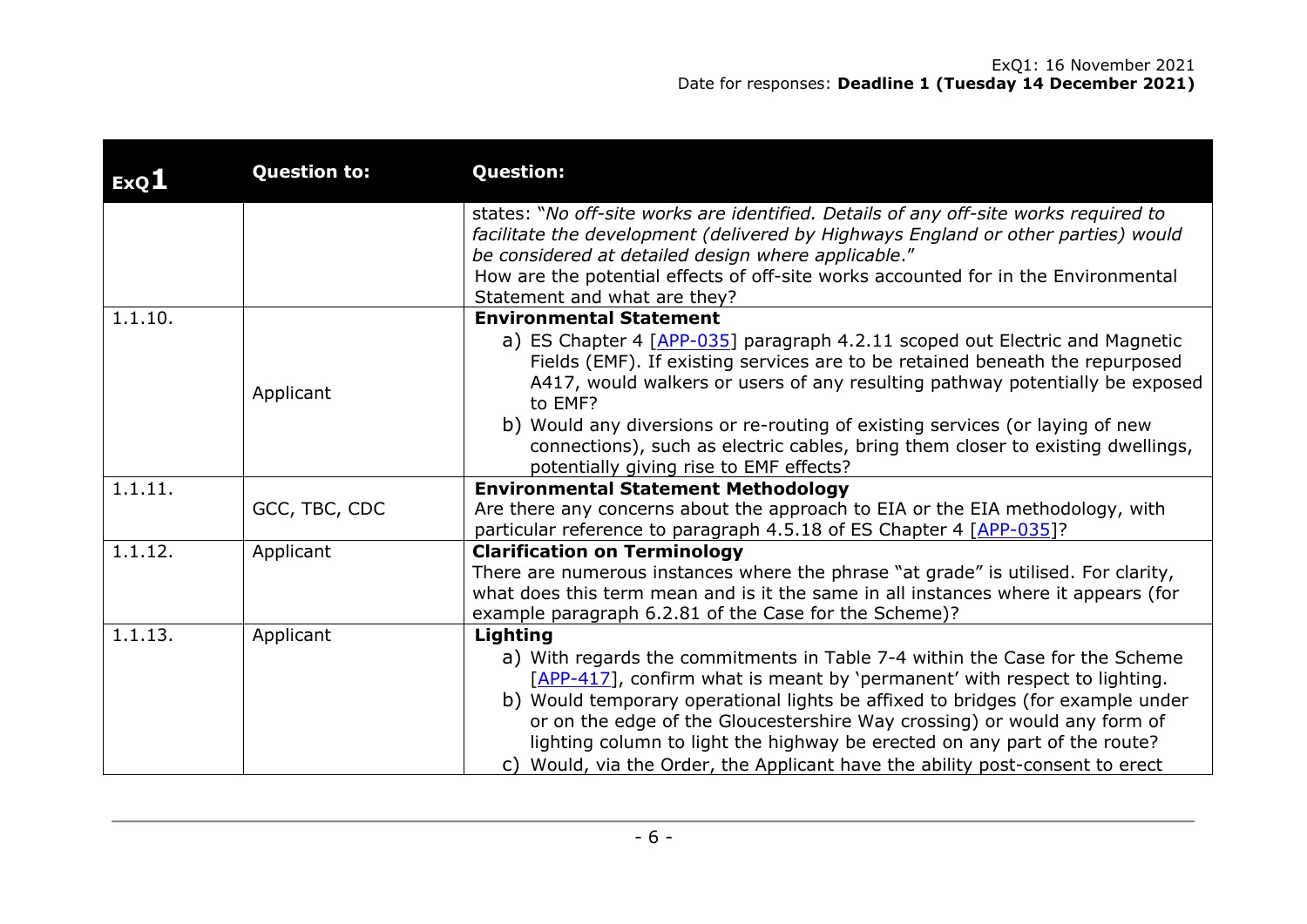| ExQ1 | Question to: | Question: |
|---|---|---|
| | | states: "*No off-site works are identified. Details of any off-site works required to facilitate the development (delivered by Highways England or other parties) would be considered at detailed design where applicable*." How are the potential effects of off-site works accounted for in the Environmental Statement and what are they? |
| 1.1.10. | Applicant | **Environmental Statement** a) ES Chapter 4 [APP-035] paragraph 4.2.11 scoped out Electric and Magnetic Fields (EMF). If existing services are to be retained beneath the repurposed A417, would walkers or users of any resulting pathway potentially be exposed to EMF? b) Would any diversions or re-routing of existing services (or laying of new connections), such as electric cables, bring them closer to existing dwellings, potentially giving rise to EMF effects? |
| 1.1.11. | GCC, TBC, CDC | **Environmental Statement Methodology** Are there any concerns about the approach to EIA or the EIA methodology, with particular reference to paragraph 4.5.18 of ES Chapter 4 [APP-035]? |
| 1.1.12. | Applicant | **Clarification on Terminology** There are numerous instances where the phrase "at grade" is utilised. For clarity, what does this term mean and is it the same in all instances where it appears (for example paragraph 6.2.81 of the Case for the Scheme)? |
| 1.1.13. | Applicant | **Lighting** a) With regards the commitments in Table 7-4 within the Case for the Scheme [APP-417], confirm what is meant by 'permanent' with respect to lighting. b) Would temporary operational lights be affixed to bridges (for example under or on the edge of the Gloucestershire Way crossing) or would any form of lighting column to light the highway be erected on any part of the route? c) Would, via the Order, the Applicant have the ability post-consent to erect |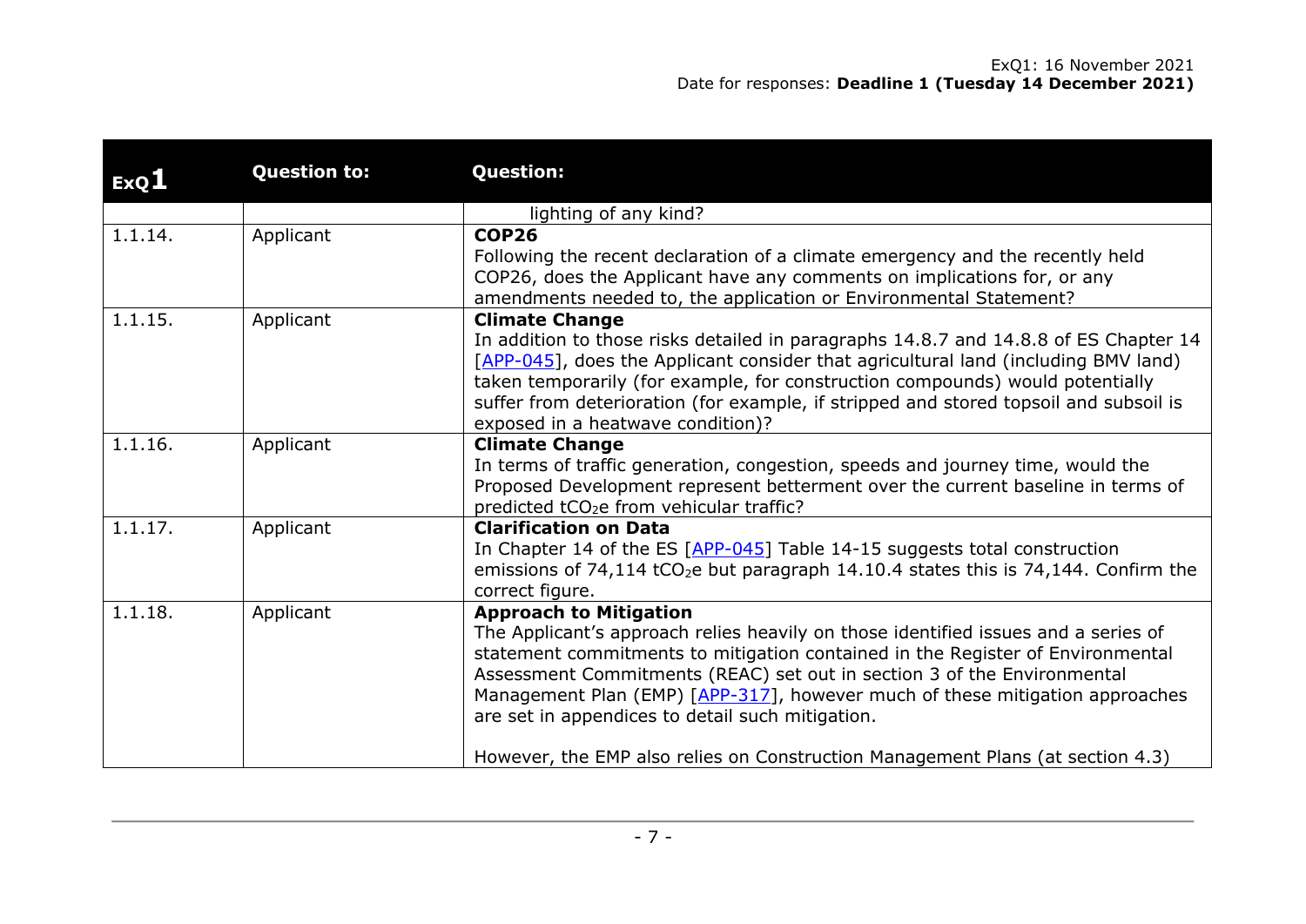| ExQ1 | Question to: | Question: |
|---|---|---|
| | | lighting of any kind? |
| 1.1.14. | Applicant | **COP26**<br>Following the recent declaration of a climate emergency and the recently held COP26, does the Applicant have any comments on implications for, or any amendments needed to, the application or Environmental Statement? |
| 1.1.15. | Applicant | **Climate Change**<br>In addition to those risks detailed in paragraphs 14.8.7 and 14.8.8 of ES Chapter 14 [APP-045], does the Applicant consider that agricultural land (including BMV land) taken temporarily (for example, for construction compounds) would potentially suffer from deterioration (for example, if stripped and stored topsoil and subsoil is exposed in a heatwave condition)? |
| 1.1.16. | Applicant | **Climate Change**<br>In terms of traffic generation, congestion, speeds and journey time, would the Proposed Development represent betterment over the current baseline in terms of predicted $tCO_2e$ from vehicular traffic? |
| 1.1.17. | Applicant | **Clarification on Data**<br>In Chapter 14 of the ES [APP-045] Table 14-15 suggests total construction emissions of 74,114 $tCO_2e$ but paragraph 14.10.4 states this is 74,144. Confirm the correct figure. |
| 1.1.18. | Applicant | **Approach to Mitigation**<br>The Applicant's approach relies heavily on those identified issues and a series of statement commitments to mitigation contained in the Register of Environmental Assessment Commitments (REAC) set out in section 3 of the Environmental Management Plan (EMP) [APP-317], however much of these mitigation approaches are set in appendices to detail such mitigation.<br><br>However, the EMP also relies on Construction Management Plans (at section 4.3) |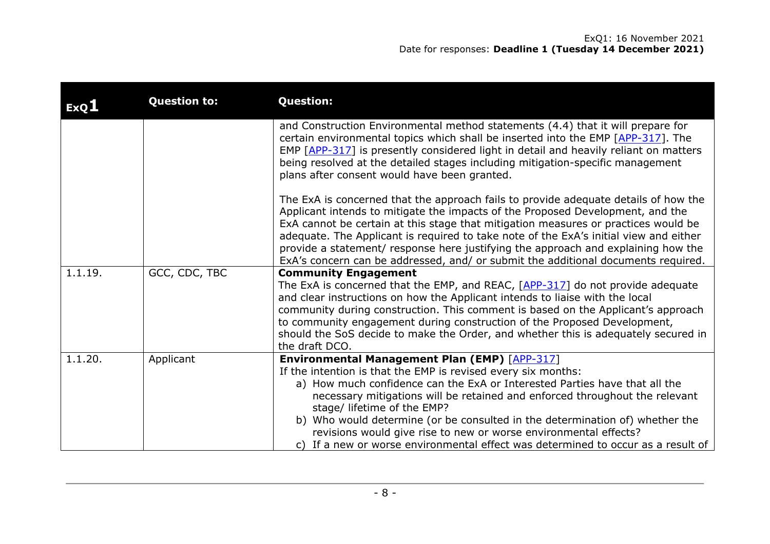| ExQ1 | Question to: | Question: |
| --- | --- | --- |
| | | and Construction Environmental method statements (4.4) that it will prepare for certain environmental topics which shall be inserted into the EMP [APP-317]. The EMP [APP-317] is presently considered light in detail and heavily reliant on matters being resolved at the detailed stages including mitigation-specific management plans after consent would have been granted.<br><br>The ExA is concerned that the approach fails to provide adequate details of how the Applicant intends to mitigate the impacts of the Proposed Development, and the ExA cannot be certain at this stage that mitigation measures or practices would be adequate. The Applicant is required to take note of the ExA's initial view and either provide a statement/ response here justifying the approach and explaining how the ExA's concern can be addressed, and/ or submit the additional documents required. |
| 1.1.19. | GCC, CDC, TBC | **Community Engagement**<br>The ExA is concerned that the EMP, and REAC, [APP-317] do not provide adequate and clear instructions on how the Applicant intends to liaise with the local community during construction. This comment is based on the Applicant's approach to community engagement during construction of the Proposed Development, should the SoS decide to make the Order, and whether this is adequately secured in the draft DCO. |
| 1.1.20. | Applicant | **Environmental Management Plan (EMP)** [APP-317]<br>If the intention is that the EMP is revised every six months:<br>a) How much confidence can the ExA or Interested Parties have that all the necessary mitigations will be retained and enforced throughout the relevant stage/ lifetime of the EMP?<br>b) Who would determine (or be consulted in the determination of) whether the revisions would give rise to new or worse environmental effects?<br>c) If a new or worse environmental effect was determined to occur as a result of |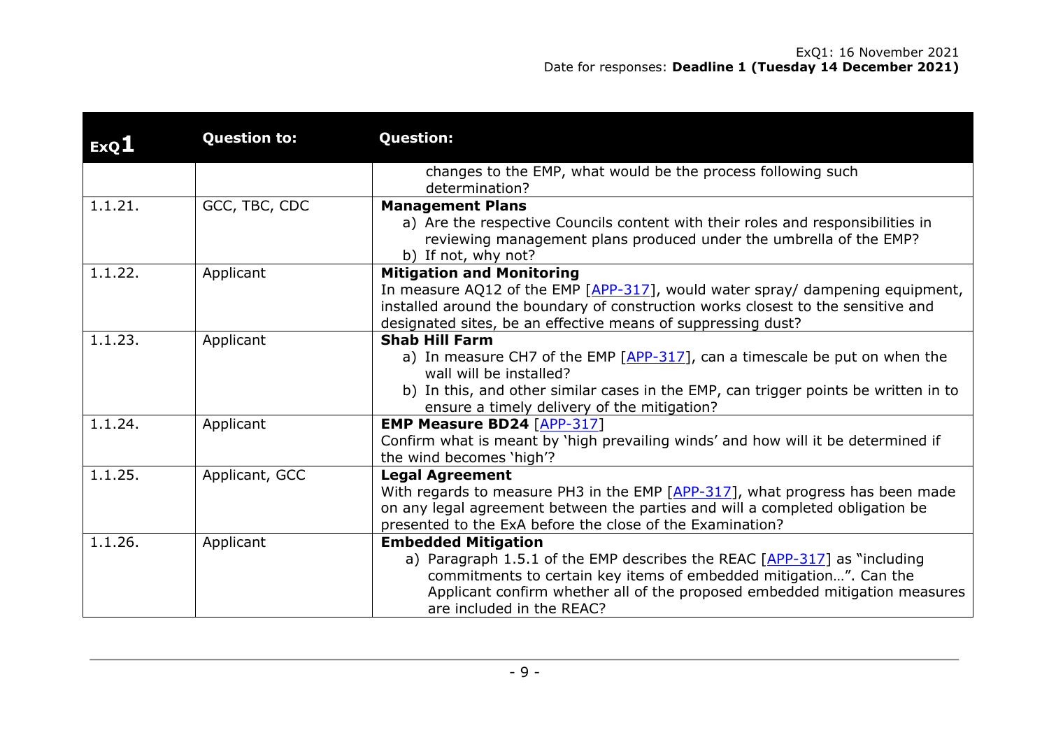| ExQ1 | Question to: | Question: |
|---|---|---|
| | | changes to the EMP, what would be the process following such determination? |
| 1.1.21. | GCC, TBC, CDC | **Management Plans**<br>a) Are the respective Councils content with their roles and responsibilities in reviewing management plans produced under the umbrella of the EMP?<br>b) If not, why not? |
| 1.1.22. | Applicant | **Mitigation and Monitoring**<br>In measure AQ12 of the EMP [APP-317], would water spray/ dampening equipment, installed around the boundary of construction works closest to the sensitive and designated sites, be an effective means of suppressing dust? |
| 1.1.23. | Applicant | **Shab Hill Farm**<br>a) In measure CH7 of the EMP [APP-317], can a timescale be put on when the wall will be installed?<br>b) In this, and other similar cases in the EMP, can trigger points be written in to ensure a timely delivery of the mitigation? |
| 1.1.24. | Applicant | **EMP Measure BD24** [APP-317]<br>Confirm what is meant by 'high prevailing winds' and how will it be determined if the wind becomes 'high'? |
| 1.1.25. | Applicant, GCC | **Legal Agreement**<br>With regards to measure PH3 in the EMP [APP-317], what progress has been made on any legal agreement between the parties and will a completed obligation be presented to the ExA before the close of the Examination? |
| 1.1.26. | Applicant | **Embedded Mitigation**<br>a) Paragraph 1.5.1 of the EMP describes the REAC [APP-317] as "including commitments to certain key items of embedded mitigation…". Can the Applicant confirm whether all of the proposed embedded mitigation measures are included in the REAC? |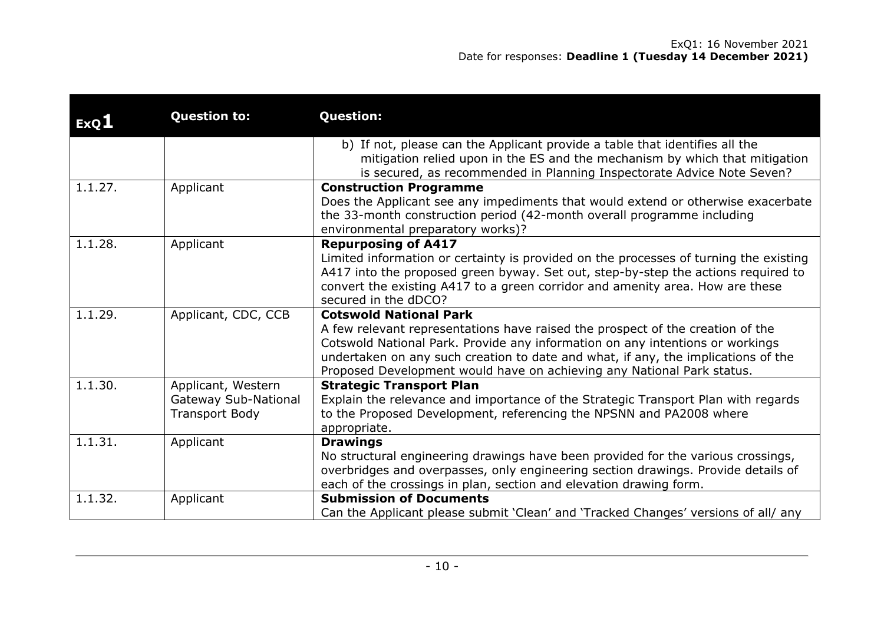| ExQ1 | Question to: | Question: |
| --- | --- | --- |
| | | b) If not, please can the Applicant provide a table that identifies all the mitigation relied upon in the ES and the mechanism by which that mitigation is secured, as recommended in Planning Inspectorate Advice Note Seven? |
| 1.1.27. | Applicant | **Construction Programme** Does the Applicant see any impediments that would extend or otherwise exacerbate the 33-month construction period (42-month overall programme including environmental preparatory works)? |
| 1.1.28. | Applicant | **Repurposing of A417** Limited information or certainty is provided on the processes of turning the existing A417 into the proposed green byway. Set out, step-by-step the actions required to convert the existing A417 to a green corridor and amenity area. How are these secured in the dDCO? |
| 1.1.29. | Applicant, CDC, CCB | **Cotswold National Park** A few relevant representations have raised the prospect of the creation of the Cotswold National Park. Provide any information on any intentions or workings undertaken on any such creation to date and what, if any, the implications of the Proposed Development would have on achieving any National Park status. |
| 1.1.30. | Applicant, Western Gateway Sub-National Transport Body | **Strategic Transport Plan** Explain the relevance and importance of the Strategic Transport Plan with regards to the Proposed Development, referencing the NPSNN and PA2008 where appropriate. |
| 1.1.31. | Applicant | **Drawings** No structural engineering drawings have been provided for the various crossings, overbridges and overpasses, only engineering section drawings. Provide details of each of the crossings in plan, section and elevation drawing form. |
| 1.1.32. | Applicant | **Submission of Documents** Can the Applicant please submit 'Clean' and 'Tracked Changes' versions of all/ any |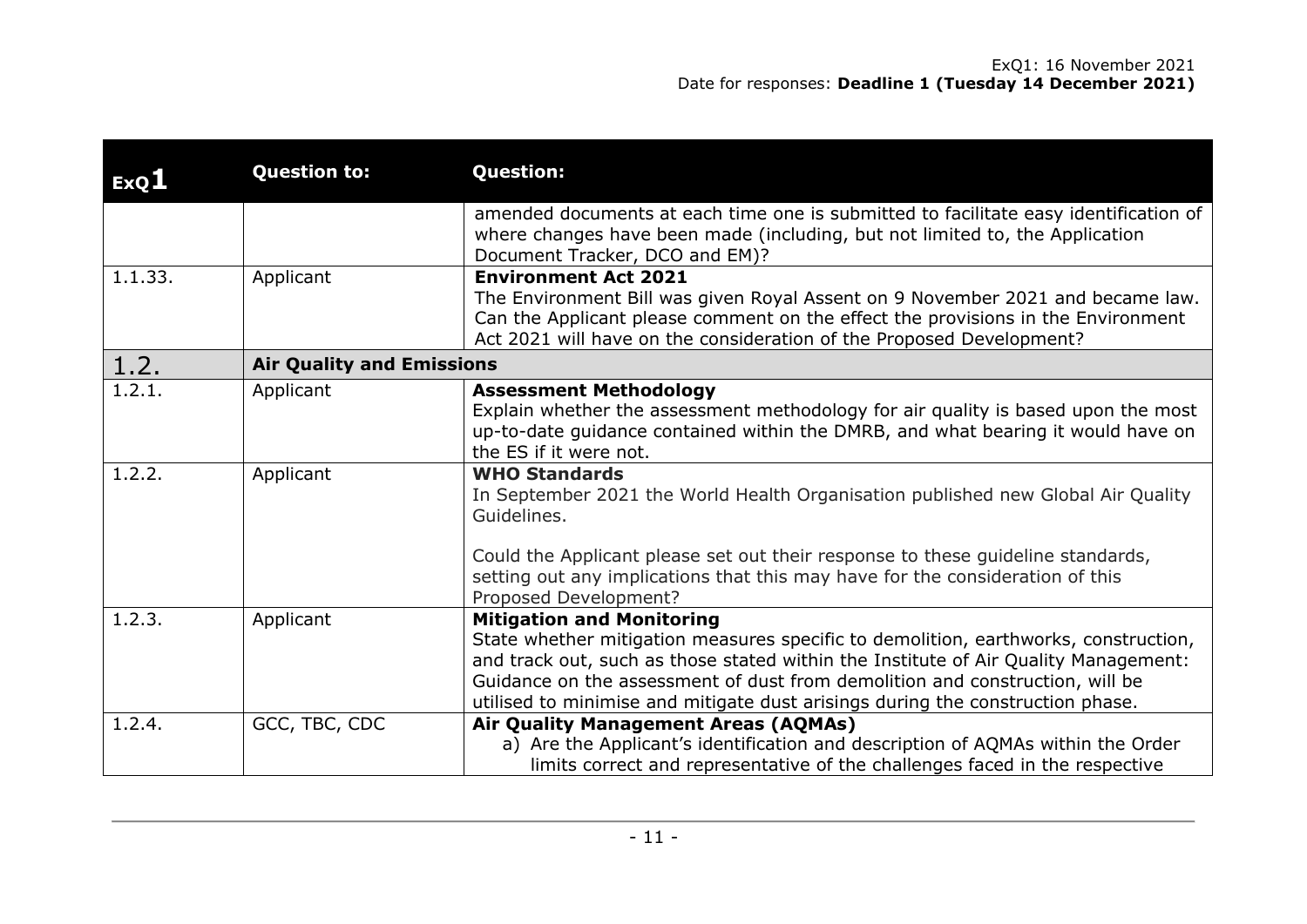| ExQ1 | Question to: | Question: |
|---|---|---|
| | | amended documents at each time one is submitted to facilitate easy identification of where changes have been made (including, but not limited to, the Application Document Tracker, DCO and EM)? |
| 1.1.33. | Applicant | **Environment Act 2021**<br>The Environment Bill was given Royal Assent on 9 November 2021 and became law. Can the Applicant please comment on the effect the provisions in the Environment Act 2021 will have on the consideration of the Proposed Development? |
| 1.2. | **Air Quality and Emissions** | |
| 1.2.1. | Applicant | **Assessment Methodology**<br>Explain whether the assessment methodology for air quality is based upon the most up-to-date guidance contained within the DMRB, and what bearing it would have on the ES if it were not. |
| 1.2.2. | Applicant | **WHO Standards**<br>In September 2021 the World Health Organisation published new Global Air Quality Guidelines.<br><br>Could the Applicant please set out their response to these guideline standards, setting out any implications that this may have for the consideration of this Proposed Development? |
| 1.2.3. | Applicant | **Mitigation and Monitoring**<br>State whether mitigation measures specific to demolition, earthworks, construction, and track out, such as those stated within the Institute of Air Quality Management: Guidance on the assessment of dust from demolition and construction, will be utilised to minimise and mitigate dust arisings during the construction phase. |
| 1.2.4. | GCC, TBC, CDC | **Air Quality Management Areas (AQMAs)**<br>a) Are the Applicant's identification and description of AQMAs within the Order limits correct and representative of the challenges faced in the respective |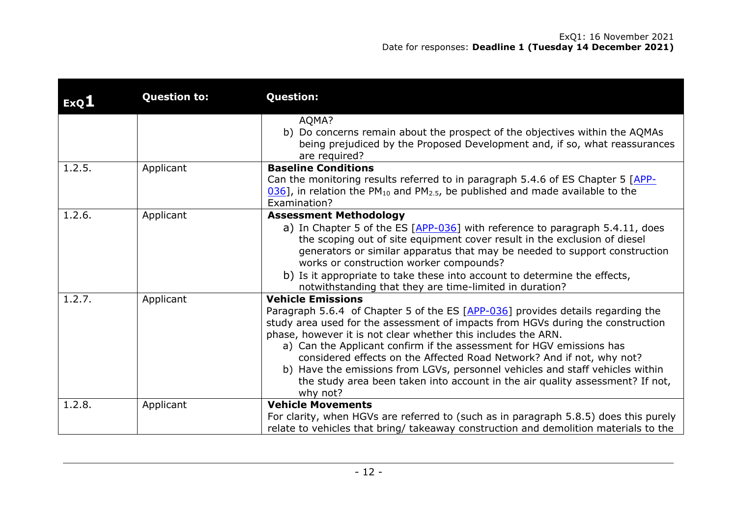| ExQ1 | Question to: | Question: |
|---|---|---|
| | | AQMA?<br>b) Do concerns remain about the prospect of the objectives within the AQMAs being prejudiced by the Proposed Development and, if so, what reassurances are required? |
| 1.2.5. | Applicant | **Baseline Conditions**<br>Can the monitoring results referred to in paragraph 5.4.6 of ES Chapter 5 [APP-036], in relation the $PM_{10}$ and $PM_{2.5}$, be published and made available to the Examination? |
| 1.2.6. | Applicant | **Assessment Methodology**<br>a) In Chapter 5 of the ES [APP-036] with reference to paragraph 5.4.11, does the scoping out of site equipment cover result in the exclusion of diesel generators or similar apparatus that may be needed to support construction works or construction worker compounds?<br>b) Is it appropriate to take these into account to determine the effects, notwithstanding that they are time-limited in duration? |
| 1.2.7. | Applicant | **Vehicle Emissions**<br>Paragraph 5.6.4 of Chapter 5 of the ES [APP-036] provides details regarding the study area used for the assessment of impacts from HGVs during the construction phase, however it is not clear whether this includes the ARN.<br>a) Can the Applicant confirm if the assessment for HGV emissions has considered effects on the Affected Road Network? And if not, why not?<br>b) Have the emissions from LGVs, personnel vehicles and staff vehicles within the study area been taken into account in the air quality assessment? If not, why not? |
| 1.2.8. | Applicant | **Vehicle Movements**<br>For clarity, when HGVs are referred to (such as in paragraph 5.8.5) does this purely relate to vehicles that bring/ takeaway construction and demolition materials to the |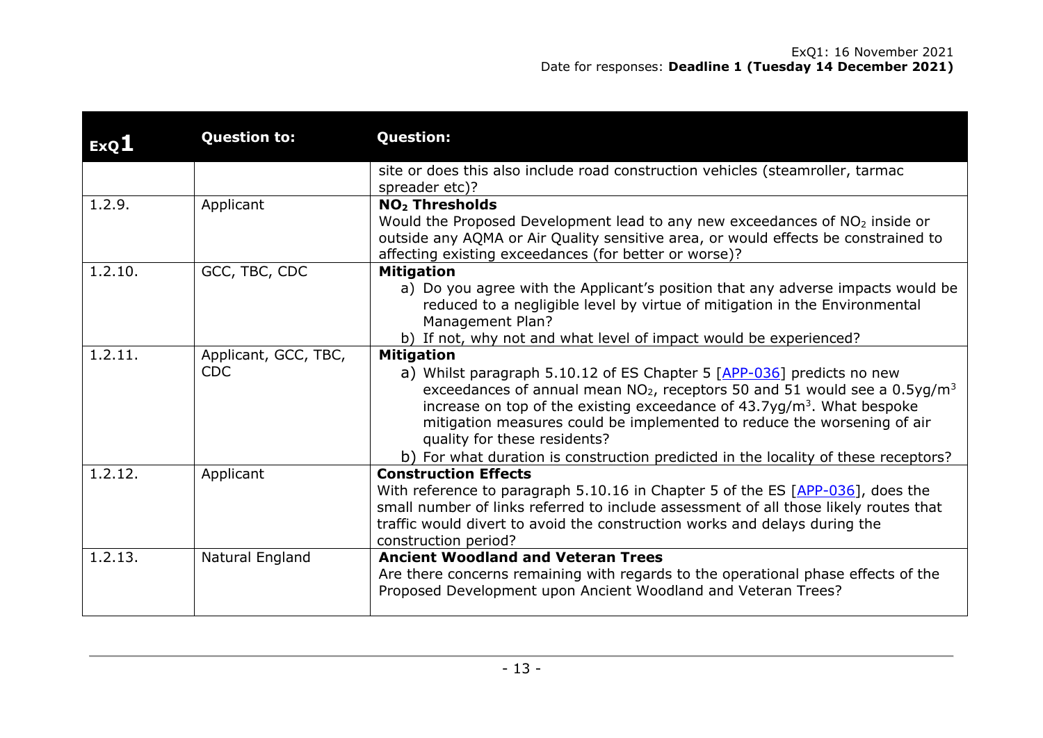| ExQ1 | Question to: | Question: |
|---|---|---|
| | | site or does this also include road construction vehicles (steamroller, tarmac spreader etc)? |
| 1.2.9. | Applicant | **$NO_2$ Thresholds**<br>Would the Proposed Development lead to any new exceedances of $NO_2$ inside or outside any AQMA or Air Quality sensitive area, or would effects be constrained to affecting existing exceedances (for better or worse)? |
| 1.2.10. | GCC, TBC, CDC | **Mitigation**<br>a) Do you agree with the Applicant's position that any adverse impacts would be reduced to a negligible level by virtue of mitigation in the Environmental Management Plan?<br>b) If not, why not and what level of impact would be experienced? |
| 1.2.11. | Applicant, GCC, TBC, CDC | **Mitigation**<br>a) Whilst paragraph 5.10.12 of ES Chapter 5 [APP-036] predicts no new exceedances of annual mean $NO_2$, receptors 50 and 51 would see a 0.5yg/$m^3$ increase on top of the existing exceedance of 43.7yg/$m^3$. What bespoke mitigation measures could be implemented to reduce the worsening of air quality for these residents?<br>b) For what duration is construction predicted in the locality of these receptors? |
| 1.2.12. | Applicant | **Construction Effects**<br>With reference to paragraph 5.10.16 in Chapter 5 of the ES [APP-036], does the small number of links referred to include assessment of all those likely routes that traffic would divert to avoid the construction works and delays during the construction period? |
| 1.2.13. | Natural England | **Ancient Woodland and Veteran Trees**<br>Are there concerns remaining with regards to the operational phase effects of the Proposed Development upon Ancient Woodland and Veteran Trees? |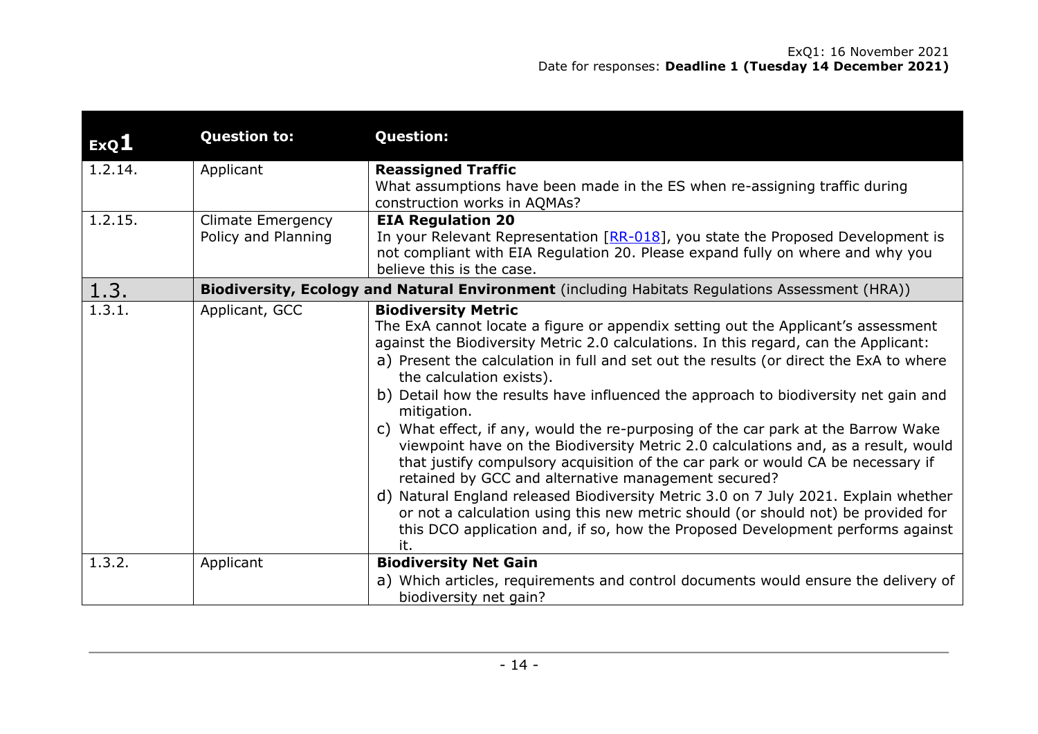| ExQ1 | Question to: | Question: |
|---|---|---|
| 1.2.14. | Applicant | **Reassigned Traffic**<br>What assumptions have been made in the ES when re-assigning traffic during construction works in AQMAs? |
| 1.2.15. | Climate Emergency Policy and Planning | **EIA Regulation 20**<br>In your Relevant Representation [RR-018], you state the Proposed Development is not compliant with EIA Regulation 20. Please expand fully on where and why you believe this is the case. |
| 1.3. | **Biodiversity, Ecology and Natural Environment** (including Habitats Regulations Assessment (HRA)) | |
| 1.3.1. | Applicant, GCC | **Biodiversity Metric**<br>The ExA cannot locate a figure or appendix setting out the Applicant's assessment against the Biodiversity Metric 2.0 calculations. In this regard, can the Applicant:<br>a) Present the calculation in full and set out the results (or direct the ExA to where the calculation exists).<br>b) Detail how the results have influenced the approach to biodiversity net gain and mitigation.<br>c) What effect, if any, would the re-purposing of the car park at the Barrow Wake viewpoint have on the Biodiversity Metric 2.0 calculations and, as a result, would that justify compulsory acquisition of the car park or would CA be necessary if retained by GCC and alternative management secured?<br>d) Natural England released Biodiversity Metric 3.0 on 7 July 2021. Explain whether or not a calculation using this new metric should (or should not) be provided for this DCO application and, if so, how the Proposed Development performs against it. |
| 1.3.2. | Applicant | **Biodiversity Net Gain**<br>a) Which articles, requirements and control documents would ensure the delivery of biodiversity net gain? |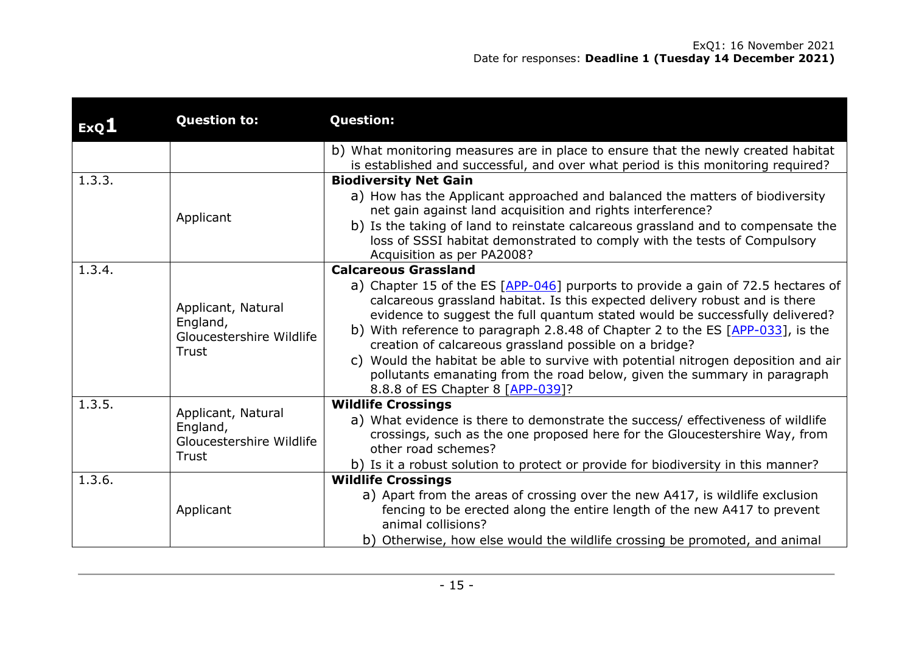| ExQ1 | Question to: | Question: |
|---|---|---|
| | | b) What monitoring measures are in place to ensure that the newly created habitat is established and successful, and over what period is this monitoring required? |
| 1.3.3. | Applicant | **Biodiversity Net Gain**<br>a) How has the Applicant approached and balanced the matters of biodiversity net gain against land acquisition and rights interference?<br>b) Is the taking of land to reinstate calcareous grassland and to compensate the loss of SSSI habitat demonstrated to comply with the tests of Compulsory Acquisition as per PA2008? |
| 1.3.4. | Applicant, Natural England, Gloucestershire Wildlife Trust | **Calcareous Grassland**<br>a) Chapter 15 of the ES [APP-046] purports to provide a gain of 72.5 hectares of calcareous grassland habitat. Is this expected delivery robust and is there evidence to suggest the full quantum stated would be successfully delivered?<br>b) With reference to paragraph 2.8.48 of Chapter 2 to the ES [APP-033], is the creation of calcareous grassland possible on a bridge?<br>c) Would the habitat be able to survive with potential nitrogen deposition and air pollutants emanating from the road below, given the summary in paragraph 8.8.8 of ES Chapter 8 [APP-039]? |
| 1.3.5. | Applicant, Natural England, Gloucestershire Wildlife Trust | **Wildlife Crossings**<br>a) What evidence is there to demonstrate the success/ effectiveness of wildlife crossings, such as the one proposed here for the Gloucestershire Way, from other road schemes?<br>b) Is it a robust solution to protect or provide for biodiversity in this manner? |
| 1.3.6. | Applicant | **Wildlife Crossings**<br>a) Apart from the areas of crossing over the new A417, is wildlife exclusion fencing to be erected along the entire length of the new A417 to prevent animal collisions?<br>b) Otherwise, how else would the wildlife crossing be promoted, and animal |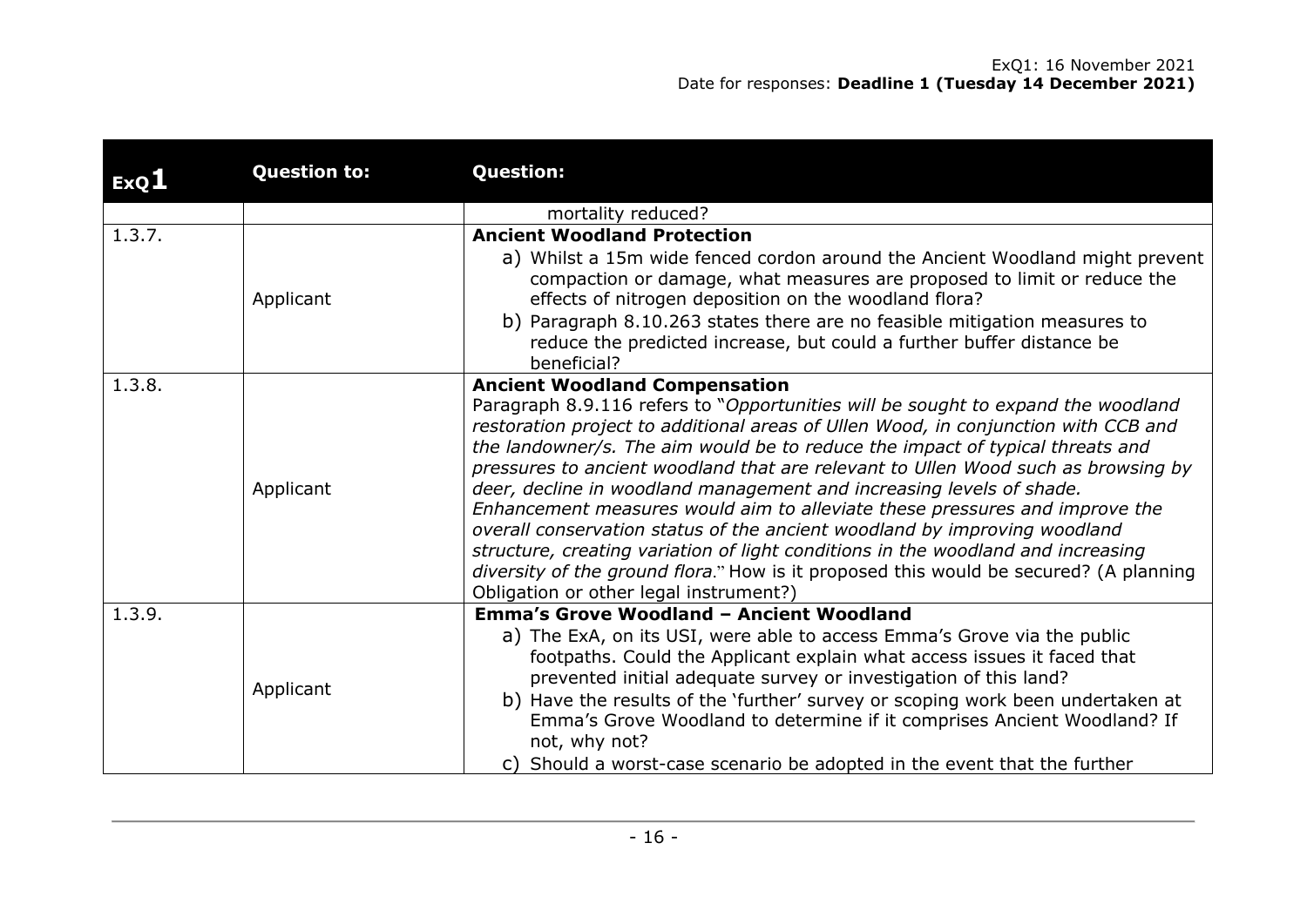| ExQ1 | Question to: | Question: |
|---|---|---|
| | | mortality reduced? |
| 1.3.7. | Applicant | **Ancient Woodland Protection**<br>a) Whilst a 15m wide fenced cordon around the Ancient Woodland might prevent compaction or damage, what measures are proposed to limit or reduce the effects of nitrogen deposition on the woodland flora?<br>b) Paragraph 8.10.263 states there are no feasible mitigation measures to reduce the predicted increase, but could a further buffer distance be beneficial? |
| 1.3.8. | Applicant | **Ancient Woodland Compensation**<br>Paragraph 8.9.116 refers to "*Opportunities will be sought to expand the woodland restoration project to additional areas of Ullen Wood, in conjunction with CCB and the landowner/s. The aim would be to reduce the impact of typical threats and pressures to ancient woodland that are relevant to Ullen Wood such as browsing by deer, decline in woodland management and increasing levels of shade. Enhancement measures would aim to alleviate these pressures and improve the overall conservation status of the ancient woodland by improving woodland structure, creating variation of light conditions in the woodland and increasing diversity of the ground flora*." How is it proposed this would be secured? (A planning Obligation or other legal instrument?) |
| 1.3.9. | Applicant | **Emma's Grove Woodland – Ancient Woodland**<br>a) The ExA, on its USI, were able to access Emma's Grove via the public footpaths. Could the Applicant explain what access issues it faced that prevented initial adequate survey or investigation of this land?<br>b) Have the results of the 'further' survey or scoping work been undertaken at Emma's Grove Woodland to determine if it comprises Ancient Woodland? If not, why not?<br>c) Should a worst-case scenario be adopted in the event that the further |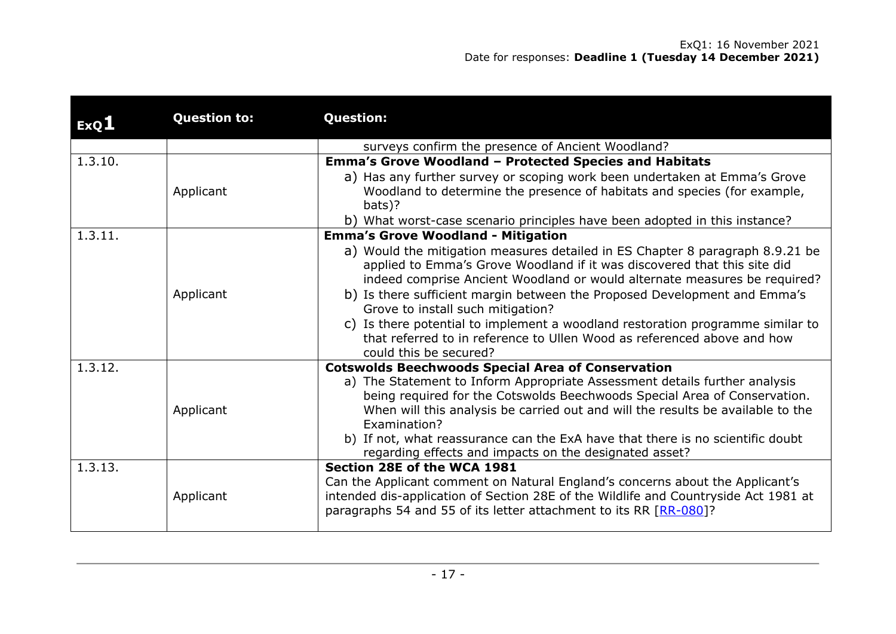| ExQ1 | Question to: | Question: |
|---|---|---|
| | | surveys confirm the presence of Ancient Woodland? |
| 1.3.10. | Applicant | **Emma's Grove Woodland – Protected Species and Habitats**<br>a) Has any further survey or scoping work been undertaken at Emma's Grove Woodland to determine the presence of habitats and species (for example, bats)?<br>b) What worst-case scenario principles have been adopted in this instance? |
| 1.3.11. | Applicant | **Emma's Grove Woodland - Mitigation**<br>a) Would the mitigation measures detailed in ES Chapter 8 paragraph 8.9.21 be applied to Emma's Grove Woodland if it was discovered that this site did indeed comprise Ancient Woodland or would alternate measures be required?<br>b) Is there sufficient margin between the Proposed Development and Emma's Grove to install such mitigation?<br>c) Is there potential to implement a woodland restoration programme similar to that referred to in reference to Ullen Wood as referenced above and how could this be secured? |
| 1.3.12. | Applicant | **Cotswolds Beechwoods Special Area of Conservation**<br>a) The Statement to Inform Appropriate Assessment details further analysis being required for the Cotswolds Beechwoods Special Area of Conservation. When will this analysis be carried out and will the results be available to the Examination?<br>b) If not, what reassurance can the ExA have that there is no scientific doubt regarding effects and impacts on the designated asset? |
| 1.3.13. | Applicant | **Section 28E of the WCA 1981**<br>Can the Applicant comment on Natural England's concerns about the Applicant's intended dis-application of Section 28E of the Wildlife and Countryside Act 1981 at paragraphs 54 and 55 of its letter attachment to its RR [RR-080]? |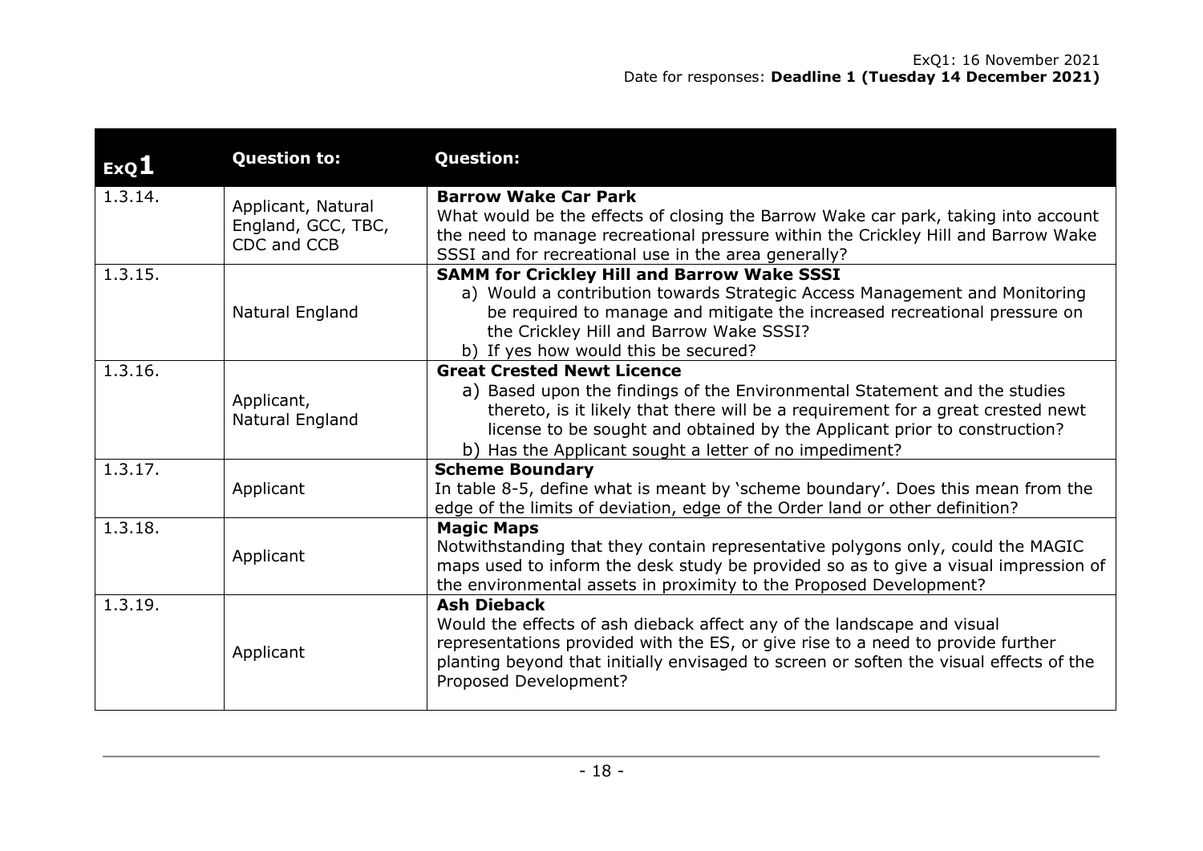| ExQ1 | Question to: | Question: |
|---|---|---|
| 1.3.14. | Applicant, Natural England, GCC, TBC, CDC and CCB | **Barrow Wake Car Park**<br>What would be the effects of closing the Barrow Wake car park, taking into account the need to manage recreational pressure within the Crickley Hill and Barrow Wake SSSI and for recreational use in the area generally? |
| 1.3.15. | Natural England | **SAMM for Crickley Hill and Barrow Wake SSSI**<br>a) Would a contribution towards Strategic Access Management and Monitoring be required to manage and mitigate the increased recreational pressure on the Crickley Hill and Barrow Wake SSSI?<br>b) If yes how would this be secured? |
| 1.3.16. | Applicant, Natural England | **Great Crested Newt Licence**<br>a) Based upon the findings of the Environmental Statement and the studies thereto, is it likely that there will be a requirement for a great crested newt license to be sought and obtained by the Applicant prior to construction?<br>b) Has the Applicant sought a letter of no impediment? |
| 1.3.17. | Applicant | **Scheme Boundary**<br>In table 8-5, define what is meant by 'scheme boundary'. Does this mean from the edge of the limits of deviation, edge of the Order land or other definition? |
| 1.3.18. | Applicant | **Magic Maps**<br>Notwithstanding that they contain representative polygons only, could the MAGIC maps used to inform the desk study be provided so as to give a visual impression of the environmental assets in proximity to the Proposed Development? |
| 1.3.19. | Applicant | **Ash Dieback**<br>Would the effects of ash dieback affect any of the landscape and visual representations provided with the ES, or give rise to a need to provide further planting beyond that initially envisaged to screen or soften the visual effects of the Proposed Development? |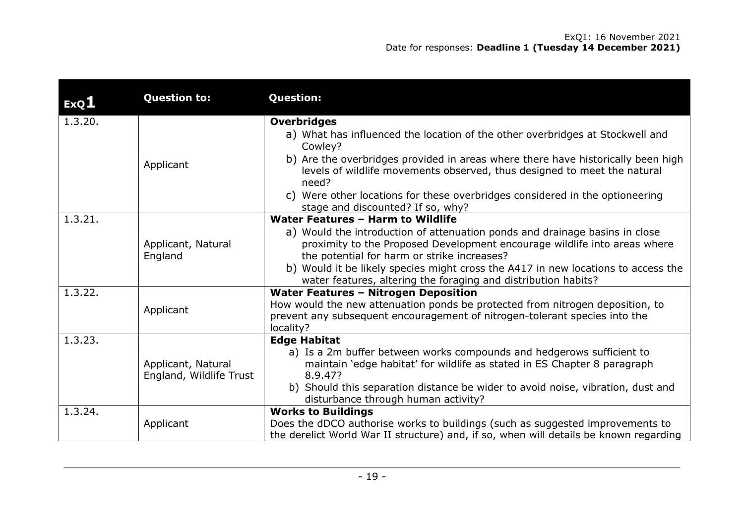| ExQ1 | Question to: | Question: |
| --- | --- | --- |
| 1.3.20. | Applicant | **Overbridges**<br>a) What has influenced the location of the other overbridges at Stockwell and Cowley?<br>b) Are the overbridges provided in areas where there have historically been high levels of wildlife movements observed, thus designed to meet the natural need?<br>c) Were other locations for these overbridges considered in the optioneering stage and discounted? If so, why? |
| 1.3.21. | Applicant, Natural England | **Water Features – Harm to Wildlife**<br>a) Would the introduction of attenuation ponds and drainage basins in close proximity to the Proposed Development encourage wildlife into areas where the potential for harm or strike increases?<br>b) Would it be likely species might cross the A417 in new locations to access the water features, altering the foraging and distribution habits? |
| 1.3.22. | Applicant | **Water Features – Nitrogen Deposition**<br>How would the new attenuation ponds be protected from nitrogen deposition, to prevent any subsequent encouragement of nitrogen-tolerant species into the locality? |
| 1.3.23. | Applicant, Natural England, Wildlife Trust | **Edge Habitat**<br>a) Is a 2m buffer between works compounds and hedgerows sufficient to maintain 'edge habitat' for wildlife as stated in ES Chapter 8 paragraph 8.9.47?<br>b) Should this separation distance be wider to avoid noise, vibration, dust and disturbance through human activity? |
| 1.3.24. | Applicant | **Works to Buildings**<br>Does the dDCO authorise works to buildings (such as suggested improvements to the derelict World War II structure) and, if so, when will details be known regarding |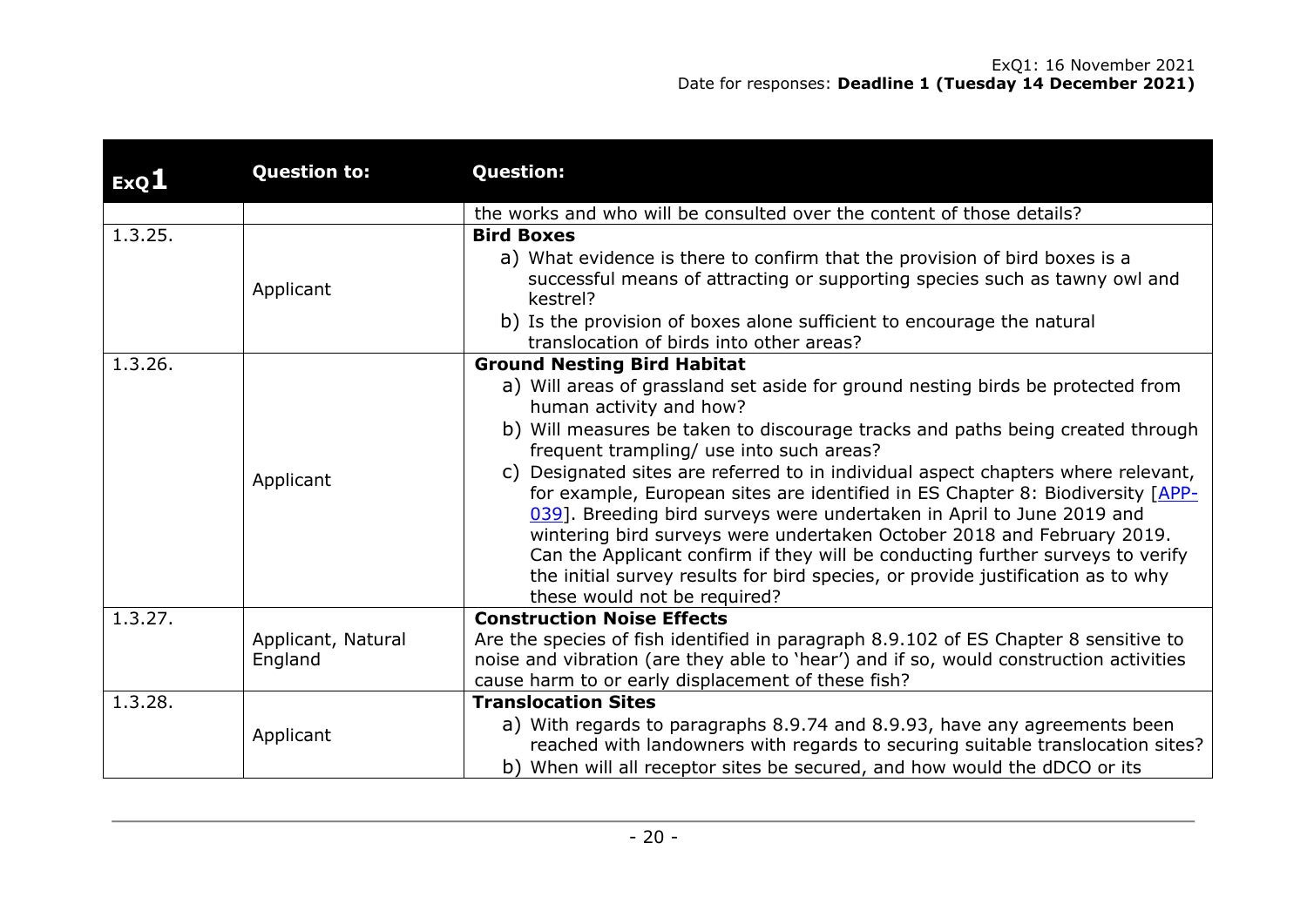| ExQ1 | Question to: | Question: |
|---|---|---|
| | | the works and who will be consulted over the content of those details? |
| 1.3.25. | Applicant | **Bird Boxes**<br>a) What evidence is there to confirm that the provision of bird boxes is a successful means of attracting or supporting species such as tawny owl and kestrel?<br>b) Is the provision of boxes alone sufficient to encourage the natural translocation of birds into other areas? |
| 1.3.26. | Applicant | **Ground Nesting Bird Habitat**<br>a) Will areas of grassland set aside for ground nesting birds be protected from human activity and how?<br>b) Will measures be taken to discourage tracks and paths being created through frequent trampling/ use into such areas?<br>c) Designated sites are referred to in individual aspect chapters where relevant, for example, European sites are identified in ES Chapter 8: Biodiversity [APP-039]. Breeding bird surveys were undertaken in April to June 2019 and wintering bird surveys were undertaken October 2018 and February 2019. Can the Applicant confirm if they will be conducting further surveys to verify the initial survey results for bird species, or provide justification as to why these would not be required? |
| 1.3.27. | Applicant, Natural England | **Construction Noise Effects**<br>Are the species of fish identified in paragraph 8.9.102 of ES Chapter 8 sensitive to noise and vibration (are they able to 'hear') and if so, would construction activities cause harm to or early displacement of these fish? |
| 1.3.28. | Applicant | **Translocation Sites**<br>a) With regards to paragraphs 8.9.74 and 8.9.93, have any agreements been reached with landowners with regards to securing suitable translocation sites?<br>b) When will all receptor sites be secured, and how would the dDCO or its |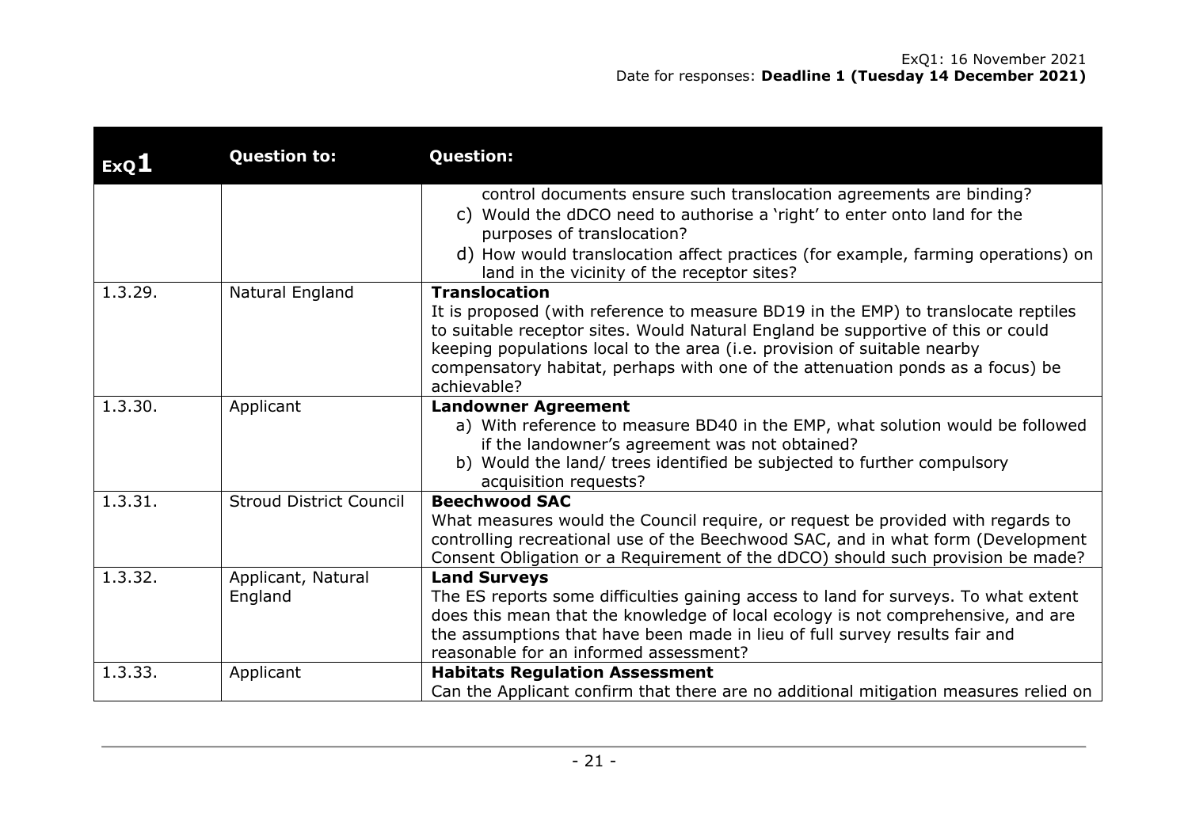| ExQ1 | Question to: | Question: |
| --- | --- | --- |
| | | control documents ensure such translocation agreements are binding?<br>c) Would the dDCO need to authorise a 'right' to enter onto land for the purposes of translocation?<br>d) How would translocation affect practices (for example, farming operations) on land in the vicinity of the receptor sites? |
| 1.3.29. | Natural England | **Translocation**<br>It is proposed (with reference to measure BD19 in the EMP) to translocate reptiles to suitable receptor sites. Would Natural England be supportive of this or could keeping populations local to the area (i.e. provision of suitable nearby compensatory habitat, perhaps with one of the attenuation ponds as a focus) be achievable? |
| 1.3.30. | Applicant | **Landowner Agreement**<br>a) With reference to measure BD40 in the EMP, what solution would be followed if the landowner's agreement was not obtained?<br>b) Would the land/ trees identified be subjected to further compulsory acquisition requests? |
| 1.3.31. | Stroud District Council | **Beechwood SAC**<br>What measures would the Council require, or request be provided with regards to controlling recreational use of the Beechwood SAC, and in what form (Development Consent Obligation or a Requirement of the dDCO) should such provision be made? |
| 1.3.32. | Applicant, Natural England | **Land Surveys**<br>The ES reports some difficulties gaining access to land for surveys. To what extent does this mean that the knowledge of local ecology is not comprehensive, and are the assumptions that have been made in lieu of full survey results fair and reasonable for an informed assessment? |
| 1.3.33. | Applicant | **Habitats Regulation Assessment**<br>Can the Applicant confirm that there are no additional mitigation measures relied on |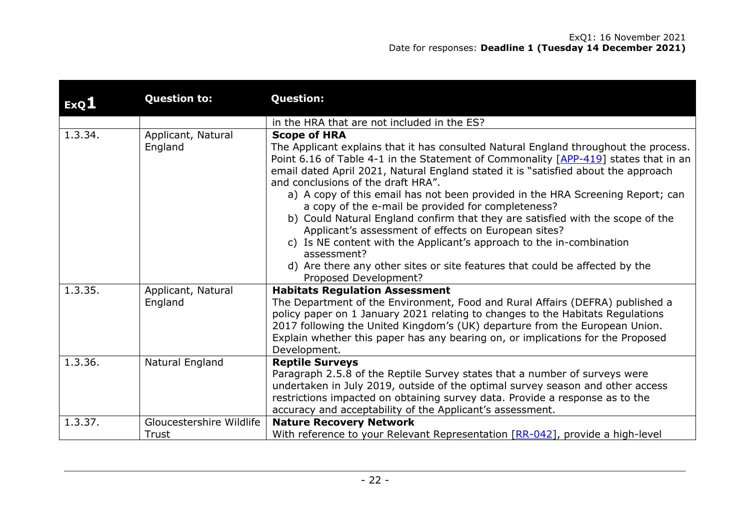| ExQ1 | Question to: | Question: |
|---|---|---|
| | | in the HRA that are not included in the ES? |
| 1.3.34. | Applicant, Natural England | **Scope of HRA**<br>The Applicant explains that it has consulted Natural England throughout the process. Point 6.16 of Table 4-1 in the Statement of Commonality [APP-419] states that in an email dated April 2021, Natural England stated it is "satisfied about the approach and conclusions of the draft HRA".<br>a) A copy of this email has not been provided in the HRA Screening Report; can a copy of the e-mail be provided for completeness?<br>b) Could Natural England confirm that they are satisfied with the scope of the Applicant's assessment of effects on European sites?<br>c) Is NE content with the Applicant's approach to the in-combination assessment?<br>d) Are there any other sites or site features that could be affected by the Proposed Development? |
| 1.3.35. | Applicant, Natural England | **Habitats Regulation Assessment**<br>The Department of the Environment, Food and Rural Affairs (DEFRA) published a policy paper on 1 January 2021 relating to changes to the Habitats Regulations 2017 following the United Kingdom's (UK) departure from the European Union. Explain whether this paper has any bearing on, or implications for the Proposed Development. |
| 1.3.36. | Natural England | **Reptile Surveys**<br>Paragraph 2.5.8 of the Reptile Survey states that a number of surveys were undertaken in July 2019, outside of the optimal survey season and other access restrictions impacted on obtaining survey data. Provide a response as to the accuracy and acceptability of the Applicant's assessment. |
| 1.3.37. | Gloucestershire Wildlife Trust | **Nature Recovery Network**<br>With reference to your Relevant Representation [RR-042], provide a high-level |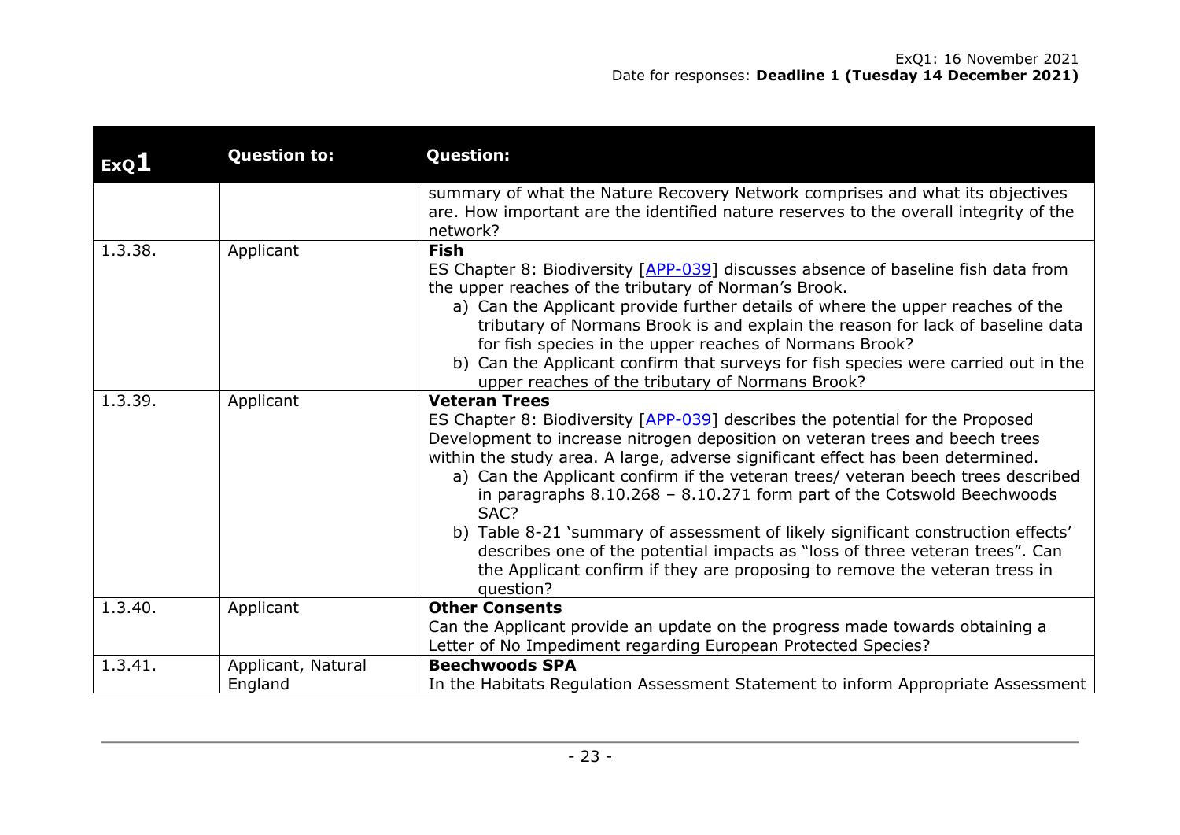| ExQ1 | Question to: | Question: |
|---|---|---|
| | | summary of what the Nature Recovery Network comprises and what its objectives are. How important are the identified nature reserves to the overall integrity of the network? |
| 1.3.38. | Applicant | **Fish**<br>ES Chapter 8: Biodiversity [APP-039] discusses absence of baseline fish data from the upper reaches of the tributary of Norman's Brook.<br>a) Can the Applicant provide further details of where the upper reaches of the tributary of Normans Brook is and explain the reason for lack of baseline data for fish species in the upper reaches of Normans Brook?<br>b) Can the Applicant confirm that surveys for fish species were carried out in the upper reaches of the tributary of Normans Brook? |
| 1.3.39. | Applicant | **Veteran Trees**<br>ES Chapter 8: Biodiversity [APP-039] describes the potential for the Proposed Development to increase nitrogen deposition on veteran trees and beech trees within the study area. A large, adverse significant effect has been determined.<br>a) Can the Applicant confirm if the veteran trees/ veteran beech trees described in paragraphs 8.10.268 – 8.10.271 form part of the Cotswold Beechwoods SAC?<br>b) Table 8-21 'summary of assessment of likely significant construction effects' describes one of the potential impacts as "loss of three veteran trees". Can the Applicant confirm if they are proposing to remove the veteran tress in question? |
| 1.3.40. | Applicant | **Other Consents**<br>Can the Applicant provide an update on the progress made towards obtaining a Letter of No Impediment regarding European Protected Species? |
| 1.3.41. | Applicant, Natural England | **Beechwoods SPA**<br>In the Habitats Regulation Assessment Statement to inform Appropriate Assessment |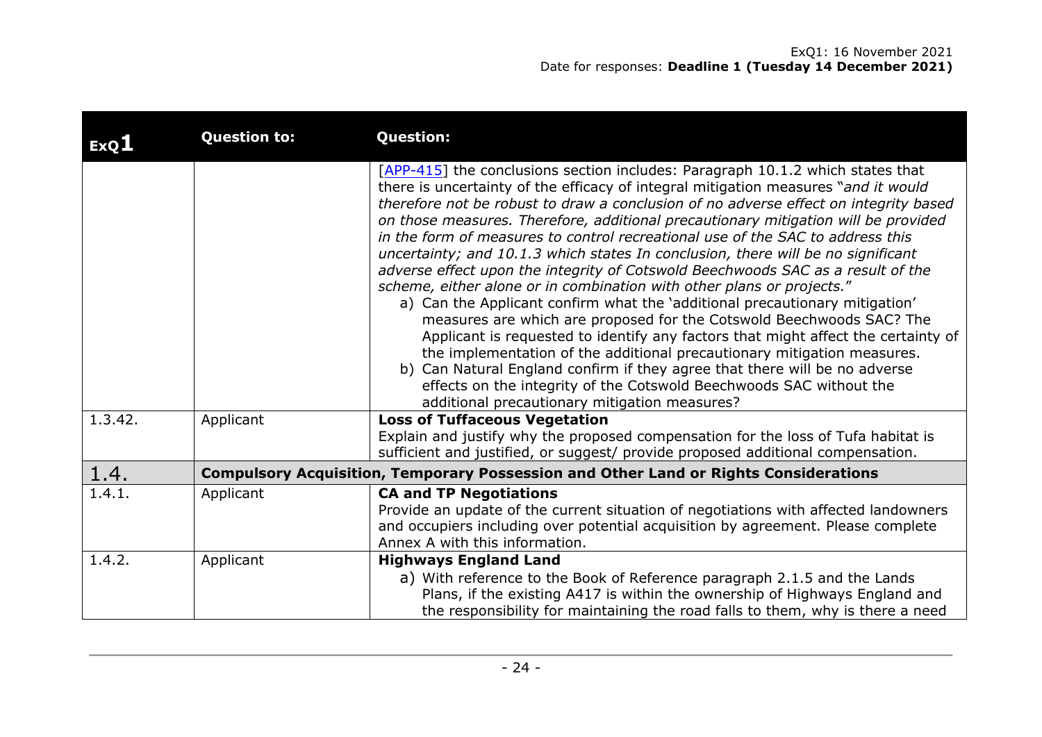| ExQ1 | Question to: | Question: |
|---|---|---|
| | | [APP-415] the conclusions section includes: Paragraph 10.1.2 which states that there is uncertainty of the efficacy of integral mitigation measures "*and it would therefore not be robust to draw a conclusion of no adverse effect on integrity based on those measures. Therefore, additional precautionary mitigation will be provided in the form of measures to control recreational use of the SAC to address this uncertainty; and 10.1.3 which states In conclusion, there will be no significant adverse effect upon the integrity of Cotswold Beechwoods SAC as a result of the scheme, either alone or in combination with other plans or projects.*" <br> a) Can the Applicant confirm what the 'additional precautionary mitigation' measures are which are proposed for the Cotswold Beechwoods SAC? The Applicant is requested to identify any factors that might affect the certainty of the implementation of the additional precautionary mitigation measures. <br> b) Can Natural England confirm if they agree that there will be no adverse effects on the integrity of the Cotswold Beechwoods SAC without the additional precautionary mitigation measures? |
| 1.3.42. | Applicant | **Loss of Tuffaceous Vegetation** <br> Explain and justify why the proposed compensation for the loss of Tufa habitat is sufficient and justified, or suggest/ provide proposed additional compensation. |
| 1.4. | **Compulsory Acquisition, Temporary Possession and Other Land or Rights Considerations** | |
| 1.4.1. | Applicant | **CA and TP Negotiations** <br> Provide an update of the current situation of negotiations with affected landowners and occupiers including over potential acquisition by agreement. Please complete Annex A with this information. |
| 1.4.2. | Applicant | **Highways England Land** <br> a) With reference to the Book of Reference paragraph 2.1.5 and the Lands Plans, if the existing A417 is within the ownership of Highways England and the responsibility for maintaining the road falls to them, why is there a need |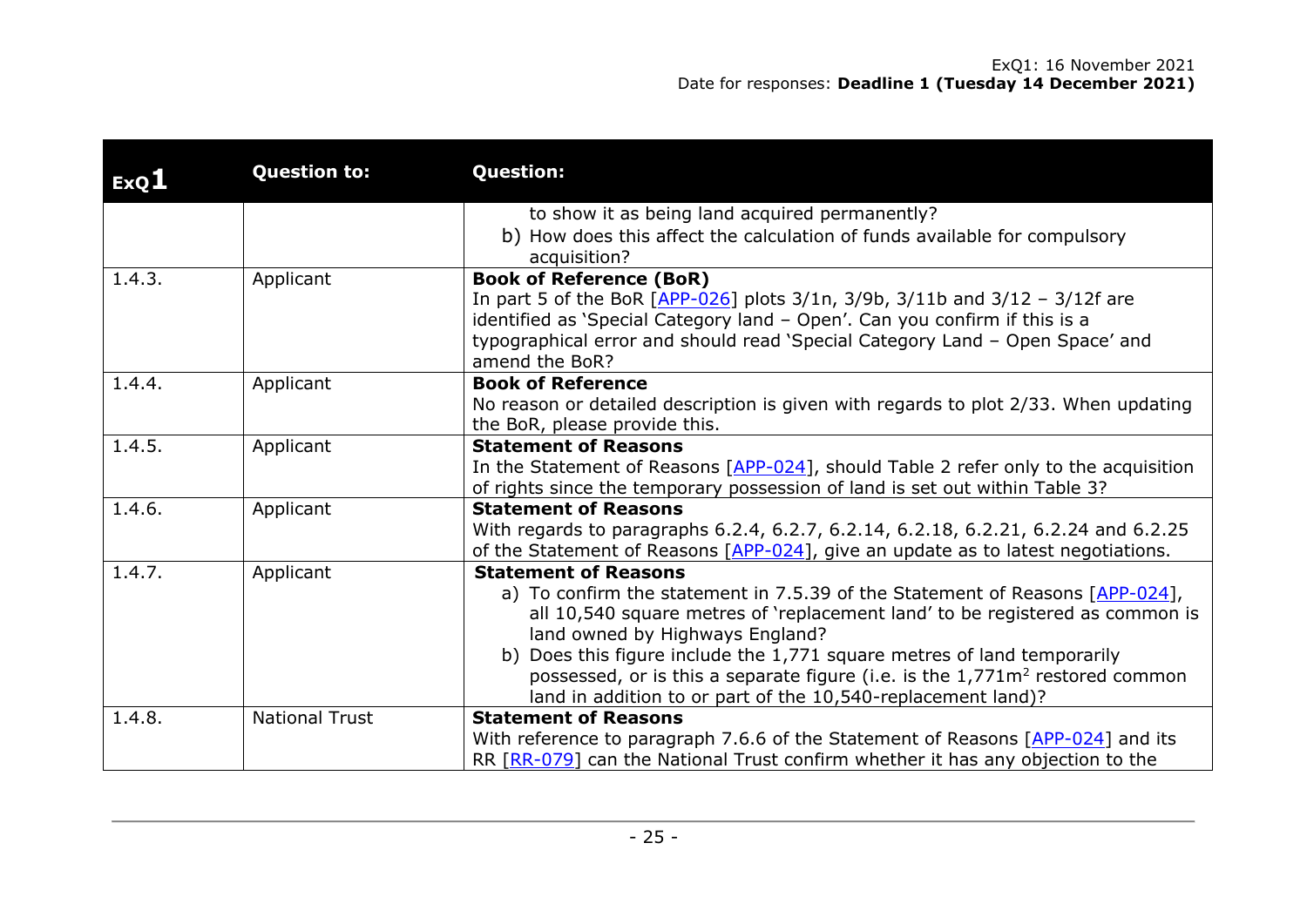| ExQ1 | Question to: | Question: |
|---|---|---|
| | | to show it as being land acquired permanently?<br>b) How does this affect the calculation of funds available for compulsory acquisition? |
| 1.4.3. | Applicant | **Book of Reference (BoR)**<br>In part 5 of the BoR [APP-026] plots 3/1n, 3/9b, 3/11b and 3/12 – 3/12f are identified as 'Special Category land – Open'. Can you confirm if this is a typographical error and should read 'Special Category Land – Open Space' and amend the BoR? |
| 1.4.4. | Applicant | **Book of Reference**<br>No reason or detailed description is given with regards to plot 2/33. When updating the BoR, please provide this. |
| 1.4.5. | Applicant | **Statement of Reasons**<br>In the Statement of Reasons [APP-024], should Table 2 refer only to the acquisition of rights since the temporary possession of land is set out within Table 3? |
| 1.4.6. | Applicant | **Statement of Reasons**<br>With regards to paragraphs 6.2.4, 6.2.7, 6.2.14, 6.2.18, 6.2.21, 6.2.24 and 6.2.25 of the Statement of Reasons [APP-024], give an update as to latest negotiations. |
| 1.4.7. | Applicant | **Statement of Reasons**<br>a) To confirm the statement in 7.5.39 of the Statement of Reasons [APP-024], all 10,540 square metres of 'replacement land' to be registered as common is land owned by Highways England?<br>b) Does this figure include the 1,771 square metres of land temporarily possessed, or is this a separate figure (i.e. is the 1,771m$^2$ restored common land in addition to or part of the 10,540-replacement land)? |
| 1.4.8. | National Trust | **Statement of Reasons**<br>With reference to paragraph 7.6.6 of the Statement of Reasons [APP-024] and its RR [RR-079] can the National Trust confirm whether it has any objection to the |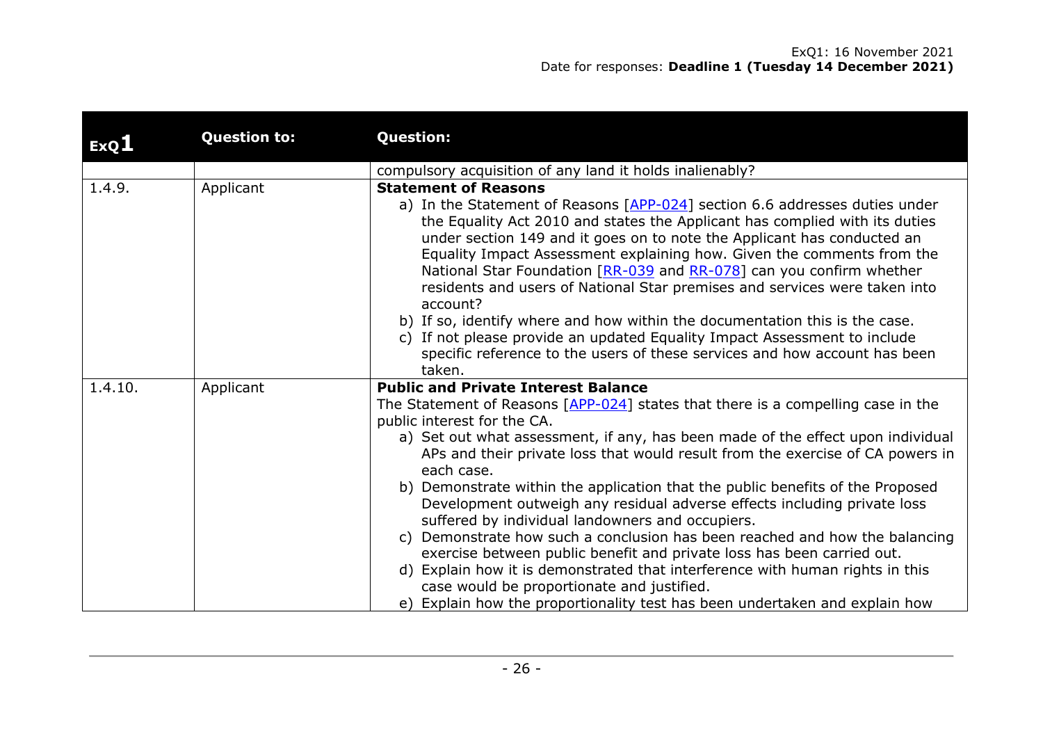| ExQ1 | Question to: | Question: |
|---|---|---|
| | | compulsory acquisition of any land it holds inalienably? |
| 1.4.9. | Applicant | **Statement of Reasons**<br>a) In the Statement of Reasons [APP-024] section 6.6 addresses duties under the Equality Act 2010 and states the Applicant has complied with its duties under section 149 and it goes on to note the Applicant has conducted an Equality Impact Assessment explaining how. Given the comments from the National Star Foundation [RR-039 and RR-078] can you confirm whether residents and users of National Star premises and services were taken into account?<br>b) If so, identify where and how within the documentation this is the case.<br>c) If not please provide an updated Equality Impact Assessment to include specific reference to the users of these services and how account has been taken. |
| 1.4.10. | Applicant | **Public and Private Interest Balance**<br>The Statement of Reasons [APP-024] states that there is a compelling case in the public interest for the CA.<br>a) Set out what assessment, if any, has been made of the effect upon individual APs and their private loss that would result from the exercise of CA powers in each case.<br>b) Demonstrate within the application that the public benefits of the Proposed Development outweigh any residual adverse effects including private loss suffered by individual landowners and occupiers.<br>c) Demonstrate how such a conclusion has been reached and how the balancing exercise between public benefit and private loss has been carried out.<br>d) Explain how it is demonstrated that interference with human rights in this case would be proportionate and justified.<br>e) Explain how the proportionality test has been undertaken and explain how |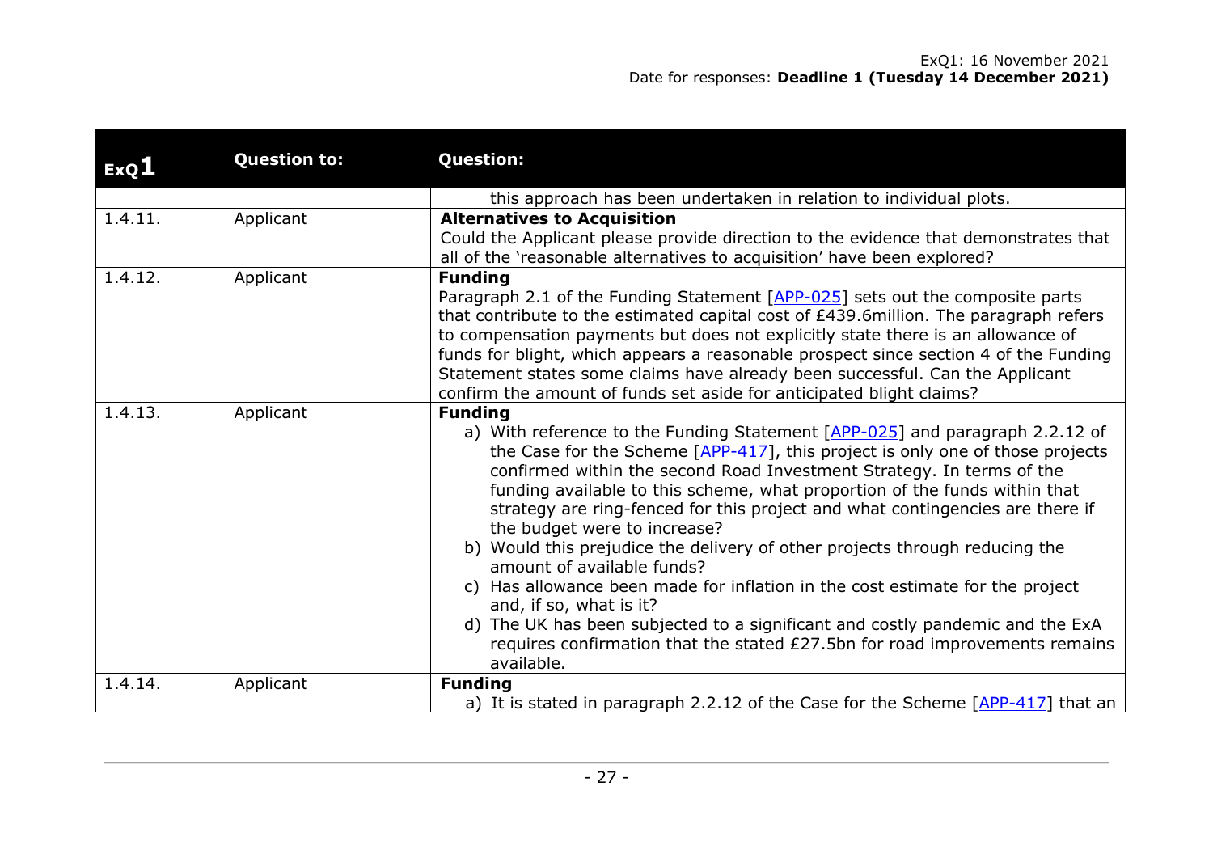| ExQ1 | Question to: | Question: |
|---|---|---|
| | | this approach has been undertaken in relation to individual plots. |
| 1.4.11. | Applicant | **Alternatives to Acquisition**<br>Could the Applicant please provide direction to the evidence that demonstrates that all of the 'reasonable alternatives to acquisition' have been explored? |
| 1.4.12. | Applicant | **Funding**<br>Paragraph 2.1 of the Funding Statement [APP-025] sets out the composite parts that contribute to the estimated capital cost of £439.6million. The paragraph refers to compensation payments but does not explicitly state there is an allowance of funds for blight, which appears a reasonable prospect since section 4 of the Funding Statement states some claims have already been successful. Can the Applicant confirm the amount of funds set aside for anticipated blight claims? |
| 1.4.13. | Applicant | **Funding**<br>a) With reference to the Funding Statement [APP-025] and paragraph 2.2.12 of the Case for the Scheme [APP-417], this project is only one of those projects confirmed within the second Road Investment Strategy. In terms of the funding available to this scheme, what proportion of the funds within that strategy are ring-fenced for this project and what contingencies are there if the budget were to increase?<br>b) Would this prejudice the delivery of other projects through reducing the amount of available funds?<br>c) Has allowance been made for inflation in the cost estimate for the project and, if so, what is it?<br>d) The UK has been subjected to a significant and costly pandemic and the ExA requires confirmation that the stated £27.5bn for road improvements remains available. |
| 1.4.14. | Applicant | **Funding**<br>a) It is stated in paragraph 2.2.12 of the Case for the Scheme [APP-417] that an |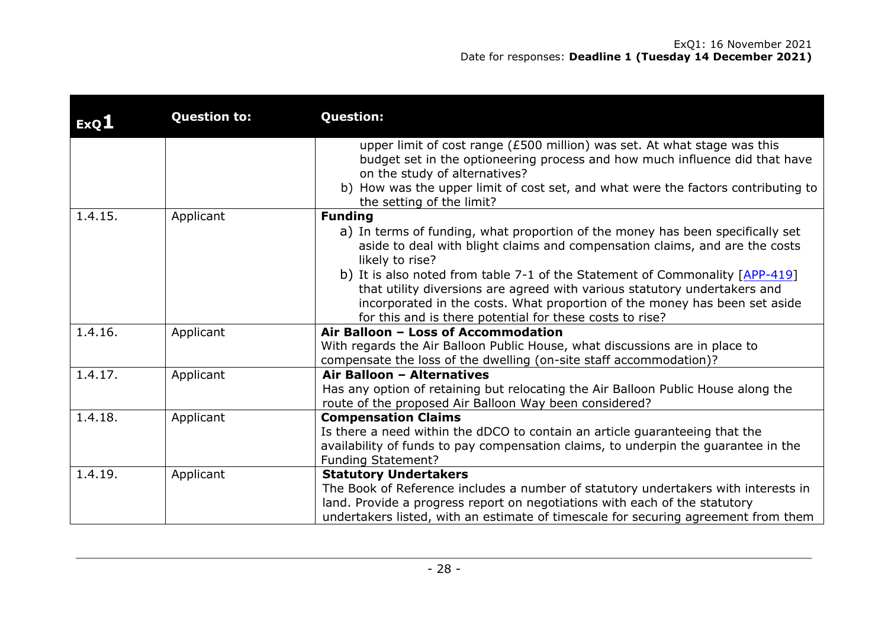| ExQ1 | Question to: | Question: |
|---|---|---|
| | | upper limit of cost range (£500 million) was set. At what stage was this budget set in the optioneering process and how much influence did that have on the study of alternatives?<br>b) How was the upper limit of cost set, and what were the factors contributing to the setting of the limit? |
| 1.4.15. | Applicant | **Funding**<br>a) In terms of funding, what proportion of the money has been specifically set aside to deal with blight claims and compensation claims, and are the costs likely to rise?<br>b) It is also noted from table 7-1 of the Statement of Commonality [APP-419] that utility diversions are agreed with various statutory undertakers and incorporated in the costs. What proportion of the money has been set aside for this and is there potential for these costs to rise? |
| 1.4.16. | Applicant | **Air Balloon – Loss of Accommodation**<br>With regards the Air Balloon Public House, what discussions are in place to compensate the loss of the dwelling (on-site staff accommodation)? |
| 1.4.17. | Applicant | **Air Balloon – Alternatives**<br>Has any option of retaining but relocating the Air Balloon Public House along the route of the proposed Air Balloon Way been considered? |
| 1.4.18. | Applicant | **Compensation Claims**<br>Is there a need within the dDCO to contain an article guaranteeing that the availability of funds to pay compensation claims, to underpin the guarantee in the Funding Statement? |
| 1.4.19. | Applicant | **Statutory Undertakers**<br>The Book of Reference includes a number of statutory undertakers with interests in land. Provide a progress report on negotiations with each of the statutory undertakers listed, with an estimate of timescale for securing agreement from them |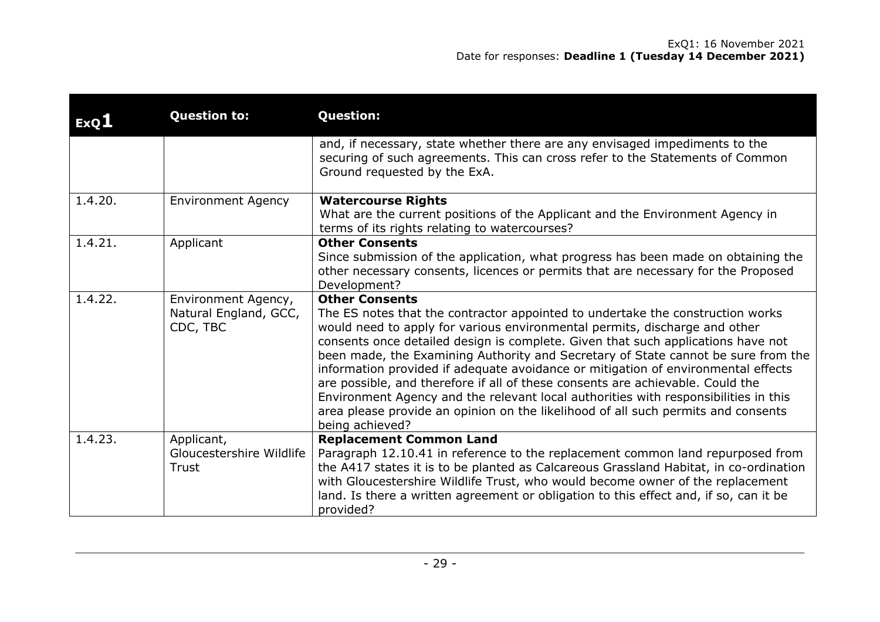| ExQ1 | Question to: | Question: |
|---|---|---|
| | | and, if necessary, state whether there are any envisaged impediments to the securing of such agreements. This can cross refer to the Statements of Common Ground requested by the ExA. |
| 1.4.20. | Environment Agency | **Watercourse Rights**<br>What are the current positions of the Applicant and the Environment Agency in terms of its rights relating to watercourses? |
| 1.4.21. | Applicant | **Other Consents**<br>Since submission of the application, what progress has been made on obtaining the other necessary consents, licences or permits that are necessary for the Proposed Development? |
| 1.4.22. | Environment Agency, Natural England, GCC, CDC, TBC | **Other Consents**<br>The ES notes that the contractor appointed to undertake the construction works would need to apply for various environmental permits, discharge and other consents once detailed design is complete. Given that such applications have not been made, the Examining Authority and Secretary of State cannot be sure from the information provided if adequate avoidance or mitigation of environmental effects are possible, and therefore if all of these consents are achievable. Could the Environment Agency and the relevant local authorities with responsibilities in this area please provide an opinion on the likelihood of all such permits and consents being achieved? |
| 1.4.23. | Applicant, Gloucestershire Wildlife Trust | **Replacement Common Land**<br>Paragraph 12.10.41 in reference to the replacement common land repurposed from the A417 states it is to be planted as Calcareous Grassland Habitat, in co-ordination with Gloucestershire Wildlife Trust, who would become owner of the replacement land. Is there a written agreement or obligation to this effect and, if so, can it be provided? |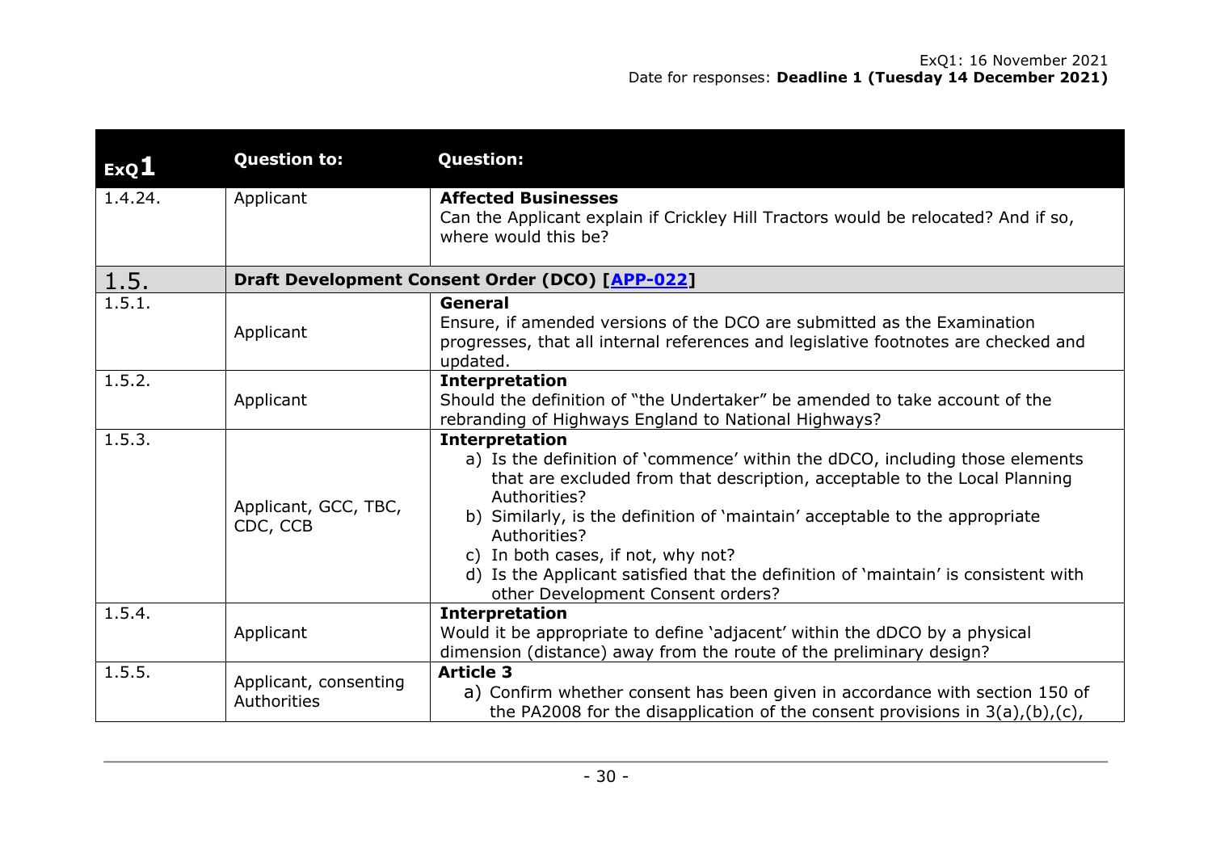| ExQ1 | Question to: | Question: |
|---|---|---|
| 1.4.24. | Applicant | **Affected Businesses**<br>Can the Applicant explain if Crickley Hill Tractors would be relocated? And if so, where would this be? |
| **1.5.** | **Draft Development Consent Order (DCO) [APP-022]** | |
| 1.5.1. | Applicant | **General**<br>Ensure, if amended versions of the DCO are submitted as the Examination progresses, that all internal references and legislative footnotes are checked and updated. |
| 1.5.2. | Applicant | **Interpretation**<br>Should the definition of "the Undertaker" be amended to take account of the rebranding of Highways England to National Highways? |
| 1.5.3. | Applicant, GCC, TBC, CDC, CCB | **Interpretation**<br>a) Is the definition of 'commence' within the dDCO, including those elements that are excluded from that description, acceptable to the Local Planning Authorities?<br>b) Similarly, is the definition of 'maintain' acceptable to the appropriate Authorities?<br>c) In both cases, if not, why not?<br>d) Is the Applicant satisfied that the definition of 'maintain' is consistent with other Development Consent orders? |
| 1.5.4. | Applicant | **Interpretation**<br>Would it be appropriate to define 'adjacent' within the dDCO by a physical dimension (distance) away from the route of the preliminary design? |
| 1.5.5. | Applicant, consenting Authorities | **Article 3**<br>a) Confirm whether consent has been given in accordance with section 150 of the PA2008 for the disapplication of the consent provisions in 3(a),(b),(c), |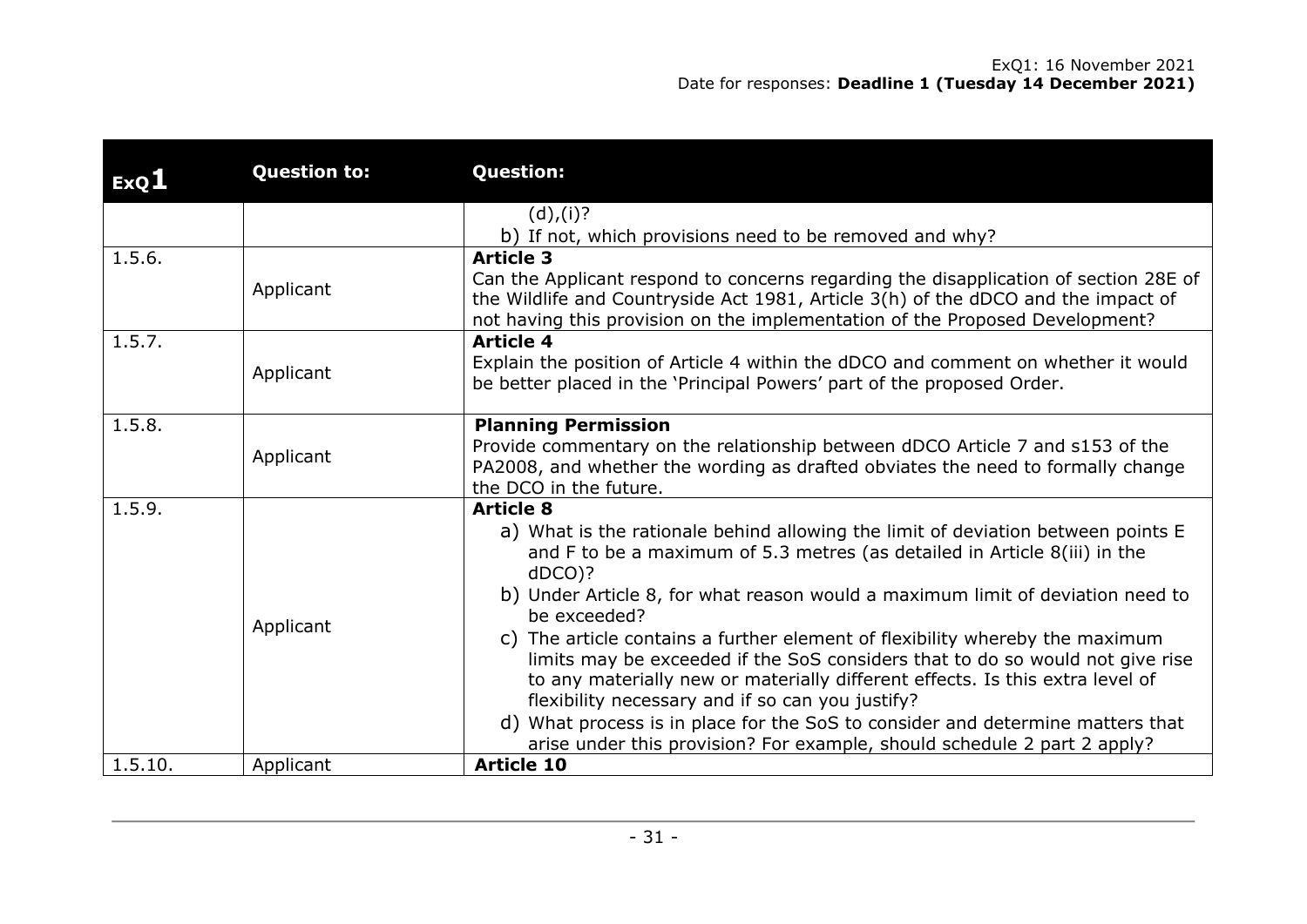| ExQ1 | Question to: | Question: |
|---|---|---|
| | | (d),(i)?<br>b) If not, which provisions need to be removed and why? |
| 1.5.6. | Applicant | **Article 3**<br>Can the Applicant respond to concerns regarding the disapplication of section 28E of the Wildlife and Countryside Act 1981, Article 3(h) of the dDCO and the impact of not having this provision on the implementation of the Proposed Development? |
| 1.5.7. | Applicant | **Article 4**<br>Explain the position of Article 4 within the dDCO and comment on whether it would be better placed in the 'Principal Powers' part of the proposed Order. |
| 1.5.8. | Applicant | **Planning Permission**<br>Provide commentary on the relationship between dDCO Article 7 and s153 of the PA2008, and whether the wording as drafted obviates the need to formally change the DCO in the future. |
| 1.5.9. | Applicant | **Article 8**<br>a) What is the rationale behind allowing the limit of deviation between points E and F to be a maximum of 5.3 metres (as detailed in Article 8(iii) in the dDCO)?<br>b) Under Article 8, for what reason would a maximum limit of deviation need to be exceeded?<br>c) The article contains a further element of flexibility whereby the maximum limits may be exceeded if the SoS considers that to do so would not give rise to any materially new or materially different effects. Is this extra level of flexibility necessary and if so can you justify?<br>d) What process is in place for the SoS to consider and determine matters that arise under this provision? For example, should schedule 2 part 2 apply? |
| 1.5.10. | Applicant | **Article 10** |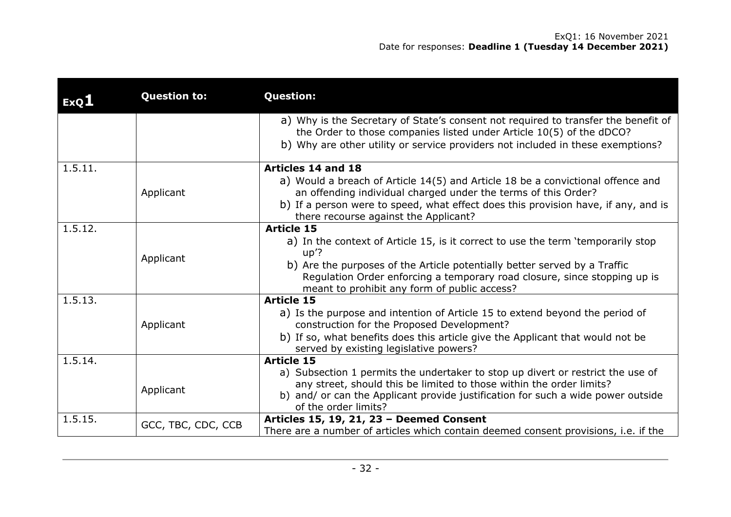| ExQ1 | Question to: | Question: |
|---|---|---|
| | | a) Why is the Secretary of State's consent not required to transfer the benefit of the Order to those companies listed under Article 10(5) of the dDCO?<br>b) Why are other utility or service providers not included in these exemptions? |
| 1.5.11. | Applicant | **Articles 14 and 18**<br>a) Would a breach of Article 14(5) and Article 18 be a convictional offence and an offending individual charged under the terms of this Order?<br>b) If a person were to speed, what effect does this provision have, if any, and is there recourse against the Applicant? |
| 1.5.12. | Applicant | **Article 15**<br>a) In the context of Article 15, is it correct to use the term 'temporarily stop up'?<br>b) Are the purposes of the Article potentially better served by a Traffic Regulation Order enforcing a temporary road closure, since stopping up is meant to prohibit any form of public access? |
| 1.5.13. | Applicant | **Article 15**<br>a) Is the purpose and intention of Article 15 to extend beyond the period of construction for the Proposed Development?<br>b) If so, what benefits does this article give the Applicant that would not be served by existing legislative powers? |
| 1.5.14. | Applicant | **Article 15**<br>a) Subsection 1 permits the undertaker to stop up divert or restrict the use of any street, should this be limited to those within the order limits?<br>b) and/ or can the Applicant provide justification for such a wide power outside of the order limits? |
| 1.5.15. | GCC, TBC, CDC, CCB | **Articles 15, 19, 21, 23 – Deemed Consent**<br>There are a number of articles which contain deemed consent provisions, i.e. if the |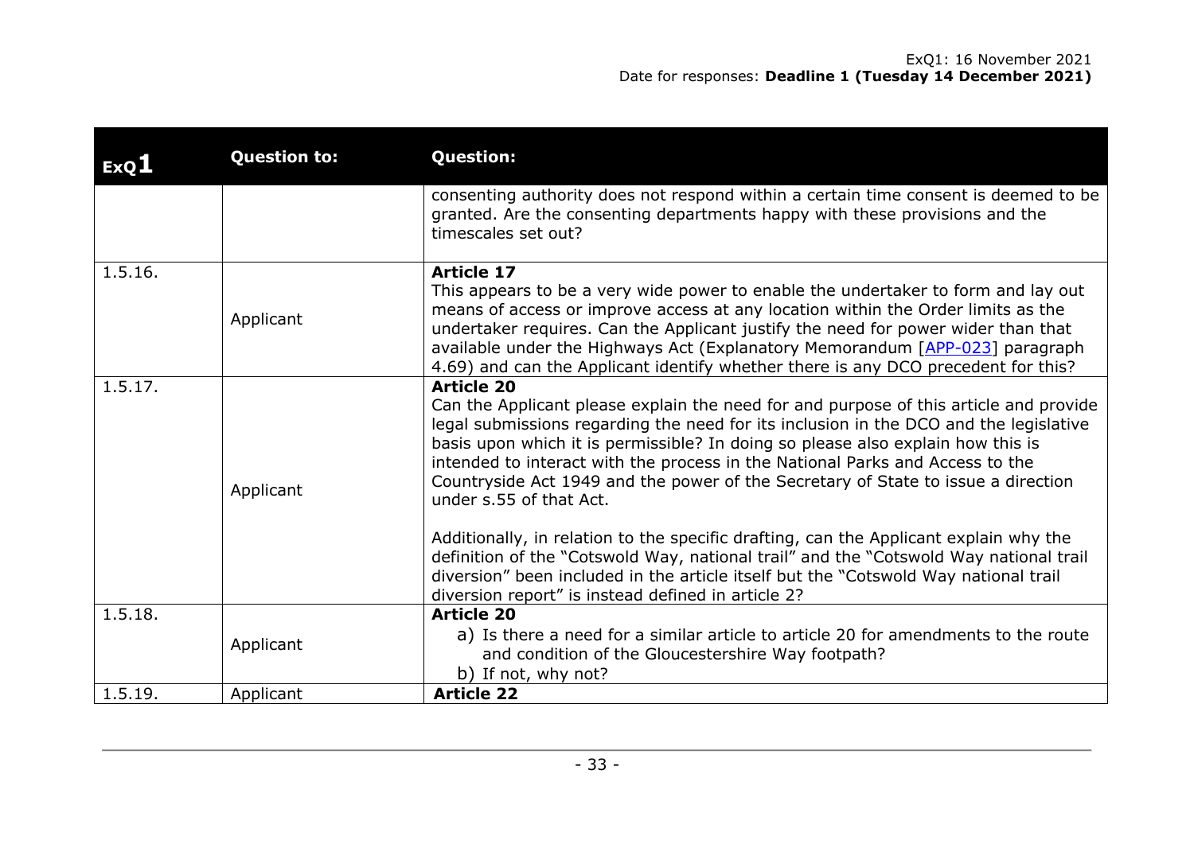| ExQ1 | Question to: | Question: |
|---|---|---|
| | | consenting authority does not respond within a certain time consent is deemed to be granted. Are the consenting departments happy with these provisions and the timescales set out? |
| 1.5.16. | Applicant | **Article 17**<br>This appears to be a very wide power to enable the undertaker to form and lay out means of access or improve access at any location within the Order limits as the undertaker requires. Can the Applicant justify the need for power wider than that available under the Highways Act (Explanatory Memorandum [APP-023] paragraph 4.69) and can the Applicant identify whether there is any DCO precedent for this? |
| 1.5.17. | Applicant | **Article 20**<br>Can the Applicant please explain the need for and purpose of this article and provide legal submissions regarding the need for its inclusion in the DCO and the legislative basis upon which it is permissible? In doing so please also explain how this is intended to interact with the process in the National Parks and Access to the Countryside Act 1949 and the power of the Secretary of State to issue a direction under s.55 of that Act.<br><br>Additionally, in relation to the specific drafting, can the Applicant explain why the definition of the "Cotswold Way, national trail" and the "Cotswold Way national trail diversion" been included in the article itself but the "Cotswold Way national trail diversion report" is instead defined in article 2? |
| 1.5.18. | Applicant | **Article 20**<br>a) Is there a need for a similar article to article 20 for amendments to the route and condition of the Gloucestershire Way footpath?<br>b) If not, why not? |
| 1.5.19. | Applicant | **Article 22** |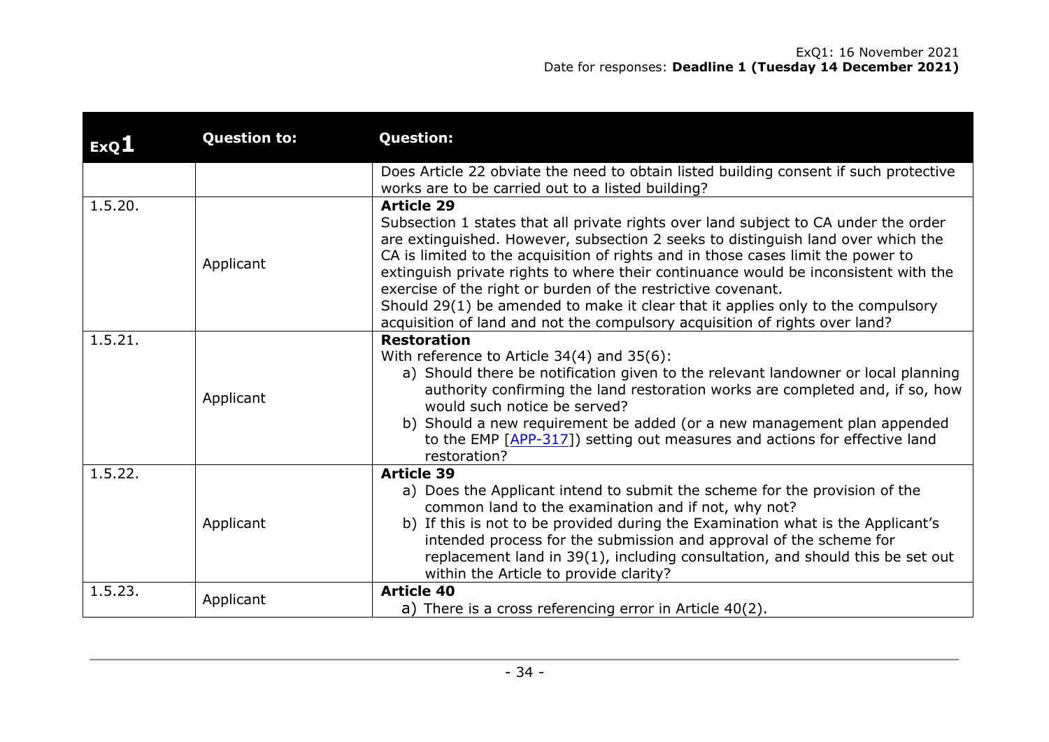| ExQ1 | Question to: | Question: |
|---|---|---|
| | | Does Article 22 obviate the need to obtain listed building consent if such protective works are to be carried out to a listed building? |
| 1.5.20. | Applicant | **Article 29**<br>Subsection 1 states that all private rights over land subject to CA under the order are extinguished. However, subsection 2 seeks to distinguish land over which the CA is limited to the acquisition of rights and in those cases limit the power to extinguish private rights to where their continuance would be inconsistent with the exercise of the right or burden of the restrictive covenant.<br>Should 29(1) be amended to make it clear that it applies only to the compulsory acquisition of land and not the compulsory acquisition of rights over land? |
| 1.5.21. | Applicant | **Restoration**<br>With reference to Article 34(4) and 35(6):<br>a) Should there be notification given to the relevant landowner or local planning authority confirming the land restoration works are completed and, if so, how would such notice be served?<br>b) Should a new requirement be added (or a new management plan appended to the EMP [APP-317]) setting out measures and actions for effective land restoration? |
| 1.5.22. | Applicant | **Article 39**<br>a) Does the Applicant intend to submit the scheme for the provision of the common land to the examination and if not, why not?<br>b) If this is not to be provided during the Examination what is the Applicant's intended process for the submission and approval of the scheme for replacement land in 39(1), including consultation, and should this be set out within the Article to provide clarity? |
| 1.5.23. | Applicant | **Article 40**<br>a) There is a cross referencing error in Article 40(2). |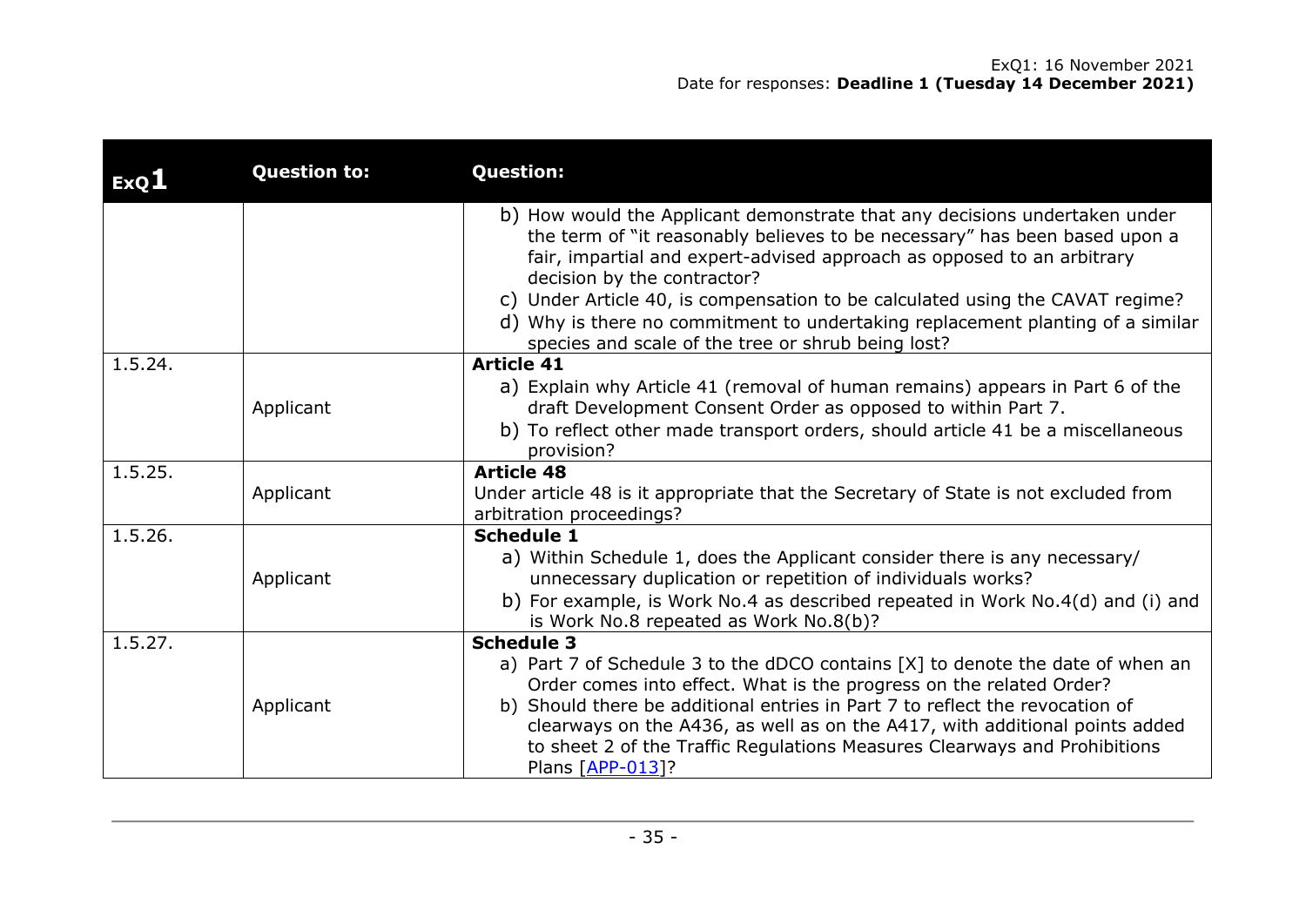| ExQ1 | Question to: | Question: |
|---|---|---|
| | | b) How would the Applicant demonstrate that any decisions undertaken under the term of "it reasonably believes to be necessary" has been based upon a fair, impartial and expert-advised approach as opposed to an arbitrary decision by the contractor?<br>c) Under Article 40, is compensation to be calculated using the CAVAT regime?<br>d) Why is there no commitment to undertaking replacement planting of a similar species and scale of the tree or shrub being lost? |
| 1.5.24. | Applicant | **Article 41**<br>a) Explain why Article 41 (removal of human remains) appears in Part 6 of the draft Development Consent Order as opposed to within Part 7.<br>b) To reflect other made transport orders, should article 41 be a miscellaneous provision? |
| 1.5.25. | Applicant | **Article 48**<br>Under article 48 is it appropriate that the Secretary of State is not excluded from arbitration proceedings? |
| 1.5.26. | Applicant | **Schedule 1**<br>a) Within Schedule 1, does the Applicant consider there is any necessary/ unnecessary duplication or repetition of individuals works?<br>b) For example, is Work No.4 as described repeated in Work No.4(d) and (i) and is Work No.8 repeated as Work No.8(b)? |
| 1.5.27. | Applicant | **Schedule 3**<br>a) Part 7 of Schedule 3 to the dDCO contains [X] to denote the date of when an Order comes into effect. What is the progress on the related Order?<br>b) Should there be additional entries in Part 7 to reflect the revocation of clearways on the A436, as well as on the A417, with additional points added to sheet 2 of the Traffic Regulations Measures Clearways and Prohibitions Plans [APP-013]? |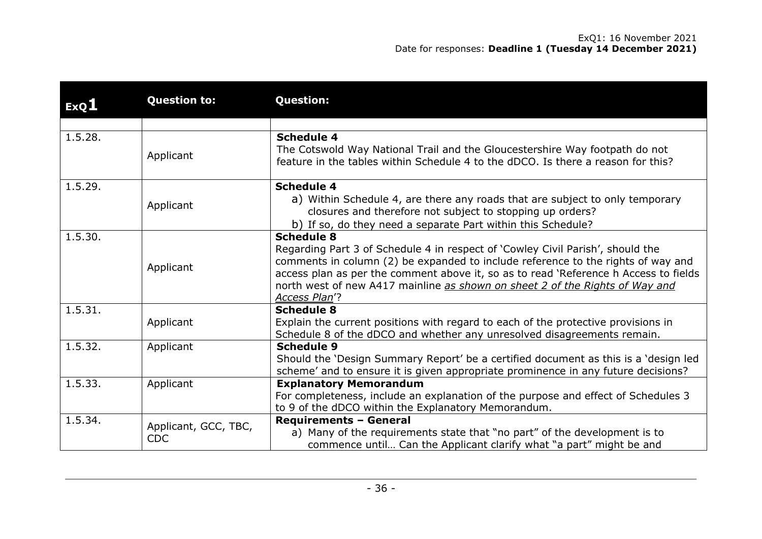| ExQ1 | Question to: | Question: |
|---|---|---|
| | | |
| 1.5.28. | Applicant | **Schedule 4**<br>The Cotswold Way National Trail and the Gloucestershire Way footpath do not feature in the tables within Schedule 4 to the dDCO. Is there a reason for this? |
| 1.5.29. | Applicant | **Schedule 4**<br>a) Within Schedule 4, are there any roads that are subject to only temporary closures and therefore not subject to stopping up orders?<br>b) If so, do they need a separate Part within this Schedule? |
| 1.5.30. | Applicant | **Schedule 8**<br>Regarding Part 3 of Schedule 4 in respect of 'Cowley Civil Parish', should the comments in column (2) be expanded to include reference to the rights of way and access plan as per the comment above it, so as to read 'Reference h Access to fields north west of new A417 mainline *as shown on sheet 2 of the Rights of Way and Access Plan*'? |
| 1.5.31. | Applicant | **Schedule 8**<br>Explain the current positions with regard to each of the protective provisions in Schedule 8 of the dDCO and whether any unresolved disagreements remain. |
| 1.5.32. | Applicant | **Schedule 9**<br>Should the 'Design Summary Report' be a certified document as this is a 'design led scheme' and to ensure it is given appropriate prominence in any future decisions? |
| 1.5.33. | Applicant | **Explanatory Memorandum**<br>For completeness, include an explanation of the purpose and effect of Schedules 3 to 9 of the dDCO within the Explanatory Memorandum. |
| 1.5.34. | Applicant, GCC, TBC, CDC | **Requirements – General**<br>a) Many of the requirements state that "no part" of the development is to commence until… Can the Applicant clarify what "a part" might be and |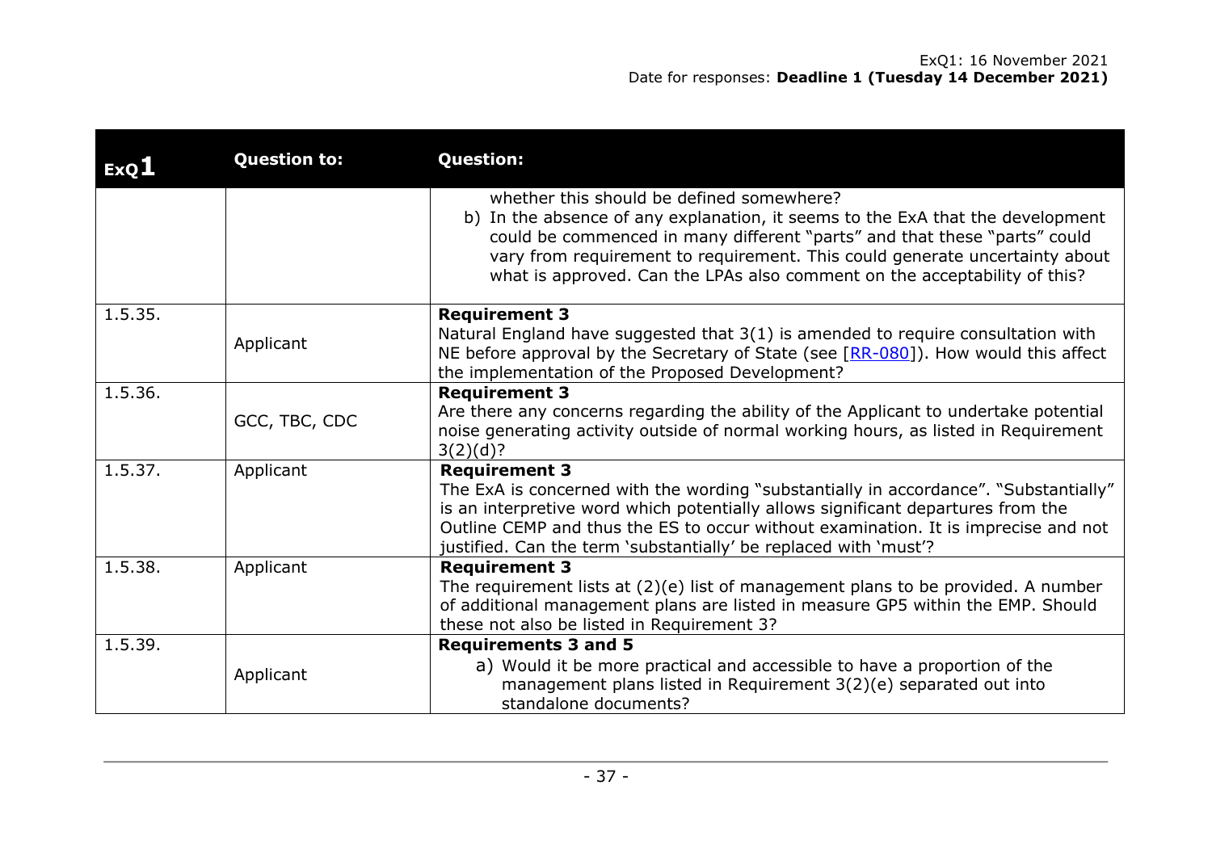| ExQ1 | Question to: | Question: |
|---|---|---|
| | | whether this should be defined somewhere?<br>b) In the absence of any explanation, it seems to the ExA that the development could be commenced in many different "parts" and that these "parts" could vary from requirement to requirement. This could generate uncertainty about what is approved. Can the LPAs also comment on the acceptability of this? |
| 1.5.35. | Applicant | **Requirement 3**<br>Natural England have suggested that 3(1) is amended to require consultation with NE before approval by the Secretary of State (see [RR-080]). How would this affect the implementation of the Proposed Development? |
| 1.5.36. | GCC, TBC, CDC | **Requirement 3**<br>Are there any concerns regarding the ability of the Applicant to undertake potential noise generating activity outside of normal working hours, as listed in Requirement 3(2)(d)? |
| 1.5.37. | Applicant | **Requirement 3**<br>The ExA is concerned with the wording "substantially in accordance". "Substantially" is an interpretive word which potentially allows significant departures from the Outline CEMP and thus the ES to occur without examination. It is imprecise and not justified. Can the term 'substantially' be replaced with 'must'? |
| 1.5.38. | Applicant | **Requirement 3**<br>The requirement lists at (2)(e) list of management plans to be provided. A number of additional management plans are listed in measure GP5 within the EMP. Should these not also be listed in Requirement 3? |
| 1.5.39. | Applicant | **Requirements 3 and 5**<br>a) Would it be more practical and accessible to have a proportion of the management plans listed in Requirement 3(2)(e) separated out into standalone documents? |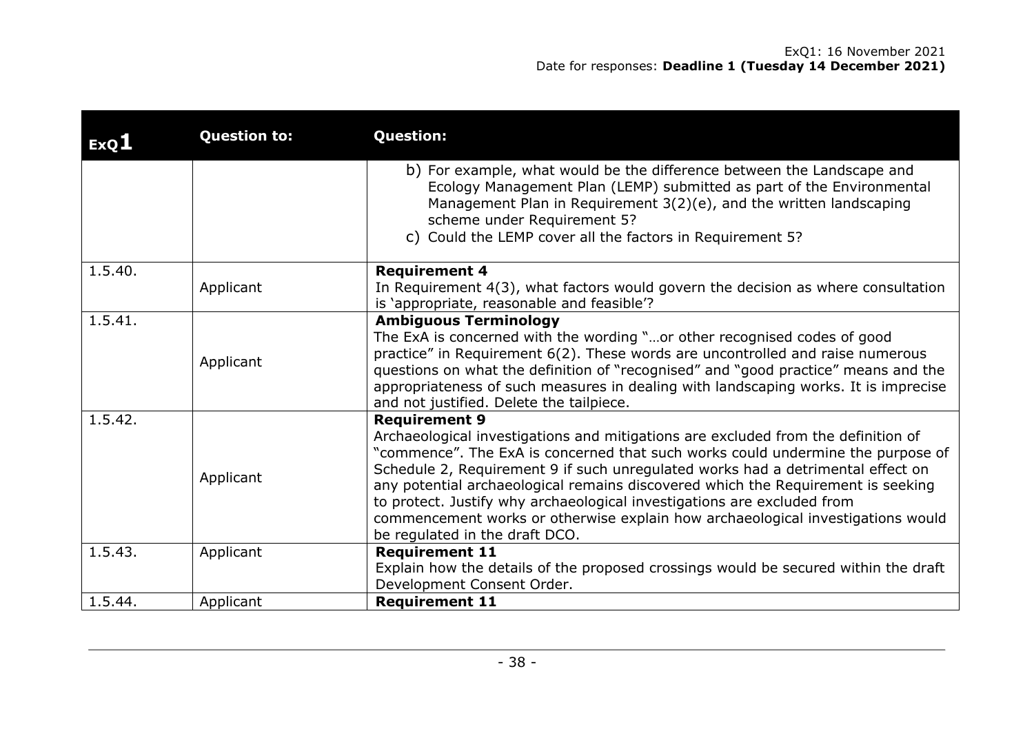| ExQ1 | Question to: | Question: |
|---|---|---|
| | | b) For example, what would be the difference between the Landscape and Ecology Management Plan (LEMP) submitted as part of the Environmental Management Plan in Requirement 3(2)(e), and the written landscaping scheme under Requirement 5?<br>c) Could the LEMP cover all the factors in Requirement 5? |
| 1.5.40. | Applicant | **Requirement 4**<br>In Requirement 4(3), what factors would govern the decision as where consultation is 'appropriate, reasonable and feasible'? |
| 1.5.41. | Applicant | **Ambiguous Terminology**<br>The ExA is concerned with the wording "…or other recognised codes of good practice" in Requirement 6(2). These words are uncontrolled and raise numerous questions on what the definition of "recognised" and "good practice" means and the appropriateness of such measures in dealing with landscaping works. It is imprecise and not justified. Delete the tailpiece. |
| 1.5.42. | Applicant | **Requirement 9**<br>Archaeological investigations and mitigations are excluded from the definition of "commence". The ExA is concerned that such works could undermine the purpose of Schedule 2, Requirement 9 if such unregulated works had a detrimental effect on any potential archaeological remains discovered which the Requirement is seeking to protect. Justify why archaeological investigations are excluded from commencement works or otherwise explain how archaeological investigations would be regulated in the draft DCO. |
| 1.5.43. | Applicant | **Requirement 11**<br>Explain how the details of the proposed crossings would be secured within the draft Development Consent Order. |
| 1.5.44. | Applicant | **Requirement 11** |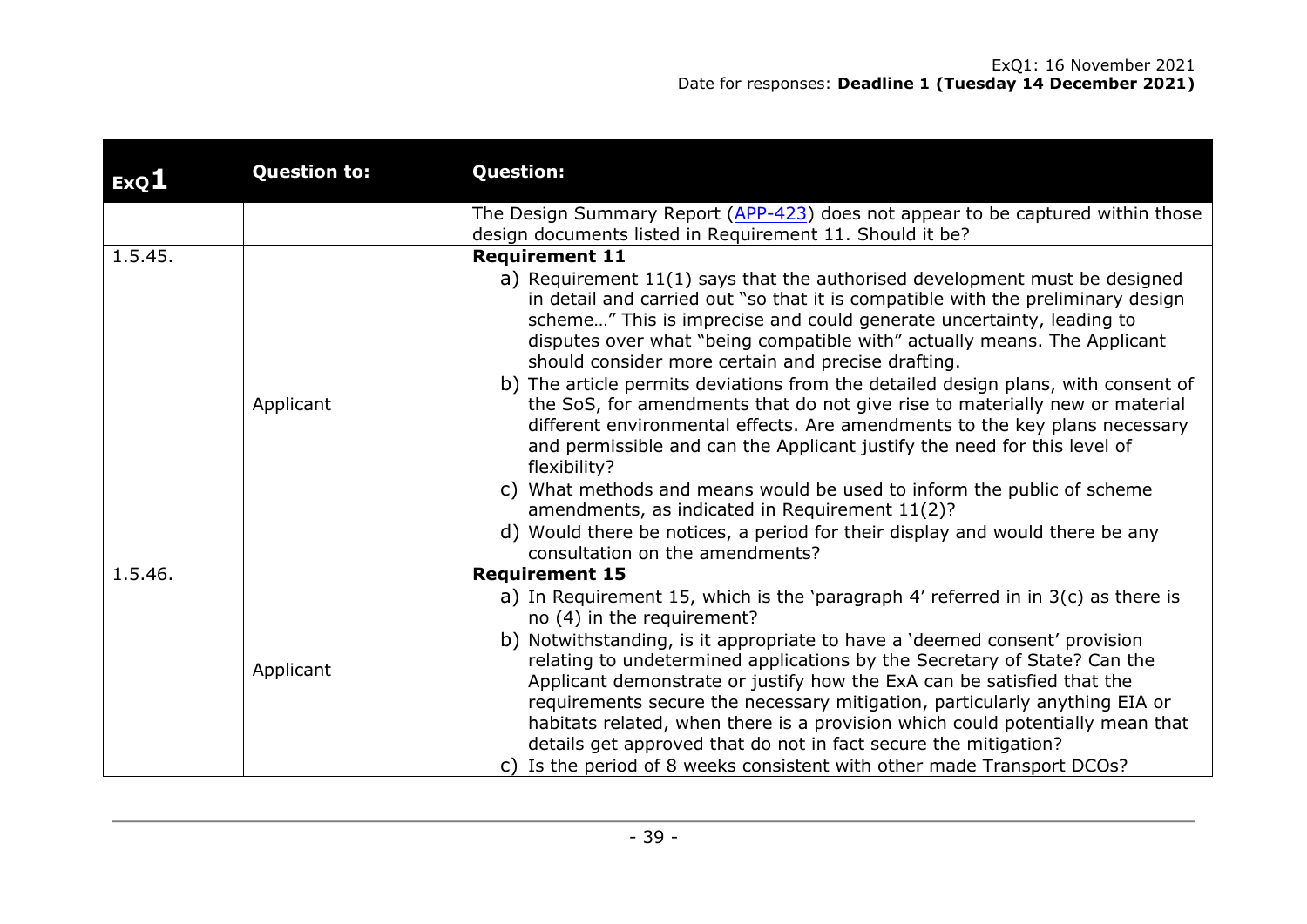| ExQ1 | Question to: | Question: |
|---|---|---|
| | | The Design Summary Report (APP-423) does not appear to be captured within those design documents listed in Requirement 11. Should it be? |
| 1.5.45. | Applicant | **Requirement 11**<br>a) Requirement 11(1) says that the authorised development must be designed in detail and carried out "so that it is compatible with the preliminary design scheme…" This is imprecise and could generate uncertainty, leading to disputes over what "being compatible with" actually means. The Applicant should consider more certain and precise drafting.<br>b) The article permits deviations from the detailed design plans, with consent of the SoS, for amendments that do not give rise to materially new or material different environmental effects. Are amendments to the key plans necessary and permissible and can the Applicant justify the need for this level of flexibility?<br>c) What methods and means would be used to inform the public of scheme amendments, as indicated in Requirement 11(2)?<br>d) Would there be notices, a period for their display and would there be any consultation on the amendments? |
| 1.5.46. | Applicant | **Requirement 15**<br>a) In Requirement 15, which is the 'paragraph 4' referred in in 3(c) as there is no (4) in the requirement?<br>b) Notwithstanding, is it appropriate to have a 'deemed consent' provision relating to undetermined applications by the Secretary of State? Can the Applicant demonstrate or justify how the ExA can be satisfied that the requirements secure the necessary mitigation, particularly anything EIA or habitats related, when there is a provision which could potentially mean that details get approved that do not in fact secure the mitigation?<br>c) Is the period of 8 weeks consistent with other made Transport DCOs? |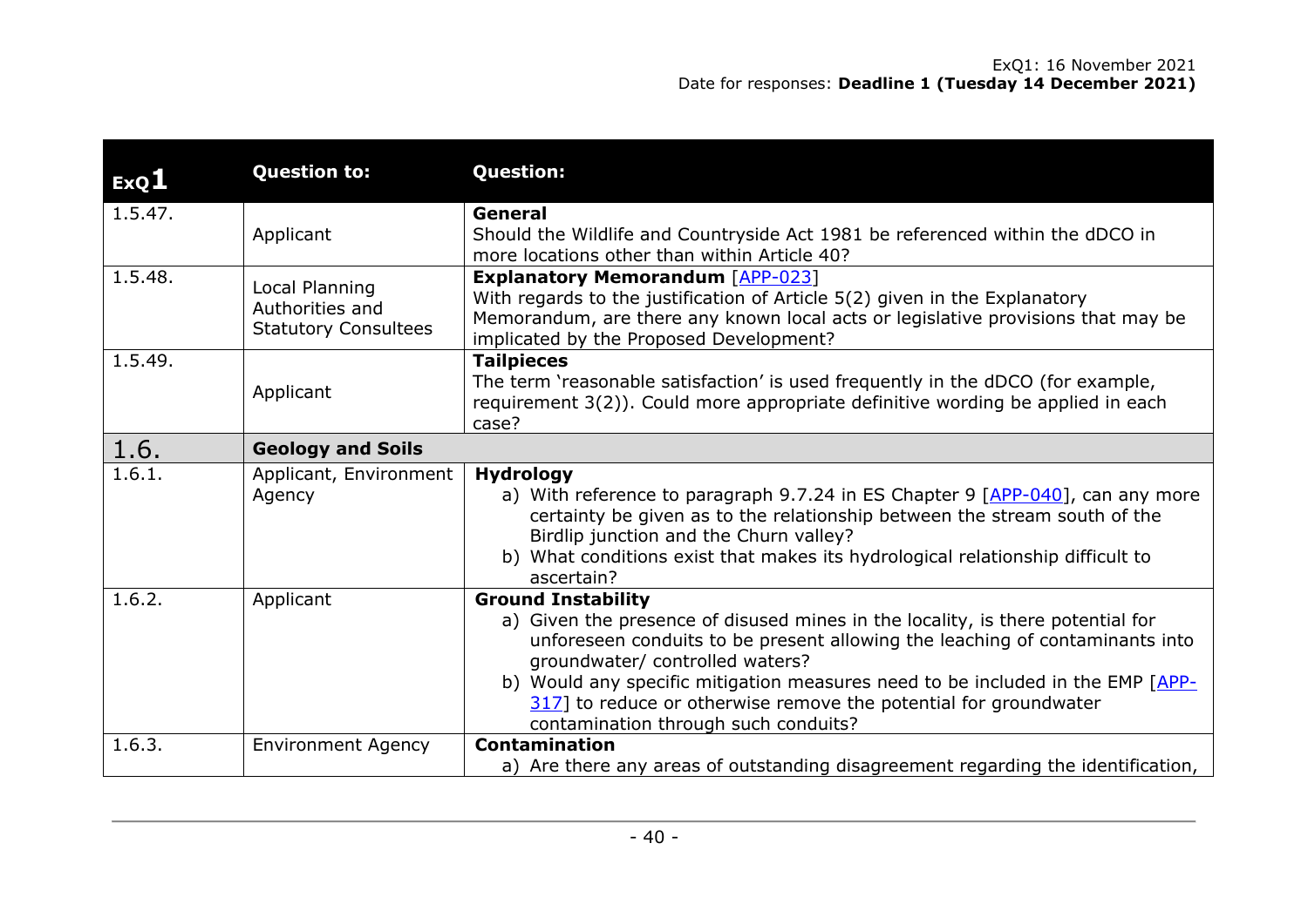| ExQ1 | Question to: | Question: |
|---|---|---|
| 1.5.47. | Applicant | **General**<br>Should the Wildlife and Countryside Act 1981 be referenced within the dDCO in more locations other than within Article 40? |
| 1.5.48. | Local Planning Authorities and Statutory Consultees | **Explanatory Memorandum** [APP-023]<br>With regards to the justification of Article 5(2) given in the Explanatory Memorandum, are there any known local acts or legislative provisions that may be implicated by the Proposed Development? |
| 1.5.49. | Applicant | **Tailpieces**<br>The term 'reasonable satisfaction' is used frequently in the dDCO (for example, requirement 3(2)). Could more appropriate definitive wording be applied in each case? |
| 1.6. | **Geology and Soils** | |
| 1.6.1. | Applicant, Environment Agency | **Hydrology**<br>a) With reference to paragraph 9.7.24 in ES Chapter 9 [APP-040], can any more certainty be given as to the relationship between the stream south of the Birdlip junction and the Churn valley?<br>b) What conditions exist that makes its hydrological relationship difficult to ascertain? |
| 1.6.2. | Applicant | **Ground Instability**<br>a) Given the presence of disused mines in the locality, is there potential for unforeseen conduits to be present allowing the leaching of contaminants into groundwater/ controlled waters?<br>b) Would any specific mitigation measures need to be included in the EMP [APP-317] to reduce or otherwise remove the potential for groundwater contamination through such conduits? |
| 1.6.3. | Environment Agency | **Contamination**<br>a) Are there any areas of outstanding disagreement regarding the identification, |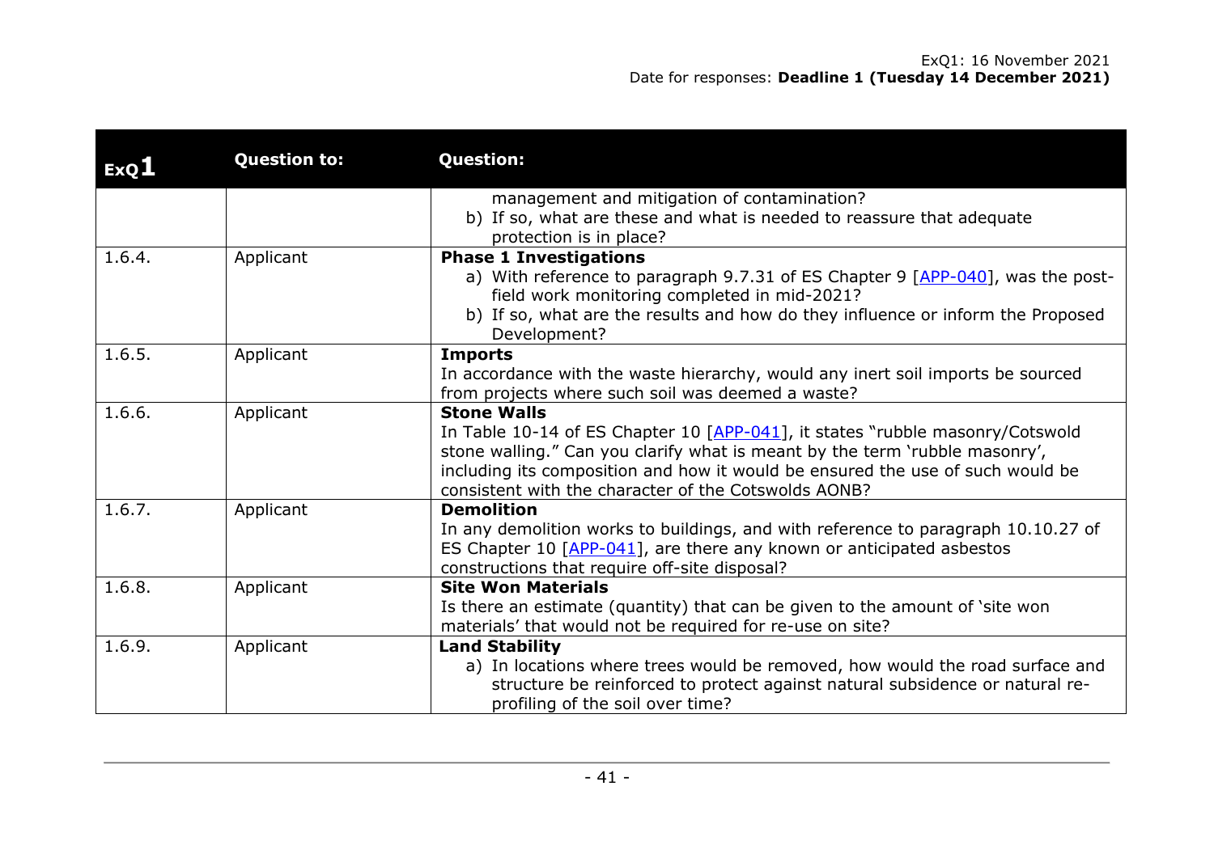| ExQ1 | Question to: | Question: |
|---|---|---|
| | | management and mitigation of contamination?<br>b) If so, what are these and what is needed to reassure that adequate protection is in place? |
| 1.6.4. | Applicant | **Phase 1 Investigations**<br>a) With reference to paragraph 9.7.31 of ES Chapter 9 [APP-040], was the post-field work monitoring completed in mid-2021?<br>b) If so, what are the results and how do they influence or inform the Proposed Development? |
| 1.6.5. | Applicant | **Imports**<br>In accordance with the waste hierarchy, would any inert soil imports be sourced from projects where such soil was deemed a waste? |
| 1.6.6. | Applicant | **Stone Walls**<br>In Table 10-14 of ES Chapter 10 [APP-041], it states "rubble masonry/Cotswold stone walling." Can you clarify what is meant by the term 'rubble masonry', including its composition and how it would be ensured the use of such would be consistent with the character of the Cotswolds AONB? |
| 1.6.7. | Applicant | **Demolition**<br>In any demolition works to buildings, and with reference to paragraph 10.10.27 of ES Chapter 10 [APP-041], are there any known or anticipated asbestos constructions that require off-site disposal? |
| 1.6.8. | Applicant | **Site Won Materials**<br>Is there an estimate (quantity) that can be given to the amount of 'site won materials' that would not be required for re-use on site? |
| 1.6.9. | Applicant | **Land Stability**<br>a) In locations where trees would be removed, how would the road surface and structure be reinforced to protect against natural subsidence or natural re-profiling of the soil over time? |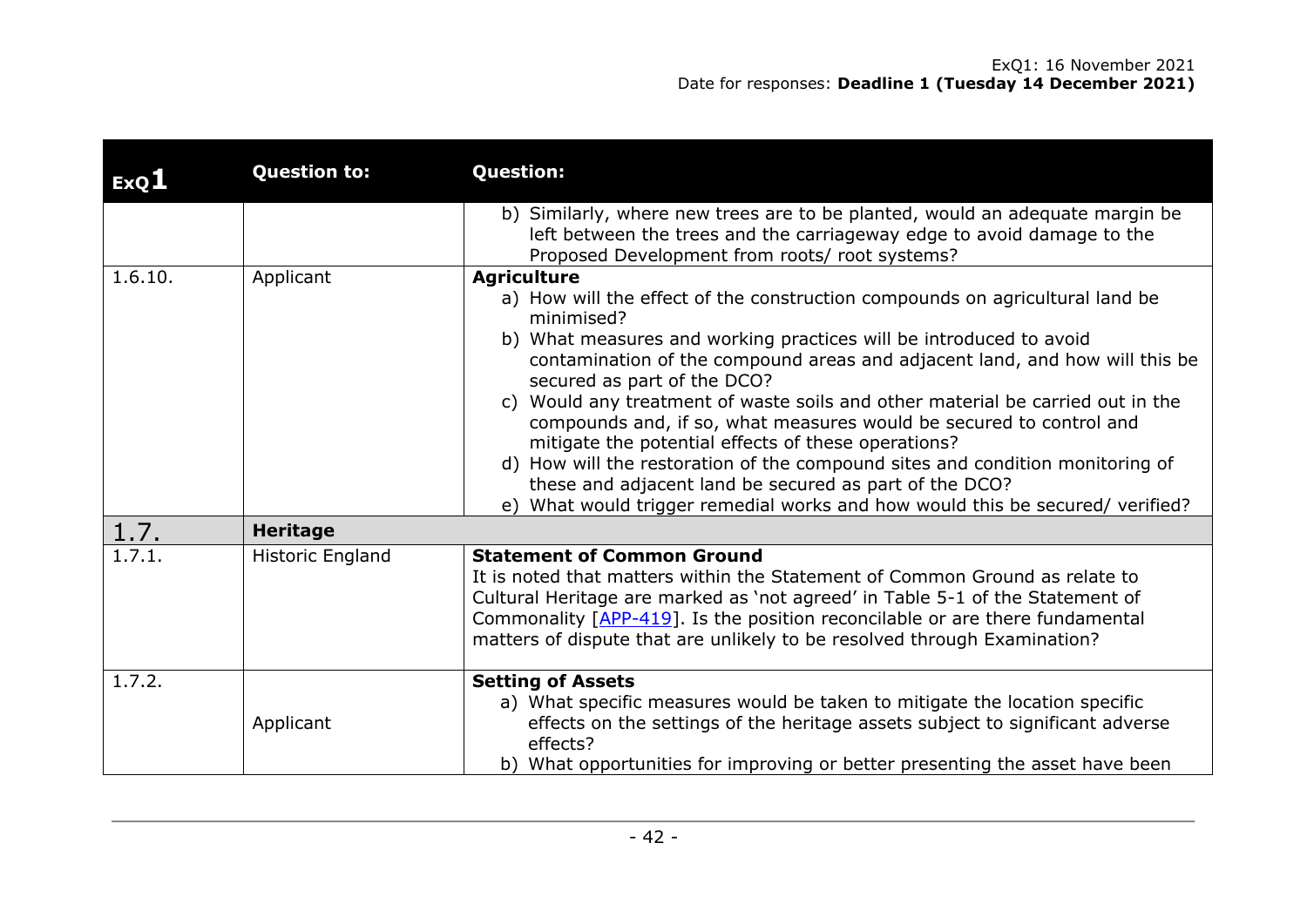| ExQ1 | Question to: | Question: |
|---|---|---|
| | | b) Similarly, where new trees are to be planted, would an adequate margin be left between the trees and the carriageway edge to avoid damage to the Proposed Development from roots/ root systems? |
| 1.6.10. | Applicant | **Agriculture**<br>a) How will the effect of the construction compounds on agricultural land be minimised?<br>b) What measures and working practices will be introduced to avoid contamination of the compound areas and adjacent land, and how will this be secured as part of the DCO?<br>c) Would any treatment of waste soils and other material be carried out in the compounds and, if so, what measures would be secured to control and mitigate the potential effects of these operations?<br>d) How will the restoration of the compound sites and condition monitoring of these and adjacent land be secured as part of the DCO?<br>e) What would trigger remedial works and how would this be secured/ verified? |
| 1.7. | **Heritage** | |
| 1.7.1. | Historic England | **Statement of Common Ground**<br>It is noted that matters within the Statement of Common Ground as relate to Cultural Heritage are marked as 'not agreed' in Table 5-1 of the Statement of Commonality [APP-419]. Is the position reconcilable or are there fundamental matters of dispute that are unlikely to be resolved through Examination? |
| 1.7.2. | Applicant | **Setting of Assets**<br>a) What specific measures would be taken to mitigate the location specific effects on the settings of the heritage assets subject to significant adverse effects?<br>b) What opportunities for improving or better presenting the asset have been |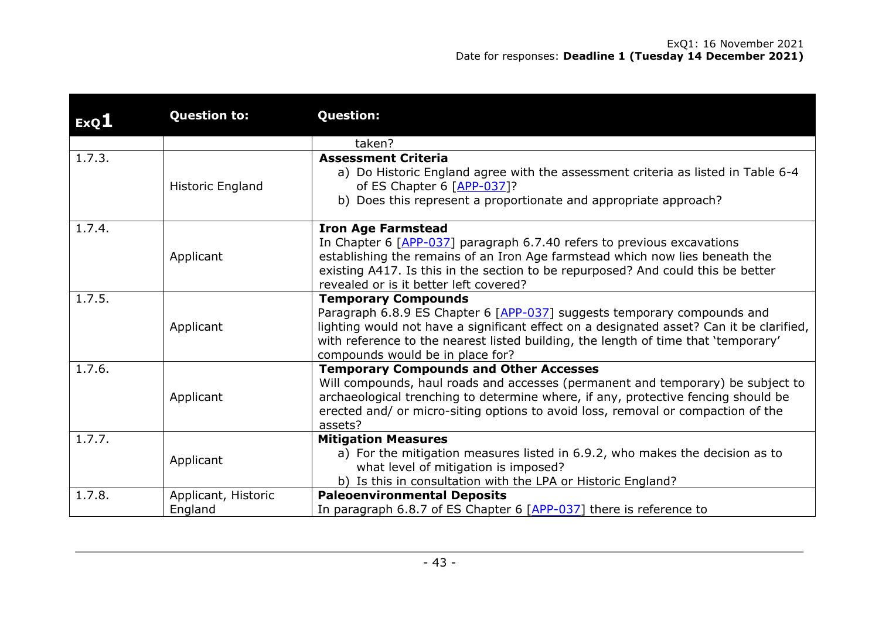| ExQ1 | Question to: | Question: |
|---|---|---|
| | | taken? |
| 1.7.3. | Historic England | **Assessment Criteria**<br>a) Do Historic England agree with the assessment criteria as listed in Table 6-4 of ES Chapter 6 [APP-037]?<br>b) Does this represent a proportionate and appropriate approach? |
| 1.7.4. | Applicant | **Iron Age Farmstead**<br>In Chapter 6 [APP-037] paragraph 6.7.40 refers to previous excavations establishing the remains of an Iron Age farmstead which now lies beneath the existing A417. Is this in the section to be repurposed? And could this be better revealed or is it better left covered? |
| 1.7.5. | Applicant | **Temporary Compounds**<br>Paragraph 6.8.9 ES Chapter 6 [APP-037] suggests temporary compounds and lighting would not have a significant effect on a designated asset? Can it be clarified, with reference to the nearest listed building, the length of time that 'temporary' compounds would be in place for? |
| 1.7.6. | Applicant | **Temporary Compounds and Other Accesses**<br>Will compounds, haul roads and accesses (permanent and temporary) be subject to archaeological trenching to determine where, if any, protective fencing should be erected and/ or micro-siting options to avoid loss, removal or compaction of the assets? |
| 1.7.7. | Applicant | **Mitigation Measures**<br>a) For the mitigation measures listed in 6.9.2, who makes the decision as to what level of mitigation is imposed?<br>b) Is this in consultation with the LPA or Historic England? |
| 1.7.8. | Applicant, Historic England | **Paleoenvironmental Deposits**<br>In paragraph 6.8.7 of ES Chapter 6 [APP-037] there is reference to |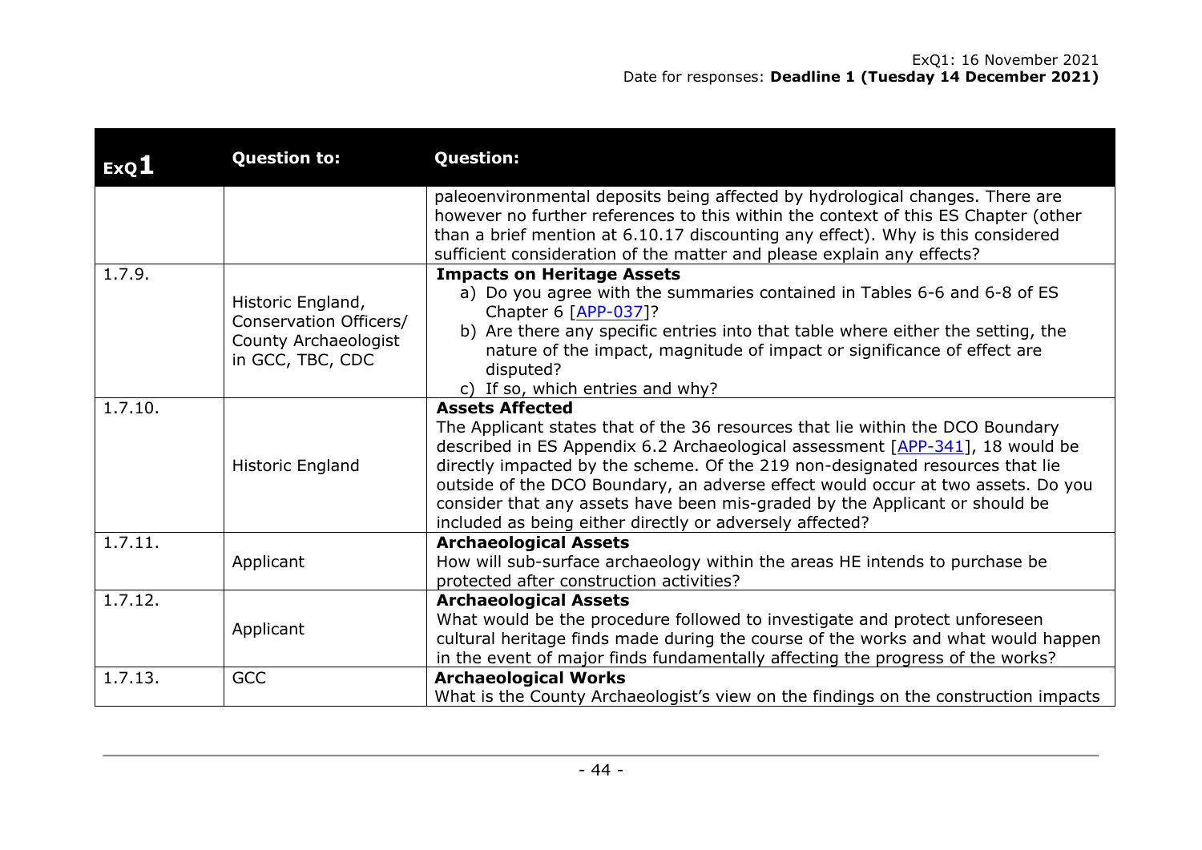| ExQ1 | Question to: | Question: |
|---|---|---|
| | | paleoenvironmental deposits being affected by hydrological changes. There are however no further references to this within the context of this ES Chapter (other than a brief mention at 6.10.17 discounting any effect). Why is this considered sufficient consideration of the matter and please explain any effects? |
| 1.7.9. | Historic England, Conservation Officers/ County Archaeologist in GCC, TBC, CDC | **Impacts on Heritage Assets**<br>a) Do you agree with the summaries contained in Tables 6-6 and 6-8 of ES Chapter 6 [APP-037]?<br>b) Are there any specific entries into that table where either the setting, the nature of the impact, magnitude of impact or significance of effect are disputed?<br>c) If so, which entries and why? |
| 1.7.10. | Historic England | **Assets Affected**<br>The Applicant states that of the 36 resources that lie within the DCO Boundary described in ES Appendix 6.2 Archaeological assessment [APP-341], 18 would be directly impacted by the scheme. Of the 219 non-designated resources that lie outside of the DCO Boundary, an adverse effect would occur at two assets. Do you consider that any assets have been mis-graded by the Applicant or should be included as being either directly or adversely affected? |
| 1.7.11. | Applicant | **Archaeological Assets**<br>How will sub-surface archaeology within the areas HE intends to purchase be protected after construction activities? |
| 1.7.12. | Applicant | **Archaeological Assets**<br>What would be the procedure followed to investigate and protect unforeseen cultural heritage finds made during the course of the works and what would happen in the event of major finds fundamentally affecting the progress of the works? |
| 1.7.13. | GCC | **Archaeological Works**<br>What is the County Archaeologist's view on the findings on the construction impacts |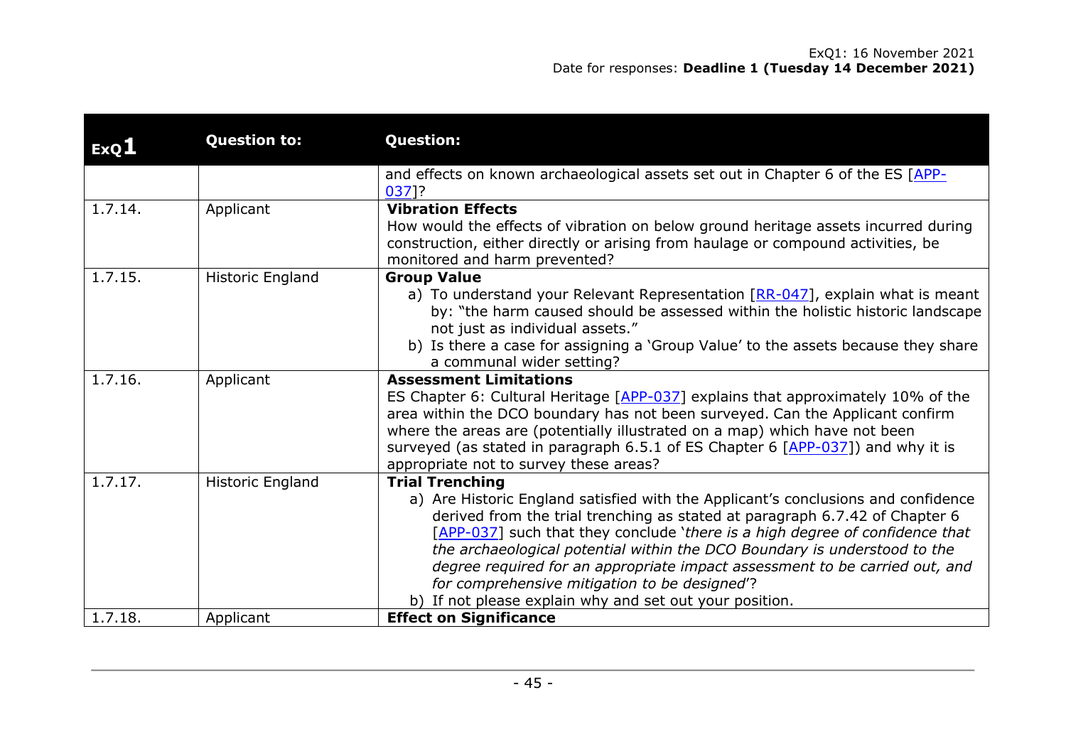| ExQ1 | Question to: | Question: |
| --- | --- | --- |
| | | and effects on known archaeological assets set out in Chapter 6 of the ES [APP-037]? |
| 1.7.14. | Applicant | **Vibration Effects**<br>How would the effects of vibration on below ground heritage assets incurred during construction, either directly or arising from haulage or compound activities, be monitored and harm prevented? |
| 1.7.15. | Historic England | **Group Value**<br>a) To understand your Relevant Representation [RR-047], explain what is meant by: "the harm caused should be assessed within the holistic historic landscape not just as individual assets."<br>b) Is there a case for assigning a 'Group Value' to the assets because they share a communal wider setting? |
| 1.7.16. | Applicant | **Assessment Limitations**<br>ES Chapter 6: Cultural Heritage [APP-037] explains that approximately 10% of the area within the DCO boundary has not been surveyed. Can the Applicant confirm where the areas are (potentially illustrated on a map) which have not been surveyed (as stated in paragraph 6.5.1 of ES Chapter 6 [APP-037]) and why it is appropriate not to survey these areas? |
| 1.7.17. | Historic England | **Trial Trenching**<br>a) Are Historic England satisfied with the Applicant's conclusions and confidence derived from the trial trenching as stated at paragraph 6.7.42 of Chapter 6 [APP-037] such that they conclude '*there is a high degree of confidence that the archaeological potential within the DCO Boundary is understood to the degree required for an appropriate impact assessment to be carried out, and for comprehensive mitigation to be designed*'?<br>b) If not please explain why and set out your position. |
| 1.7.18. | Applicant | **Effect on Significance** |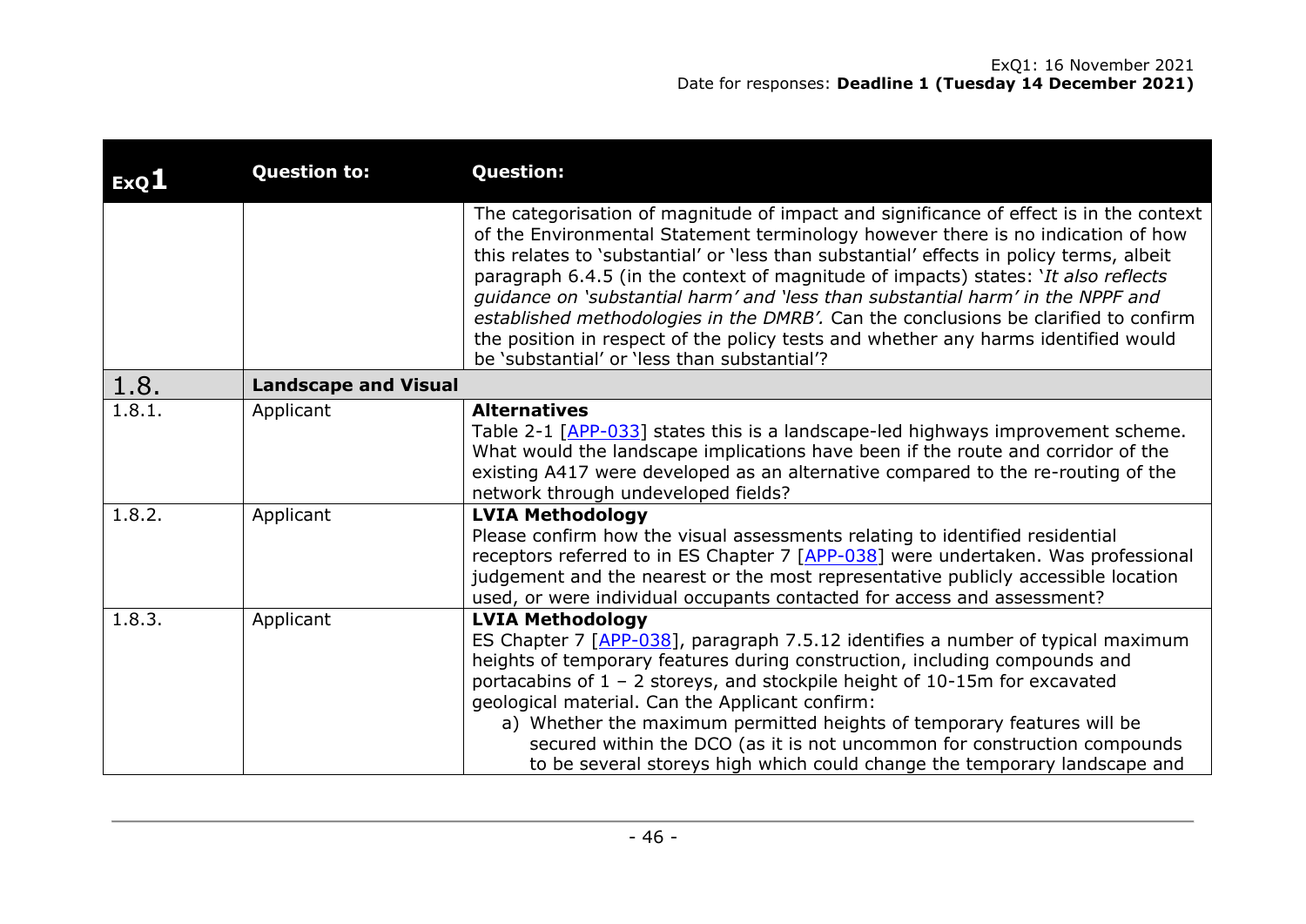| ExQ1 | Question to: | Question: |
|---|---|---|
| | | The categorisation of magnitude of impact and significance of effect is in the context of the Environmental Statement terminology however there is no indication of how this relates to 'substantial' or 'less than substantial' effects in policy terms, albeit paragraph 6.4.5 (in the context of magnitude of impacts) states: '*It also reflects guidance on 'substantial harm' and 'less than substantial harm' in the NPPF and established methodologies in the DMRB'.* Can the conclusions be clarified to confirm the position in respect of the policy tests and whether any harms identified would be 'substantial' or 'less than substantial'? |
| 1.8. | **Landscape and Visual** | |
| 1.8.1. | Applicant | **Alternatives**<br>Table 2-1 [APP-033] states this is a landscape-led highways improvement scheme. What would the landscape implications have been if the route and corridor of the existing A417 were developed as an alternative compared to the re-routing of the network through undeveloped fields? |
| 1.8.2. | Applicant | **LVIA Methodology**<br>Please confirm how the visual assessments relating to identified residential receptors referred to in ES Chapter 7 [APP-038] were undertaken. Was professional judgement and the nearest or the most representative publicly accessible location used, or were individual occupants contacted for access and assessment? |
| 1.8.3. | Applicant | **LVIA Methodology**<br>ES Chapter 7 [APP-038], paragraph 7.5.12 identifies a number of typical maximum heights of temporary features during construction, including compounds and portacabins of 1 – 2 storeys, and stockpile height of 10-15m for excavated geological material. Can the Applicant confirm:<br>a) Whether the maximum permitted heights of temporary features will be secured within the DCO (as it is not uncommon for construction compounds to be several storeys high which could change the temporary landscape and |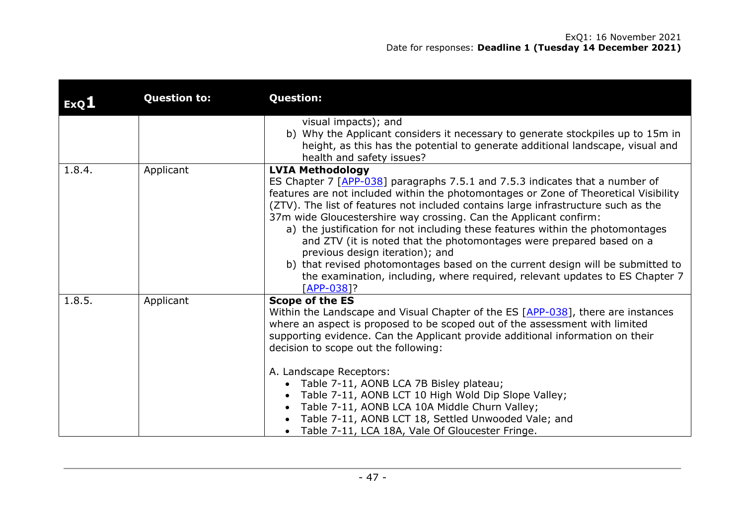| ExQ1 | Question to: | Question: |
|---|---|---|
| | | visual impacts); and<br>b) Why the Applicant considers it necessary to generate stockpiles up to 15m in height, as this has the potential to generate additional landscape, visual and health and safety issues? |
| 1.8.4. | Applicant | **LVIA Methodology**<br>ES Chapter 7 [APP-038] paragraphs 7.5.1 and 7.5.3 indicates that a number of features are not included within the photomontages or Zone of Theoretical Visibility (ZTV). The list of features not included contains large infrastructure such as the 37m wide Gloucestershire way crossing. Can the Applicant confirm:<br>a) the justification for not including these features within the photomontages and ZTV (it is noted that the photomontages were prepared based on a previous design iteration); and<br>b) that revised photomontages based on the current design will be submitted to the examination, including, where required, relevant updates to ES Chapter 7 [APP-038]? |
| 1.8.5. | Applicant | **Scope of the ES**<br>Within the Landscape and Visual Chapter of the ES [APP-038], there are instances where an aspect is proposed to be scoped out of the assessment with limited supporting evidence. Can the Applicant provide additional information on their decision to scope out the following:<br><br>A. Landscape Receptors:<br>• Table 7-11, AONB LCA 7B Bisley plateau;<br>• Table 7-11, AONB LCT 10 High Wold Dip Slope Valley;<br>• Table 7-11, AONB LCA 10A Middle Churn Valley;<br>• Table 7-11, AONB LCT 18, Settled Unwooded Vale; and<br>• Table 7-11, LCA 18A, Vale Of Gloucester Fringe. |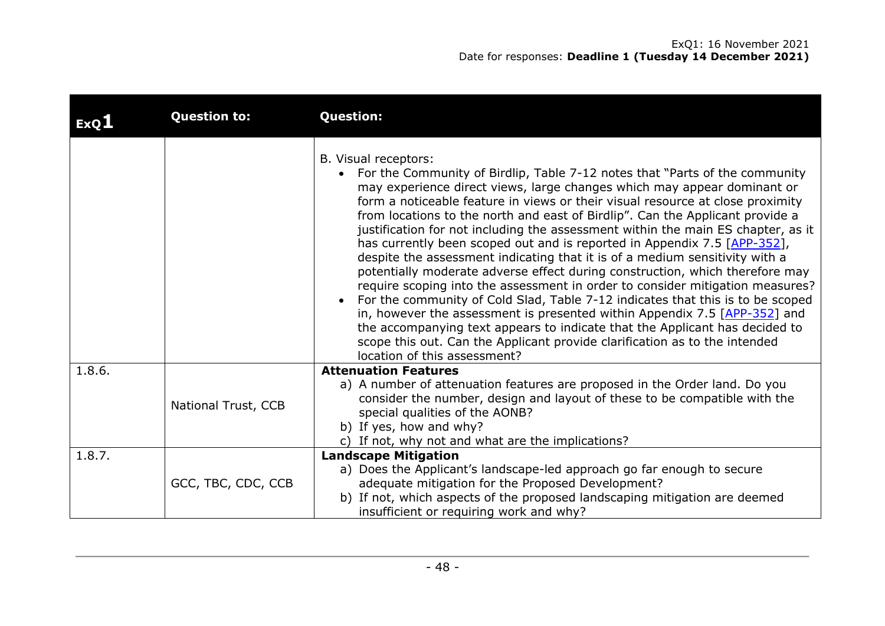| ExQ1 | Question to: | Question: |
| --- | --- | --- |
| | | B. Visual receptors:<br>• For the Community of Birdlip, Table 7-12 notes that "Parts of the community may experience direct views, large changes which may appear dominant or form a noticeable feature in views or their visual resource at close proximity from locations to the north and east of Birdlip". Can the Applicant provide a justification for not including the assessment within the main ES chapter, as it has currently been scoped out and is reported in Appendix 7.5 [APP-352], despite the assessment indicating that it is of a medium sensitivity with a potentially moderate adverse effect during construction, which therefore may require scoping into the assessment in order to consider mitigation measures?<br>• For the community of Cold Slad, Table 7-12 indicates that this is to be scoped in, however the assessment is presented within Appendix 7.5 [APP-352] and the accompanying text appears to indicate that the Applicant has decided to scope this out. Can the Applicant provide clarification as to the intended location of this assessment? |
| 1.8.6. | National Trust, CCB | **Attenuation Features**<br>a) A number of attenuation features are proposed in the Order land. Do you consider the number, design and layout of these to be compatible with the special qualities of the AONB?<br>b) If yes, how and why?<br>c) If not, why not and what are the implications? |
| 1.8.7. | GCC, TBC, CDC, CCB | **Landscape Mitigation**<br>a) Does the Applicant's landscape-led approach go far enough to secure adequate mitigation for the Proposed Development?<br>b) If not, which aspects of the proposed landscaping mitigation are deemed insufficient or requiring work and why? |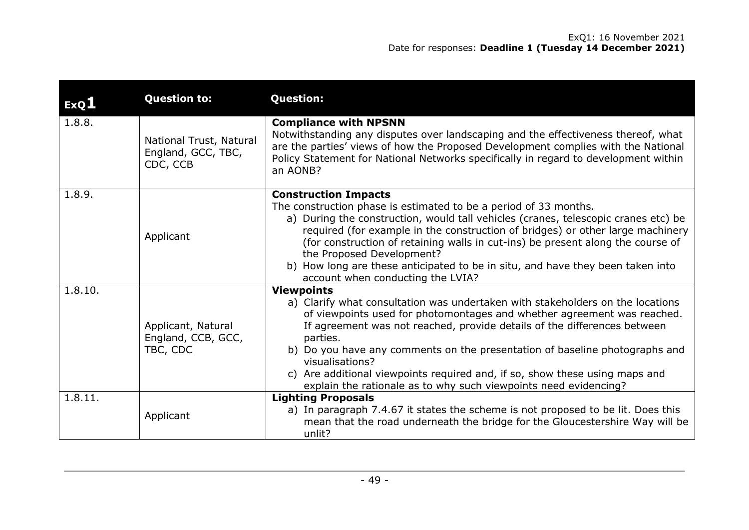| ExQ1 | Question to: | Question: |
| --- | --- | --- |
| 1.8.8. | National Trust, Natural England, GCC, TBC, CDC, CCB | **Compliance with NPSNN**<br>Notwithstanding any disputes over landscaping and the effectiveness thereof, what are the parties' views of how the Proposed Development complies with the National Policy Statement for National Networks specifically in regard to development within an AONB? |
| 1.8.9. | Applicant | **Construction Impacts**<br>The construction phase is estimated to be a period of 33 months.<br>a) During the construction, would tall vehicles (cranes, telescopic cranes etc) be required (for example in the construction of bridges) or other large machinery (for construction of retaining walls in cut-ins) be present along the course of the Proposed Development?<br>b) How long are these anticipated to be in situ, and have they been taken into account when conducting the LVIA? |
| 1.8.10. | Applicant, Natural England, CCB, GCC, TBC, CDC | **Viewpoints**<br>a) Clarify what consultation was undertaken with stakeholders on the locations of viewpoints used for photomontages and whether agreement was reached. If agreement was not reached, provide details of the differences between parties.<br>b) Do you have any comments on the presentation of baseline photographs and visualisations?<br>c) Are additional viewpoints required and, if so, show these using maps and explain the rationale as to why such viewpoints need evidencing? |
| 1.8.11. | Applicant | **Lighting Proposals**<br>a) In paragraph 7.4.67 it states the scheme is not proposed to be lit. Does this mean that the road underneath the bridge for the Gloucestershire Way will be unlit? |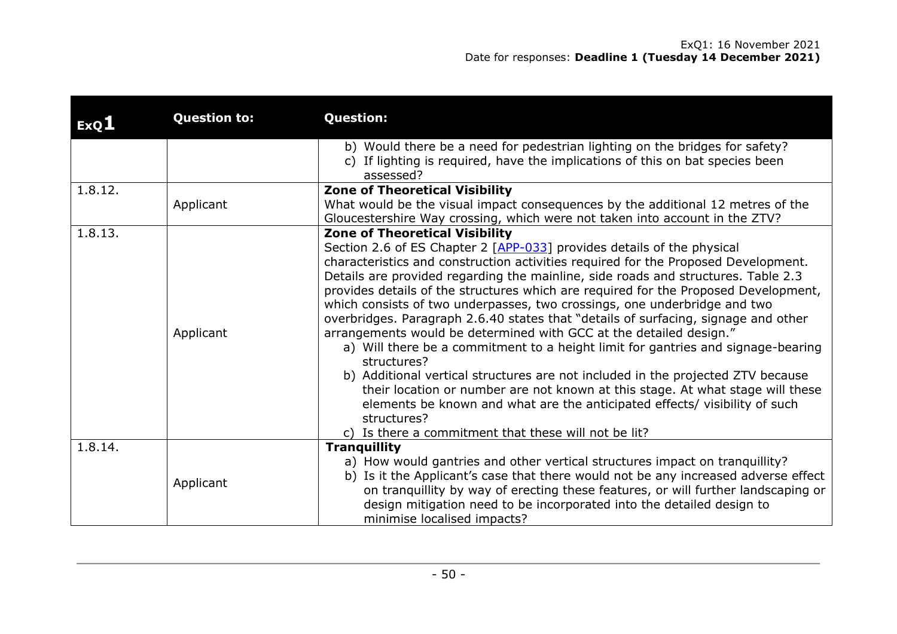| ExQ1 | Question to: | Question: |
|---|---|---|
| | | b) Would there be a need for pedestrian lighting on the bridges for safety?<br>c) If lighting is required, have the implications of this on bat species been assessed? |
| 1.8.12. | Applicant | **Zone of Theoretical Visibility**<br>What would be the visual impact consequences by the additional 12 metres of the Gloucestershire Way crossing, which were not taken into account in the ZTV? |
| 1.8.13. | Applicant | **Zone of Theoretical Visibility**<br>Section 2.6 of ES Chapter 2 [APP-033] provides details of the physical characteristics and construction activities required for the Proposed Development. Details are provided regarding the mainline, side roads and structures. Table 2.3 provides details of the structures which are required for the Proposed Development, which consists of two underpasses, two crossings, one underbridge and two overbridges. Paragraph 2.6.40 states that "details of surfacing, signage and other arrangements would be determined with GCC at the detailed design."<br>a) Will there be a commitment to a height limit for gantries and signage-bearing structures?<br>b) Additional vertical structures are not included in the projected ZTV because their location or number are not known at this stage. At what stage will these elements be known and what are the anticipated effects/ visibility of such structures?<br>c) Is there a commitment that these will not be lit? |
| 1.8.14. | Applicant | **Tranquillity**<br>a) How would gantries and other vertical structures impact on tranquillity?<br>b) Is it the Applicant's case that there would not be any increased adverse effect on tranquillity by way of erecting these features, or will further landscaping or design mitigation need to be incorporated into the detailed design to minimise localised impacts? |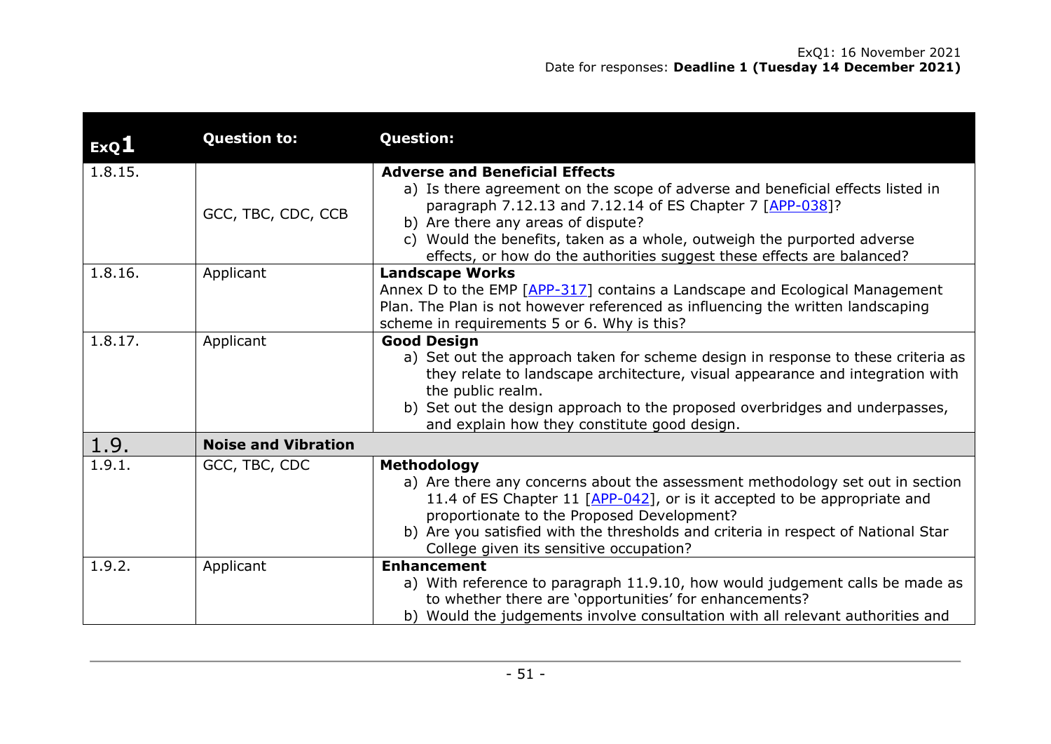ExQ1: 16 November 2021
Date for responses: **Deadline 1 (Tuesday 14 December 2021)**

| ExQ1 | Question to: | Question: |
|---|---|---|
| 1.8.15. | GCC, TBC, CDC, CCB | **Adverse and Beneficial Effects**<br>a) Is there agreement on the scope of adverse and beneficial effects listed in paragraph 7.12.13 and 7.12.14 of ES Chapter 7 [APP-038]?<br>b) Are there any areas of dispute?<br>c) Would the benefits, taken as a whole, outweigh the purported adverse effects, or how do the authorities suggest these effects are balanced? |
| 1.8.16. | Applicant | **Landscape Works**<br>Annex D to the EMP [APP-317] contains a Landscape and Ecological Management Plan. The Plan is not however referenced as influencing the written landscaping scheme in requirements 5 or 6. Why is this? |
| 1.8.17. | Applicant | **Good Design**<br>a) Set out the approach taken for scheme design in response to these criteria as they relate to landscape architecture, visual appearance and integration with the public realm.<br>b) Set out the design approach to the proposed overbridges and underpasses, and explain how they constitute good design. |
| 1.9. | **Noise and Vibration** | |
| 1.9.1. | GCC, TBC, CDC | **Methodology**<br>a) Are there any concerns about the assessment methodology set out in section 11.4 of ES Chapter 11 [APP-042], or is it accepted to be appropriate and proportionate to the Proposed Development?<br>b) Are you satisfied with the thresholds and criteria in respect of National Star College given its sensitive occupation? |
| 1.9.2. | Applicant | **Enhancement**<br>a) With reference to paragraph 11.9.10, how would judgement calls be made as to whether there are 'opportunities' for enhancements?<br>b) Would the judgements involve consultation with all relevant authorities and |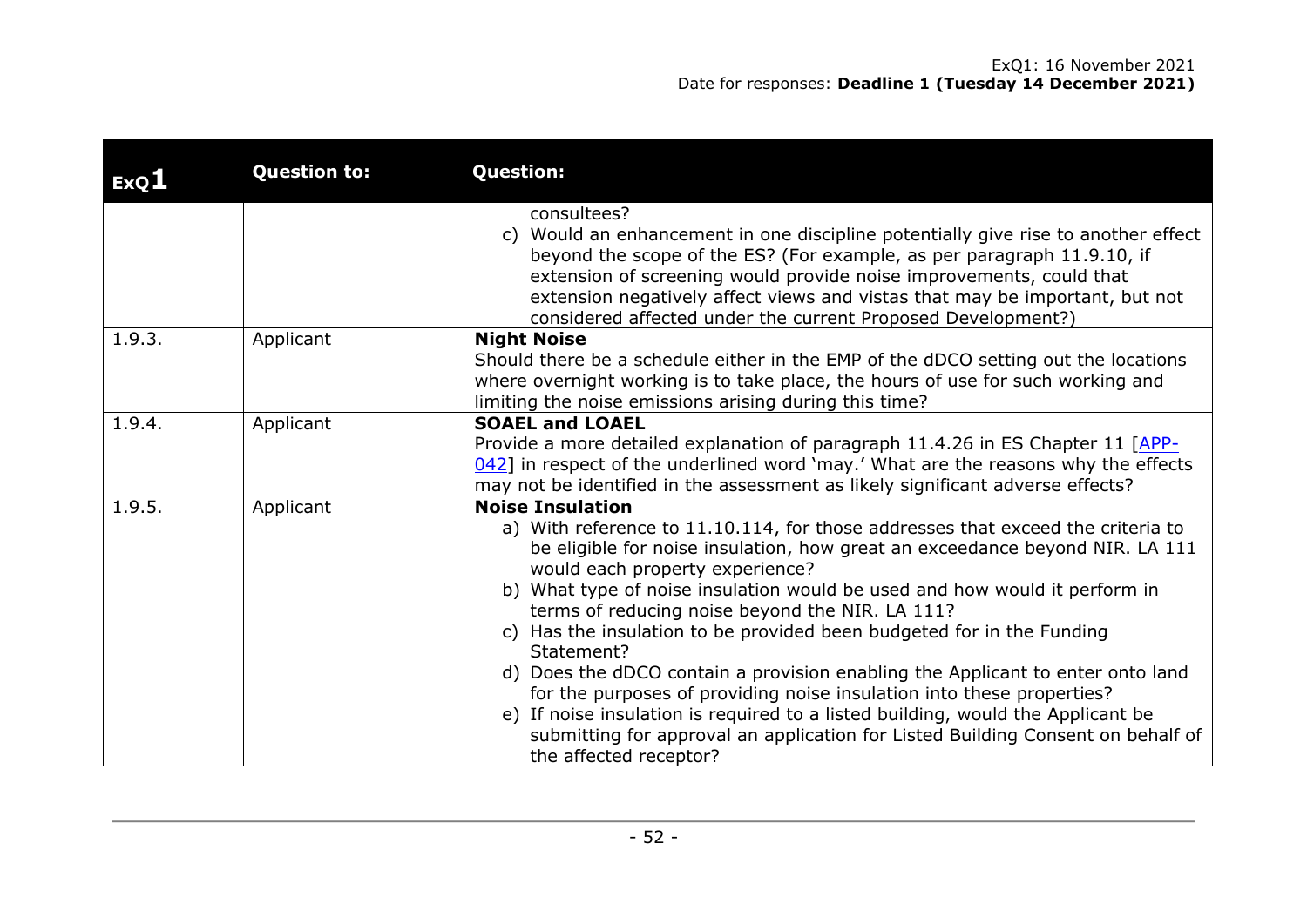| ExQ1 | Question to: | Question: |
|---|---|---|
| | | consultees?<br>c) Would an enhancement in one discipline potentially give rise to another effect beyond the scope of the ES? (For example, as per paragraph 11.9.10, if extension of screening would provide noise improvements, could that extension negatively affect views and vistas that may be important, but not considered affected under the current Proposed Development?) |
| 1.9.3. | Applicant | **Night Noise**<br>Should there be a schedule either in the EMP of the dDCO setting out the locations where overnight working is to take place, the hours of use for such working and limiting the noise emissions arising during this time? |
| 1.9.4. | Applicant | **SOAEL and LOAEL**<br>Provide a more detailed explanation of paragraph 11.4.26 in ES Chapter 11 [APP-042] in respect of the underlined word 'may.' What are the reasons why the effects may not be identified in the assessment as likely significant adverse effects? |
| 1.9.5. | Applicant | **Noise Insulation**<br>a) With reference to 11.10.114, for those addresses that exceed the criteria to be eligible for noise insulation, how great an exceedance beyond NIR. LA 111 would each property experience?<br>b) What type of noise insulation would be used and how would it perform in terms of reducing noise beyond the NIR. LA 111?<br>c) Has the insulation to be provided been budgeted for in the Funding Statement?<br>d) Does the dDCO contain a provision enabling the Applicant to enter onto land for the purposes of providing noise insulation into these properties?<br>e) If noise insulation is required to a listed building, would the Applicant be submitting for approval an application for Listed Building Consent on behalf of the affected receptor? |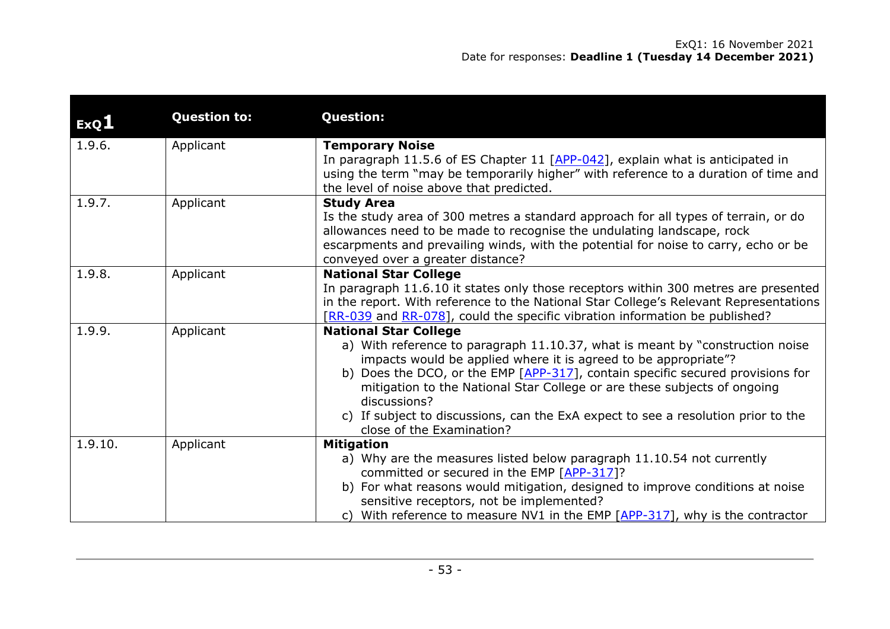ExQ1: 16 November 2021
Date for responses: **Deadline 1 (Tuesday 14 December 2021)**

| ExQ1 | Question to: | Question: |
|---|---|---|
| 1.9.6. | Applicant | **Temporary Noise**<br>In paragraph 11.5.6 of ES Chapter 11 [APP-042], explain what is anticipated in using the term "may be temporarily higher" with reference to a duration of time and the level of noise above that predicted. |
| 1.9.7. | Applicant | **Study Area**<br>Is the study area of 300 metres a standard approach for all types of terrain, or do allowances need to be made to recognise the undulating landscape, rock escarpments and prevailing winds, with the potential for noise to carry, echo or be conveyed over a greater distance? |
| 1.9.8. | Applicant | **National Star College**<br>In paragraph 11.6.10 it states only those receptors within 300 metres are presented in the report. With reference to the National Star College's Relevant Representations [RR-039 and RR-078], could the specific vibration information be published? |
| 1.9.9. | Applicant | **National Star College**<br>a) With reference to paragraph 11.10.37, what is meant by "construction noise impacts would be applied where it is agreed to be appropriate"?<br>b) Does the DCO, or the EMP [APP-317], contain specific secured provisions for mitigation to the National Star College or are these subjects of ongoing discussions?<br>c) If subject to discussions, can the ExA expect to see a resolution prior to the close of the Examination? |
| 1.9.10. | Applicant | **Mitigation**<br>a) Why are the measures listed below paragraph 11.10.54 not currently committed or secured in the EMP [APP-317]?<br>b) For what reasons would mitigation, designed to improve conditions at noise sensitive receptors, not be implemented?<br>c) With reference to measure NV1 in the EMP [APP-317], why is the contractor |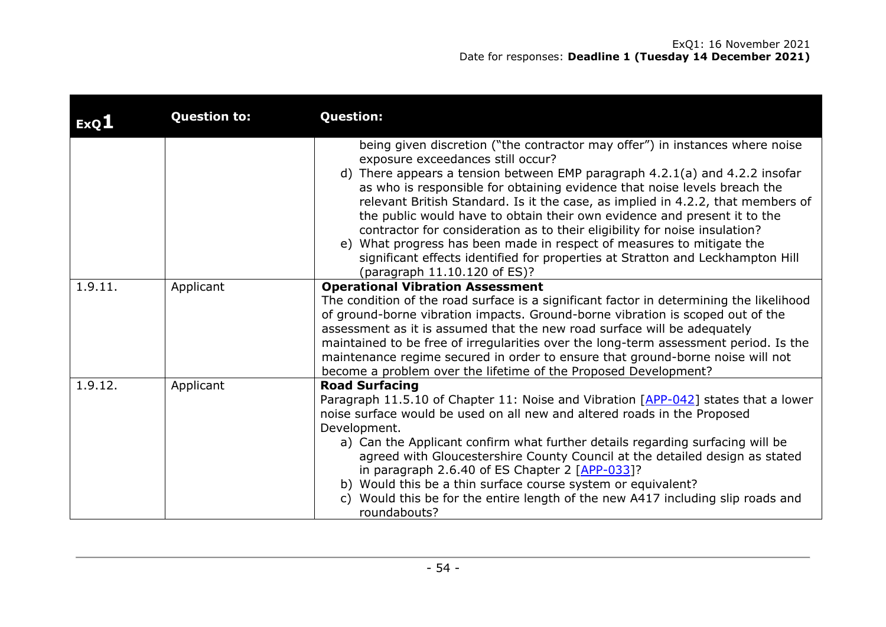| ExQ1 | Question to: | Question: |
|---|---|---|
| | | being given discretion ("the contractor may offer") in instances where noise exposure exceedances still occur?<br>d) There appears a tension between EMP paragraph 4.2.1(a) and 4.2.2 insofar as who is responsible for obtaining evidence that noise levels breach the relevant British Standard. Is it the case, as implied in 4.2.2, that members of the public would have to obtain their own evidence and present it to the contractor for consideration as to their eligibility for noise insulation?<br>e) What progress has been made in respect of measures to mitigate the significant effects identified for properties at Stratton and Leckhampton Hill (paragraph 11.10.120 of ES)? |
| 1.9.11. | Applicant | **Operational Vibration Assessment**<br>The condition of the road surface is a significant factor in determining the likelihood of ground-borne vibration impacts. Ground-borne vibration is scoped out of the assessment as it is assumed that the new road surface will be adequately maintained to be free of irregularities over the long-term assessment period. Is the maintenance regime secured in order to ensure that ground-borne noise will not become a problem over the lifetime of the Proposed Development? |
| 1.9.12. | Applicant | **Road Surfacing**<br>Paragraph 11.5.10 of Chapter 11: Noise and Vibration [APP-042] states that a lower noise surface would be used on all new and altered roads in the Proposed Development.<br>a) Can the Applicant confirm what further details regarding surfacing will be agreed with Gloucestershire County Council at the detailed design as stated in paragraph 2.6.40 of ES Chapter 2 [APP-033]?<br>b) Would this be a thin surface course system or equivalent?<br>c) Would this be for the entire length of the new A417 including slip roads and roundabouts? |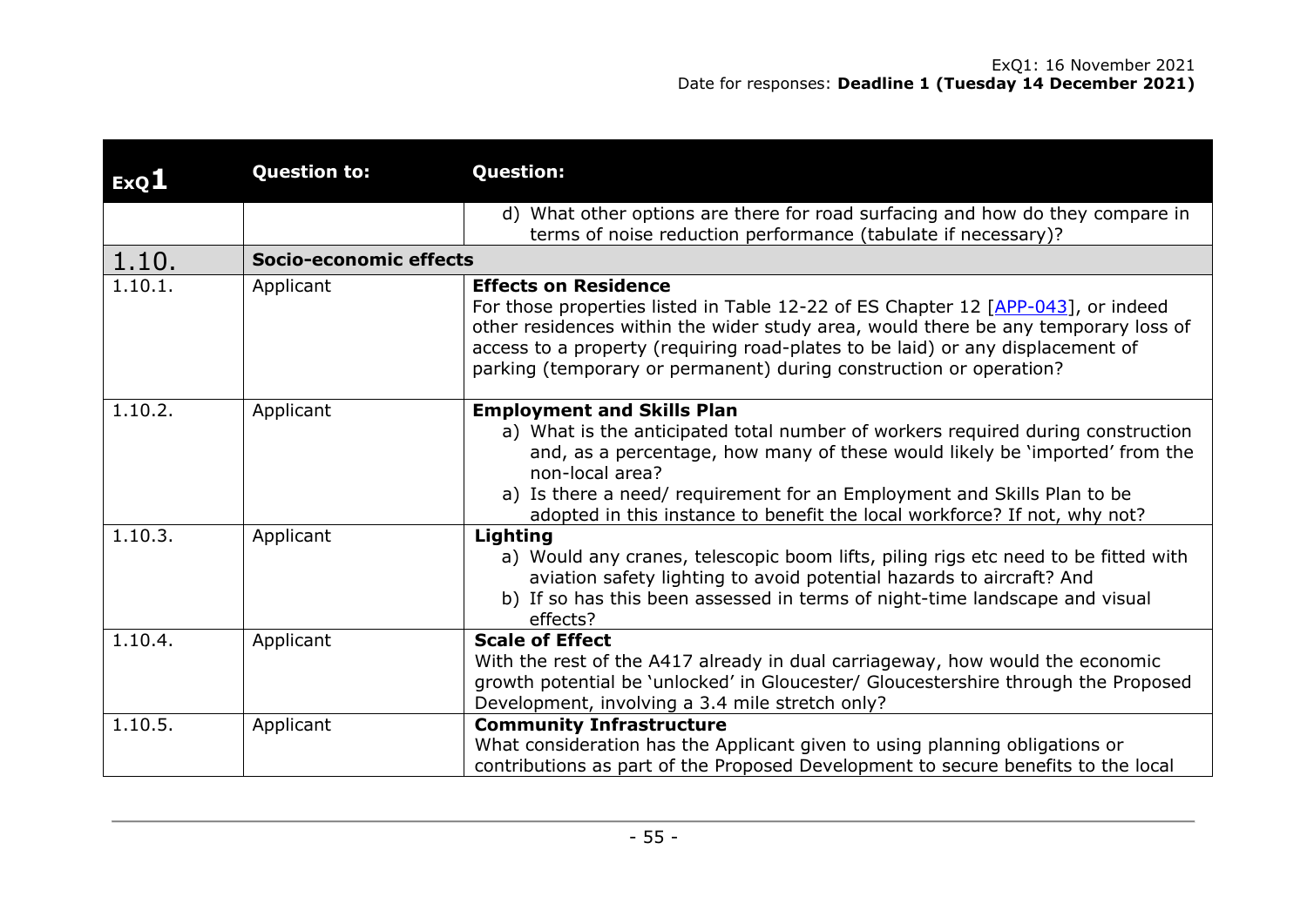| ExQ1 | Question to: | Question: |
|---|---|---|
| | | d) What other options are there for road surfacing and how do they compare in terms of noise reduction performance (tabulate if necessary)? |
| **1.10.** | **Socio-economic effects** | |
| 1.10.1. | Applicant | **Effects on Residence**<br>For those properties listed in Table 12-22 of ES Chapter 12 [APP-043], or indeed other residences within the wider study area, would there be any temporary loss of access to a property (requiring road-plates to be laid) or any displacement of parking (temporary or permanent) during construction or operation? |
| 1.10.2. | Applicant | **Employment and Skills Plan**<br>a) What is the anticipated total number of workers required during construction and, as a percentage, how many of these would likely be 'imported' from the non-local area?<br>a) Is there a need/ requirement for an Employment and Skills Plan to be adopted in this instance to benefit the local workforce? If not, why not? |
| 1.10.3. | Applicant | **Lighting**<br>a) Would any cranes, telescopic boom lifts, piling rigs etc need to be fitted with aviation safety lighting to avoid potential hazards to aircraft? And<br>b) If so has this been assessed in terms of night-time landscape and visual effects? |
| 1.10.4. | Applicant | **Scale of Effect**<br>With the rest of the A417 already in dual carriageway, how would the economic growth potential be 'unlocked' in Gloucester/ Gloucestershire through the Proposed Development, involving a 3.4 mile stretch only? |
| 1.10.5. | Applicant | **Community Infrastructure**<br>What consideration has the Applicant given to using planning obligations or contributions as part of the Proposed Development to secure benefits to the local |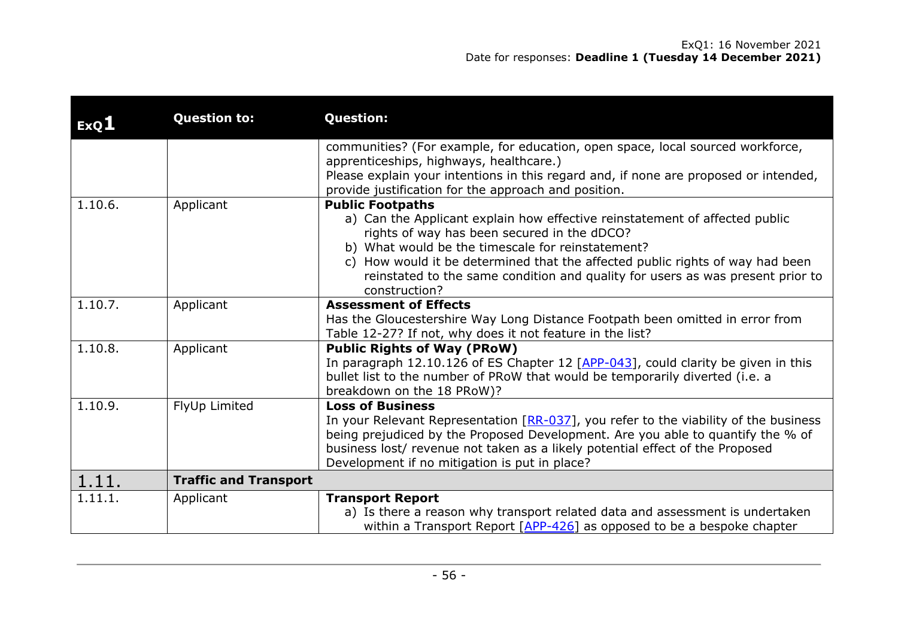| ExQ1 | Question to: | Question: |
|---|---|---|
| | | communities? (For example, for education, open space, local sourced workforce, apprenticeships, highways, healthcare.)<br>Please explain your intentions in this regard and, if none are proposed or intended, provide justification for the approach and position. |
| 1.10.6. | Applicant | **Public Footpaths**<br>a) Can the Applicant explain how effective reinstatement of affected public rights of way has been secured in the dDCO?<br>b) What would be the timescale for reinstatement?<br>c) How would it be determined that the affected public rights of way had been reinstated to the same condition and quality for users as was present prior to construction? |
| 1.10.7. | Applicant | **Assessment of Effects**<br>Has the Gloucestershire Way Long Distance Footpath been omitted in error from Table 12-27? If not, why does it not feature in the list? |
| 1.10.8. | Applicant | **Public Rights of Way (PRoW)**<br>In paragraph 12.10.126 of ES Chapter 12 [APP-043], could clarity be given in this bullet list to the number of PRoW that would be temporarily diverted (i.e. a breakdown on the 18 PRoW)? |
| 1.10.9. | FlyUp Limited | **Loss of Business**<br>In your Relevant Representation [RR-037], you refer to the viability of the business being prejudiced by the Proposed Development. Are you able to quantify the % of business lost/ revenue not taken as a likely potential effect of the Proposed Development if no mitigation is put in place? |
| **1.11.** | **Traffic and Transport** | |
| 1.11.1. | Applicant | **Transport Report**<br>a) Is there a reason why transport related data and assessment is undertaken within a Transport Report [APP-426] as opposed to be a bespoke chapter |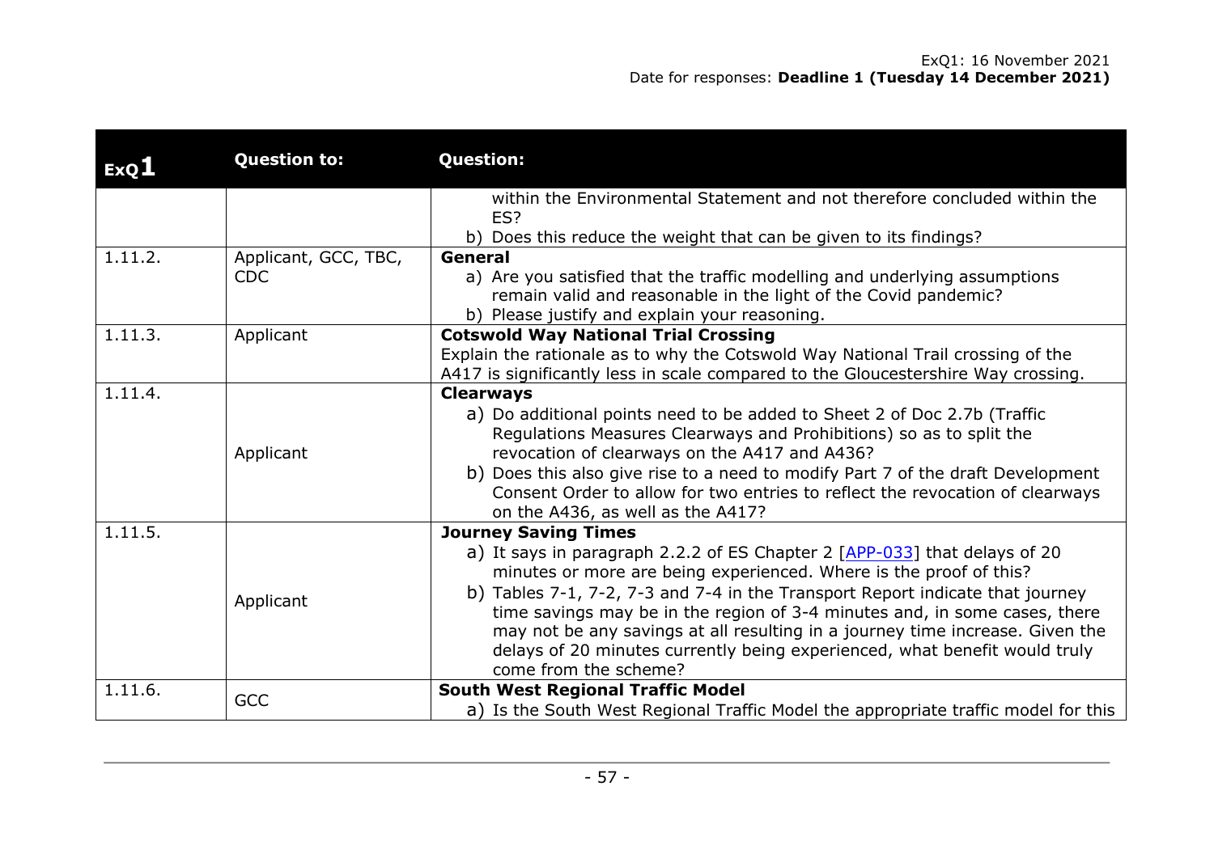| ExQ1 | Question to: | Question: |
|---|---|---|
| | | within the Environmental Statement and not therefore concluded within the ES?<br>b) Does this reduce the weight that can be given to its findings? |
| 1.11.2. | Applicant, GCC, TBC, CDC | **General**<br>a) Are you satisfied that the traffic modelling and underlying assumptions remain valid and reasonable in the light of the Covid pandemic?<br>b) Please justify and explain your reasoning. |
| 1.11.3. | Applicant | **Cotswold Way National Trial Crossing**<br>Explain the rationale as to why the Cotswold Way National Trail crossing of the A417 is significantly less in scale compared to the Gloucestershire Way crossing. |
| 1.11.4. | Applicant | **Clearways**<br>a) Do additional points need to be added to Sheet 2 of Doc 2.7b (Traffic Regulations Measures Clearways and Prohibitions) so as to split the revocation of clearways on the A417 and A436?<br>b) Does this also give rise to a need to modify Part 7 of the draft Development Consent Order to allow for two entries to reflect the revocation of clearways on the A436, as well as the A417? |
| 1.11.5. | Applicant | **Journey Saving Times**<br>a) It says in paragraph 2.2.2 of ES Chapter 2 [APP-033] that delays of 20 minutes or more are being experienced. Where is the proof of this?<br>b) Tables 7-1, 7-2, 7-3 and 7-4 in the Transport Report indicate that journey time savings may be in the region of 3-4 minutes and, in some cases, there may not be any savings at all resulting in a journey time increase. Given the delays of 20 minutes currently being experienced, what benefit would truly come from the scheme? |
| 1.11.6. | GCC | **South West Regional Traffic Model**<br>a) Is the South West Regional Traffic Model the appropriate traffic model for this |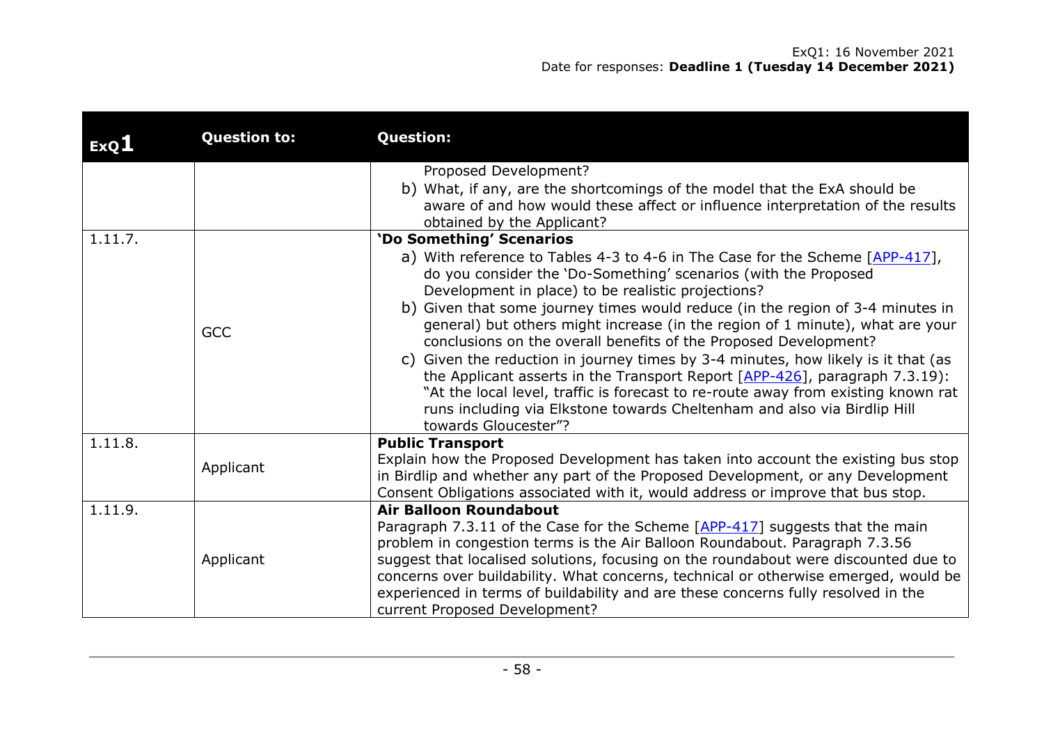| ExQ1 | Question to: | Question: |
| --- | --- | --- |
| | | Proposed Development?<br>b) What, if any, are the shortcomings of the model that the ExA should be aware of and how would these affect or influence interpretation of the results obtained by the Applicant? |
| 1.11.7. | GCC | **'Do Something' Scenarios**<br>a) With reference to Tables 4-3 to 4-6 in The Case for the Scheme [APP-417], do you consider the 'Do-Something' scenarios (with the Proposed Development in place) to be realistic projections?<br>b) Given that some journey times would reduce (in the region of 3-4 minutes in general) but others might increase (in the region of 1 minute), what are your conclusions on the overall benefits of the Proposed Development?<br>c) Given the reduction in journey times by 3-4 minutes, how likely is it that (as the Applicant asserts in the Transport Report [APP-426], paragraph 7.3.19): "At the local level, traffic is forecast to re-route away from existing known rat runs including via Elkstone towards Cheltenham and also via Birdlip Hill towards Gloucester"? |
| 1.11.8. | Applicant | **Public Transport**<br>Explain how the Proposed Development has taken into account the existing bus stop in Birdlip and whether any part of the Proposed Development, or any Development Consent Obligations associated with it, would address or improve that bus stop. |
| 1.11.9. | Applicant | **Air Balloon Roundabout**<br>Paragraph 7.3.11 of the Case for the Scheme [APP-417] suggests that the main problem in congestion terms is the Air Balloon Roundabout. Paragraph 7.3.56 suggest that localised solutions, focusing on the roundabout were discounted due to concerns over buildability. What concerns, technical or otherwise emerged, would be experienced in terms of buildability and are these concerns fully resolved in the current Proposed Development? |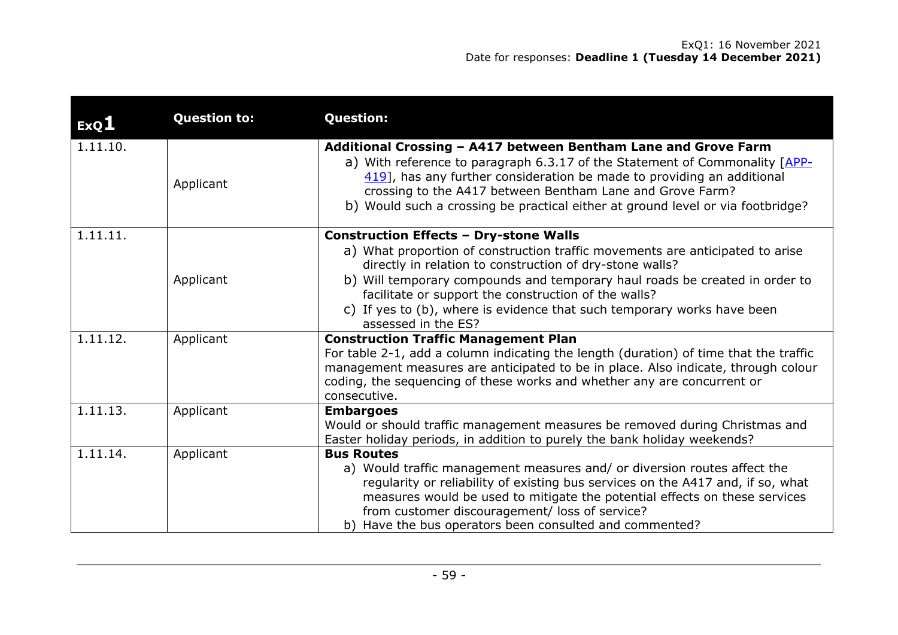| ExQ1 | Question to: | Question: |
|---|---|---|
| 1.11.10. | Applicant | **Additional Crossing – A417 between Bentham Lane and Grove Farm**<br>a) With reference to paragraph 6.3.17 of the Statement of Commonality [APP-419], has any further consideration be made to providing an additional crossing to the A417 between Bentham Lane and Grove Farm?<br>b) Would such a crossing be practical either at ground level or via footbridge? |
| 1.11.11. | Applicant | **Construction Effects – Dry-stone Walls**<br>a) What proportion of construction traffic movements are anticipated to arise directly in relation to construction of dry-stone walls?<br>b) Will temporary compounds and temporary haul roads be created in order to facilitate or support the construction of the walls?<br>c) If yes to (b), where is evidence that such temporary works have been assessed in the ES? |
| 1.11.12. | Applicant | **Construction Traffic Management Plan**<br>For table 2-1, add a column indicating the length (duration) of time that the traffic management measures are anticipated to be in place. Also indicate, through colour coding, the sequencing of these works and whether any are concurrent or consecutive. |
| 1.11.13. | Applicant | **Embargoes**<br>Would or should traffic management measures be removed during Christmas and Easter holiday periods, in addition to purely the bank holiday weekends? |
| 1.11.14. | Applicant | **Bus Routes**<br>a) Would traffic management measures and/ or diversion routes affect the regularity or reliability of existing bus services on the A417 and, if so, what measures would be used to mitigate the potential effects on these services from customer discouragement/ loss of service?<br>b) Have the bus operators been consulted and commented? |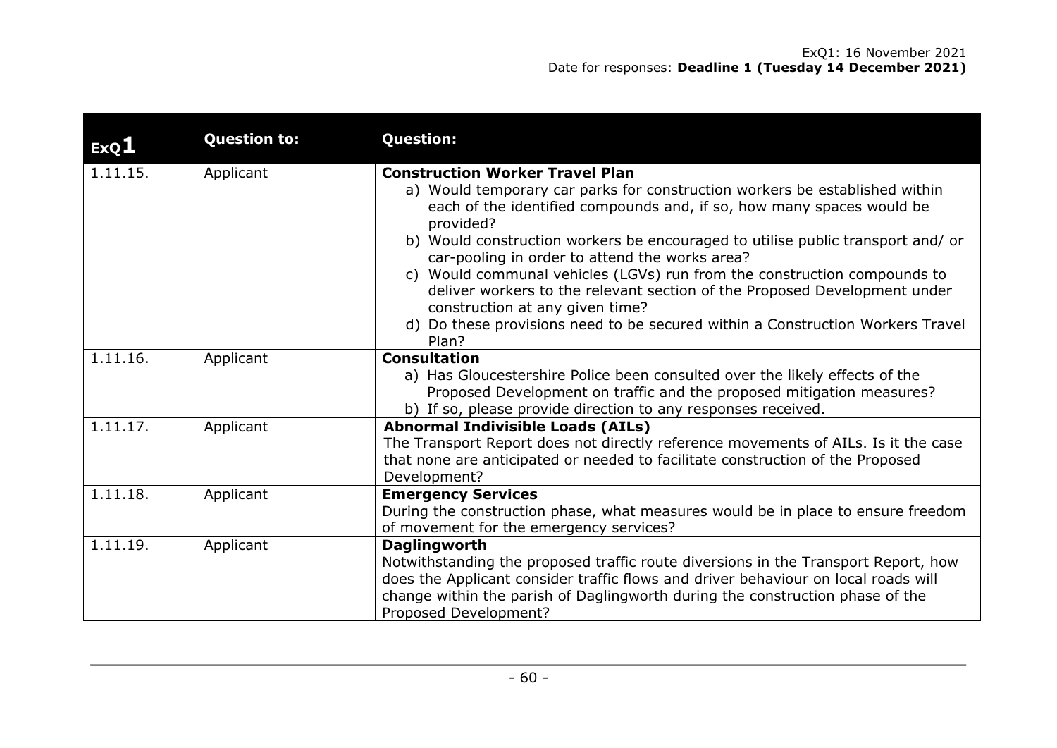| ExQ1 | Question to: | Question: |
|---|---|---|
| 1.11.15. | Applicant | **Construction Worker Travel Plan**<br>a) Would temporary car parks for construction workers be established within each of the identified compounds and, if so, how many spaces would be provided?<br>b) Would construction workers be encouraged to utilise public transport and/ or car-pooling in order to attend the works area?<br>c) Would communal vehicles (LGVs) run from the construction compounds to deliver workers to the relevant section of the Proposed Development under construction at any given time?<br>d) Do these provisions need to be secured within a Construction Workers Travel Plan? |
| 1.11.16. | Applicant | **Consultation**<br>a) Has Gloucestershire Police been consulted over the likely effects of the Proposed Development on traffic and the proposed mitigation measures?<br>b) If so, please provide direction to any responses received. |
| 1.11.17. | Applicant | **Abnormal Indivisible Loads (AILs)**<br>The Transport Report does not directly reference movements of AILs. Is it the case that none are anticipated or needed to facilitate construction of the Proposed Development? |
| 1.11.18. | Applicant | **Emergency Services**<br>During the construction phase, what measures would be in place to ensure freedom of movement for the emergency services? |
| 1.11.19. | Applicant | **Daglingworth**<br>Notwithstanding the proposed traffic route diversions in the Transport Report, how does the Applicant consider traffic flows and driver behaviour on local roads will change within the parish of Daglingworth during the construction phase of the Proposed Development? |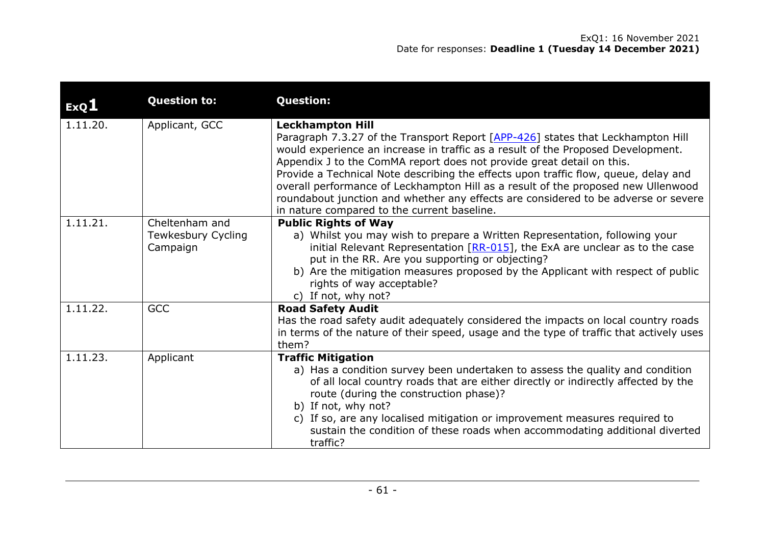| ExQ1 | Question to: | Question: |
|---|---|---|
| 1.11.20. | Applicant, GCC | **Leckhampton Hill**<br>Paragraph 7.3.27 of the Transport Report [APP-426] states that Leckhampton Hill would experience an increase in traffic as a result of the Proposed Development. Appendix J to the ComMA report does not provide great detail on this.<br>Provide a Technical Note describing the effects upon traffic flow, queue, delay and overall performance of Leckhampton Hill as a result of the proposed new Ullenwood roundabout junction and whether any effects are considered to be adverse or severe in nature compared to the current baseline. |
| 1.11.21. | Cheltenham and Tewkesbury Cycling Campaign | **Public Rights of Way**<br>a) Whilst you may wish to prepare a Written Representation, following your initial Relevant Representation [RR-015], the ExA are unclear as to the case put in the RR. Are you supporting or objecting?<br>b) Are the mitigation measures proposed by the Applicant with respect of public rights of way acceptable?<br>c) If not, why not? |
| 1.11.22. | GCC | **Road Safety Audit**<br>Has the road safety audit adequately considered the impacts on local country roads in terms of the nature of their speed, usage and the type of traffic that actively uses them? |
| 1.11.23. | Applicant | **Traffic Mitigation**<br>a) Has a condition survey been undertaken to assess the quality and condition of all local country roads that are either directly or indirectly affected by the route (during the construction phase)?<br>b) If not, why not?<br>c) If so, are any localised mitigation or improvement measures required to sustain the condition of these roads when accommodating additional diverted traffic? |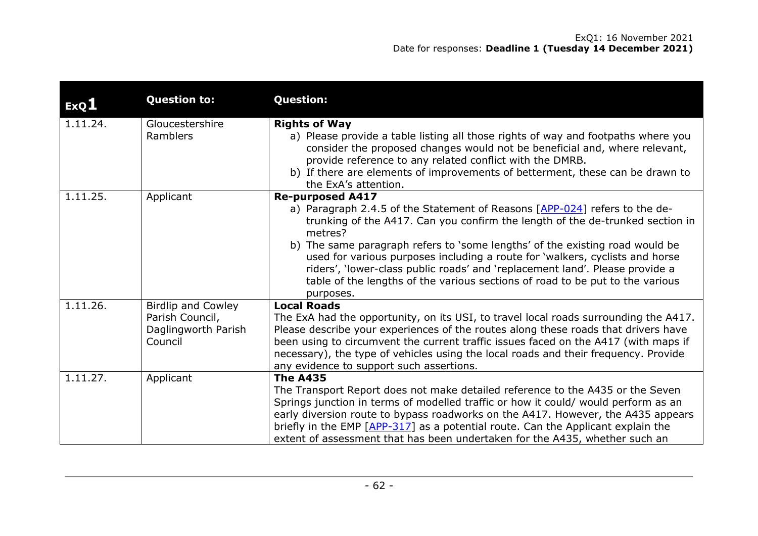| ExQ1 | Question to: | Question: |
|---|---|---|
| 1.11.24. | Gloucestershire Ramblers | **Rights of Way**<br>a) Please provide a table listing all those rights of way and footpaths where you consider the proposed changes would not be beneficial and, where relevant, provide reference to any related conflict with the DMRB.<br>b) If there are elements of improvements of betterment, these can be drawn to the ExA's attention. |
| 1.11.25. | Applicant | **Re-purposed A417**<br>a) Paragraph 2.4.5 of the Statement of Reasons [APP-024] refers to the de-trunking of the A417. Can you confirm the length of the de-trunked section in metres?<br>b) The same paragraph refers to 'some lengths' of the existing road would be used for various purposes including a route for 'walkers, cyclists and horse riders', 'lower-class public roads' and 'replacement land'. Please provide a table of the lengths of the various sections of road to be put to the various purposes. |
| 1.11.26. | Birdlip and Cowley Parish Council, Daglingworth Parish Council | **Local Roads**<br>The ExA had the opportunity, on its USI, to travel local roads surrounding the A417. Please describe your experiences of the routes along these roads that drivers have been using to circumvent the current traffic issues faced on the A417 (with maps if necessary), the type of vehicles using the local roads and their frequency. Provide any evidence to support such assertions. |
| 1.11.27. | Applicant | **The A435**<br>The Transport Report does not make detailed reference to the A435 or the Seven Springs junction in terms of modelled traffic or how it could/ would perform as an early diversion route to bypass roadworks on the A417. However, the A435 appears briefly in the EMP [APP-317] as a potential route. Can the Applicant explain the extent of assessment that has been undertaken for the A435, whether such an |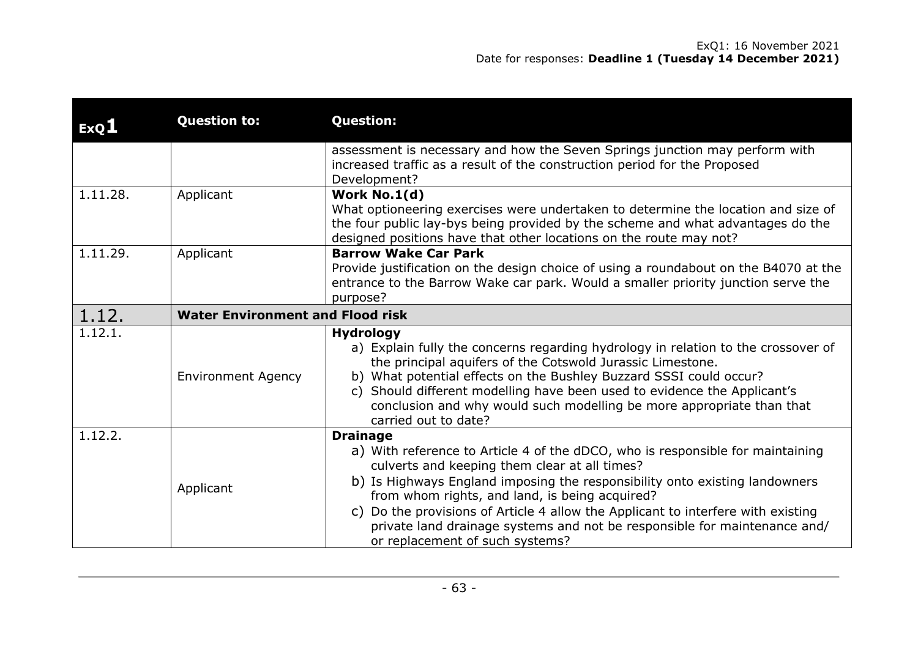| ExQ1 | Question to: | Question: |
|---|---|---|
| | | assessment is necessary and how the Seven Springs junction may perform with increased traffic as a result of the construction period for the Proposed Development? |
| 1.11.28. | Applicant | **Work No.1(d)**<br>What optioneering exercises were undertaken to determine the location and size of the four public lay-bys being provided by the scheme and what advantages do the designed positions have that other locations on the route may not? |
| 1.11.29. | Applicant | **Barrow Wake Car Park**<br>Provide justification on the design choice of using a roundabout on the B4070 at the entrance to the Barrow Wake car park. Would a smaller priority junction serve the purpose? |
| 1.12. | **Water Environment and Flood risk** | |
| 1.12.1. | Environment Agency | **Hydrology**<br>a) Explain fully the concerns regarding hydrology in relation to the crossover of the principal aquifers of the Cotswold Jurassic Limestone.<br>b) What potential effects on the Bushley Buzzard SSSI could occur?<br>c) Should different modelling have been used to evidence the Applicant's conclusion and why would such modelling be more appropriate than that carried out to date? |
| 1.12.2. | Applicant | **Drainage**<br>a) With reference to Article 4 of the dDCO, who is responsible for maintaining culverts and keeping them clear at all times?<br>b) Is Highways England imposing the responsibility onto existing landowners from whom rights, and land, is being acquired?<br>c) Do the provisions of Article 4 allow the Applicant to interfere with existing private land drainage systems and not be responsible for maintenance and/ or replacement of such systems? |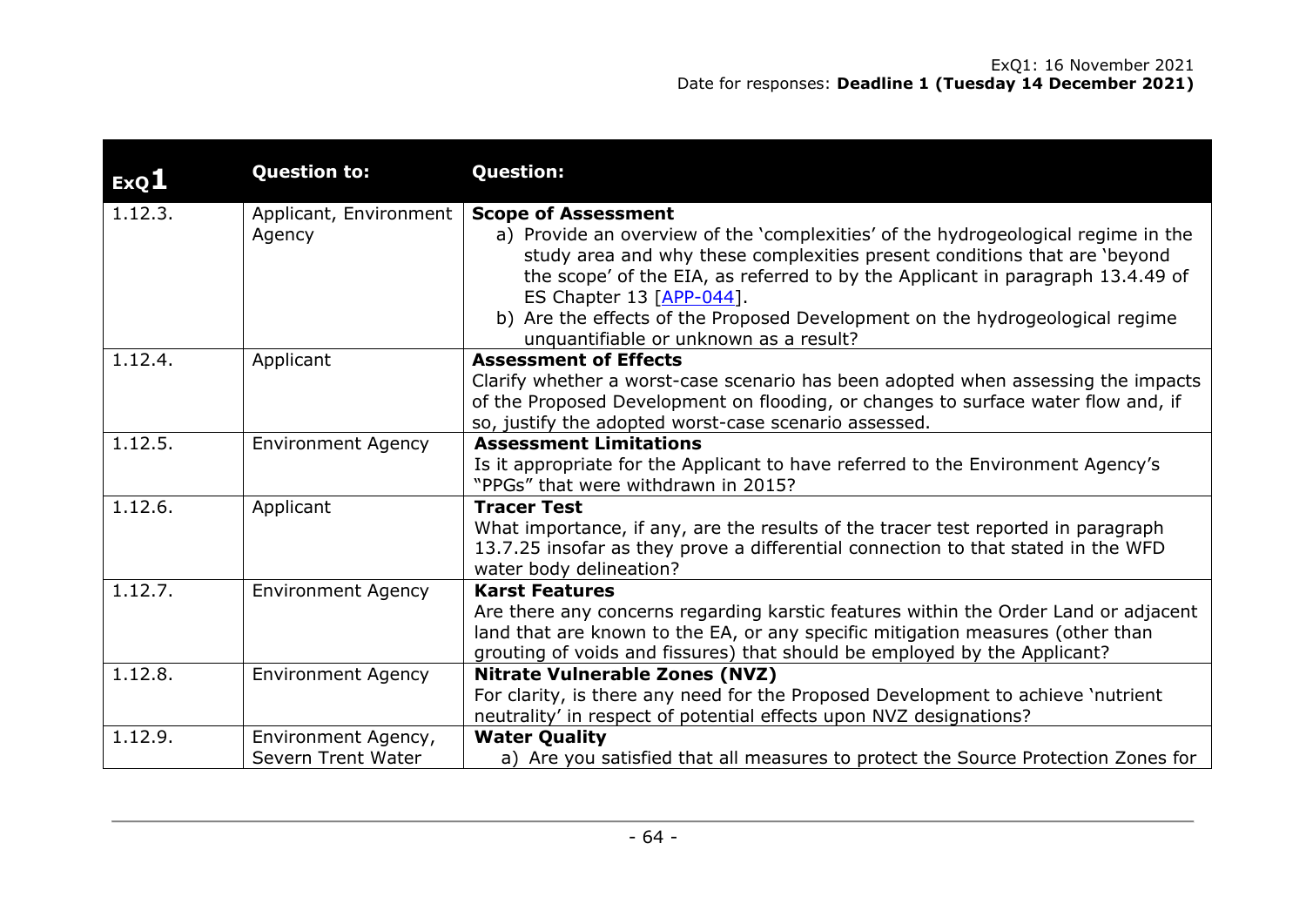| ExQ1 | Question to: | Question: |
|---|---|---|
| 1.12.3. | Applicant, Environment Agency | **Scope of Assessment**<br>a) Provide an overview of the 'complexities' of the hydrogeological regime in the study area and why these complexities present conditions that are 'beyond the scope' of the EIA, as referred to by the Applicant in paragraph 13.4.49 of ES Chapter 13 [APP-044].<br>b) Are the effects of the Proposed Development on the hydrogeological regime unquantifiable or unknown as a result? |
| 1.12.4. | Applicant | **Assessment of Effects**<br>Clarify whether a worst-case scenario has been adopted when assessing the impacts of the Proposed Development on flooding, or changes to surface water flow and, if so, justify the adopted worst-case scenario assessed. |
| 1.12.5. | Environment Agency | **Assessment Limitations**<br>Is it appropriate for the Applicant to have referred to the Environment Agency's "PPGs" that were withdrawn in 2015? |
| 1.12.6. | Applicant | **Tracer Test**<br>What importance, if any, are the results of the tracer test reported in paragraph 13.7.25 insofar as they prove a differential connection to that stated in the WFD water body delineation? |
| 1.12.7. | Environment Agency | **Karst Features**<br>Are there any concerns regarding karstic features within the Order Land or adjacent land that are known to the EA, or any specific mitigation measures (other than grouting of voids and fissures) that should be employed by the Applicant? |
| 1.12.8. | Environment Agency | **Nitrate Vulnerable Zones (NVZ)**<br>For clarity, is there any need for the Proposed Development to achieve 'nutrient neutrality' in respect of potential effects upon NVZ designations? |
| 1.12.9. | Environment Agency, Severn Trent Water | **Water Quality**<br>a) Are you satisfied that all measures to protect the Source Protection Zones for |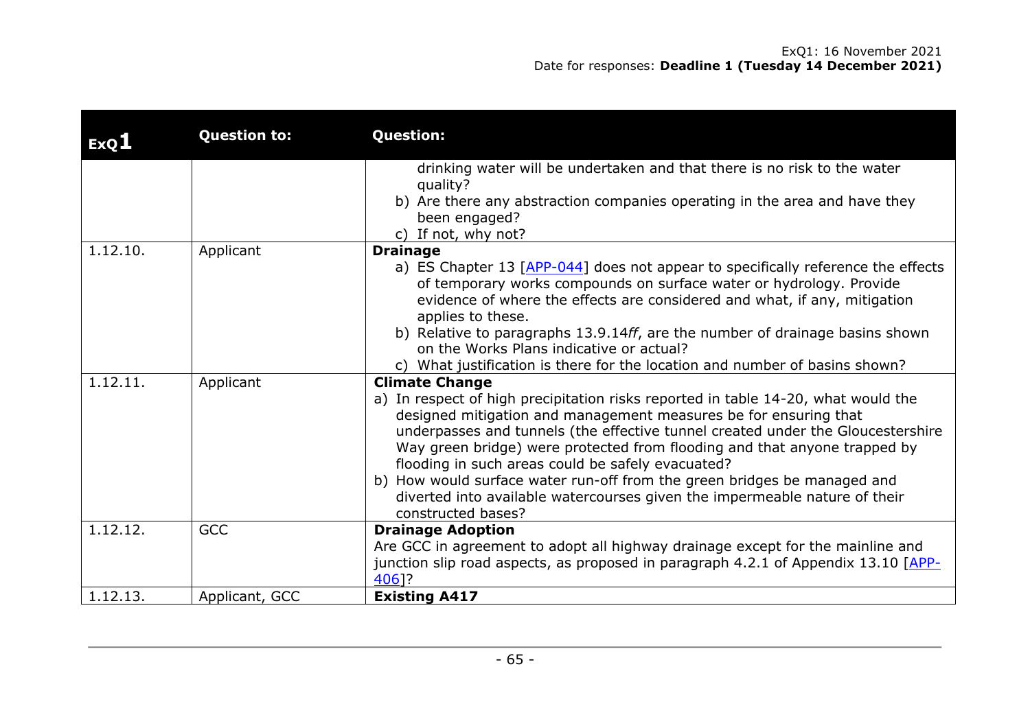| ExQ1 | Question to: | Question: |
|---|---|---|
| | | drinking water will be undertaken and that there is no risk to the water quality?<br>b) Are there any abstraction companies operating in the area and have they been engaged?<br>c) If not, why not? |
| 1.12.10. | Applicant | **Drainage**<br>a) ES Chapter 13 [APP-044] does not appear to specifically reference the effects of temporary works compounds on surface water or hydrology. Provide evidence of where the effects are considered and what, if any, mitigation applies to these.<br>b) Relative to paragraphs 13.9.14*ff*, are the number of drainage basins shown on the Works Plans indicative or actual?<br>c) What justification is there for the location and number of basins shown? |
| 1.12.11. | Applicant | **Climate Change**<br>a) In respect of high precipitation risks reported in table 14-20, what would the designed mitigation and management measures be for ensuring that underpasses and tunnels (the effective tunnel created under the Gloucestershire Way green bridge) were protected from flooding and that anyone trapped by flooding in such areas could be safely evacuated?<br>b) How would surface water run-off from the green bridges be managed and diverted into available watercourses given the impermeable nature of their constructed bases? |
| 1.12.12. | GCC | **Drainage Adoption**<br>Are GCC in agreement to adopt all highway drainage except for the mainline and junction slip road aspects, as proposed in paragraph 4.2.1 of Appendix 13.10 [APP-406]? |
| 1.12.13. | Applicant, GCC | **Existing A417** |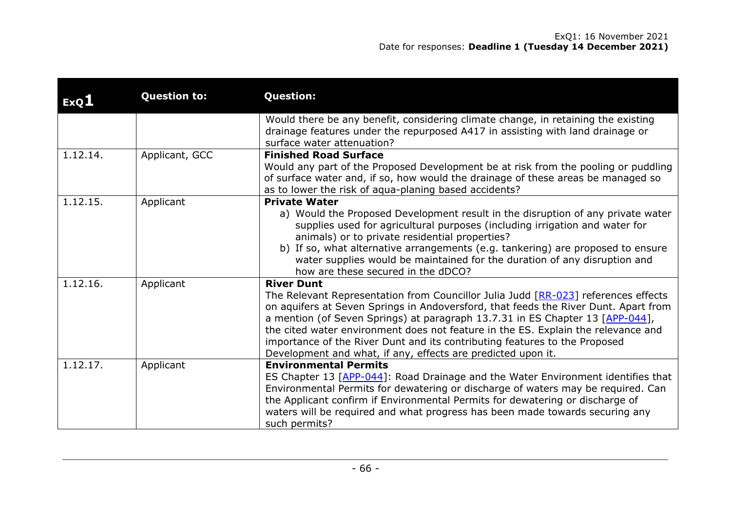| ExQ1 | Question to: | Question: |
|---|---|---|
| | | Would there be any benefit, considering climate change, in retaining the existing drainage features under the repurposed A417 in assisting with land drainage or surface water attenuation? |
| 1.12.14. | Applicant, GCC | **Finished Road Surface**<br>Would any part of the Proposed Development be at risk from the pooling or puddling of surface water and, if so, how would the drainage of these areas be managed so as to lower the risk of aqua-planing based accidents? |
| 1.12.15. | Applicant | **Private Water**<br>a) Would the Proposed Development result in the disruption of any private water supplies used for agricultural purposes (including irrigation and water for animals) or to private residential properties?<br>b) If so, what alternative arrangements (e.g. tankering) are proposed to ensure water supplies would be maintained for the duration of any disruption and how are these secured in the dDCO? |
| 1.12.16. | Applicant | **River Dunt**<br>The Relevant Representation from Councillor Julia Judd [RR-023] references effects on aquifers at Seven Springs in Andoversford, that feeds the River Dunt. Apart from a mention (of Seven Springs) at paragraph 13.7.31 in ES Chapter 13 [APP-044], the cited water environment does not feature in the ES. Explain the relevance and importance of the River Dunt and its contributing features to the Proposed Development and what, if any, effects are predicted upon it. |
| 1.12.17. | Applicant | **Environmental Permits**<br>ES Chapter 13 [APP-044]: Road Drainage and the Water Environment identifies that Environmental Permits for dewatering or discharge of waters may be required. Can the Applicant confirm if Environmental Permits for dewatering or discharge of waters will be required and what progress has been made towards securing any such permits? |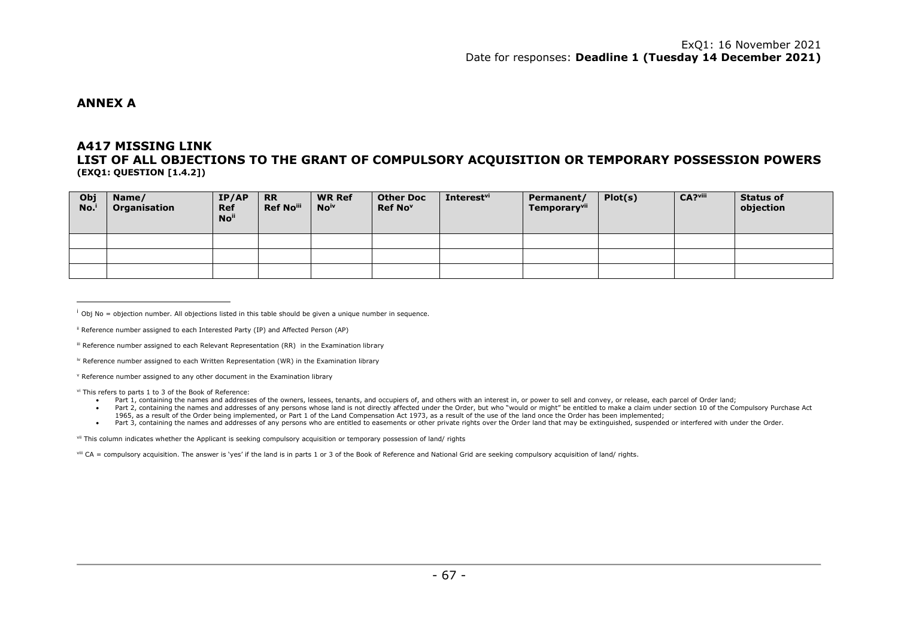ExQ1: 16 November 2021
Date for responses: **Deadline 1 (Tuesday 14 December 2021)**

## ANNEX A

## A417 MISSING LINK
## LIST OF ALL OBJECTIONS TO THE GRANT OF COMPULSORY ACQUISITION OR TEMPORARY POSSESSION POWERS
**(EXQ1: QUESTION [1.4.2])**

| Obj No.[i] | Name/ Organisation | IP/AP Ref No[ii] | RR Ref No[iii] | WR Ref No[iv] | Other Doc Ref No[v] | Interest[vi] | Permanent/ Temporary[vii] | Plot(s) | CA?[viii] | Status of objection |
|---|---|---|---|---|---|---|---|---|---|---|
| | | | | | | | | | | |
| | | | | | | | | | | |
| | | | | | | | | | | |

[i] Obj No = objection number. All objections listed in this table should be given a unique number in sequence.

[ii] Reference number assigned to each Interested Party (IP) and Affected Person (AP)

[iii] Reference number assigned to each Relevant Representation (RR) in the Examination library

[iv] Reference number assigned to each Written Representation (WR) in the Examination library

[v] Reference number assigned to any other document in the Examination library

[vi] This refers to parts 1 to 3 of the Book of Reference:

- Part 1, containing the names and addresses of the owners, lessees, tenants, and occupiers of, and others with an interest in, or power to sell and convey, or release, each parcel of Order land;
- Part 2, containing the names and addresses of any persons whose land is not directly affected under the Order, but who "would or might" be entitled to make a claim under section 10 of the Compulsory Purchase Act 1965, as a result of the Order being implemented, or Part 1 of the Land Compensation Act 1973, as a result of the use of the land once the Order has been implemented;
- Part 3, containing the names and addresses of any persons who are entitled to easements or other private rights over the Order land that may be extinguished, suspended or interfered with under the Order.

[vii] This column indicates whether the Applicant is seeking compulsory acquisition or temporary possession of land/ rights

[viii] CA = compulsory acquisition. The answer is 'yes' if the land is in parts 1 or 3 of the Book of Reference and National Grid are seeking compulsory acquisition of land/ rights.